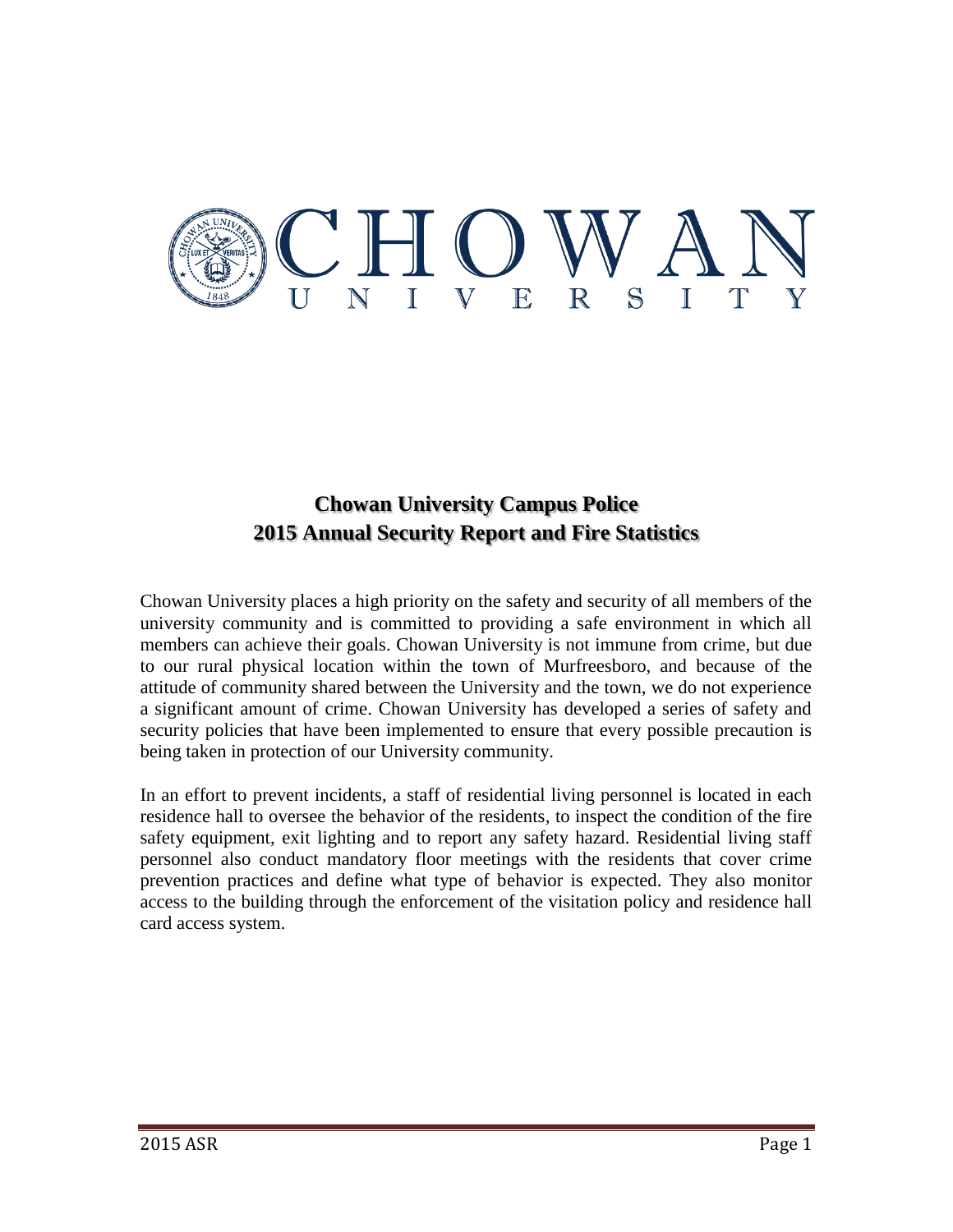# Chowan University Campus Police
# 2015 Annual Security Report and Fire Statistics

Chowan University places a high priority on the safety and security of all members of the university community and is committed to providing a safe environment in which all members can achieve their goals. Chowan University is not immune from crime, but due to our rural physical location within the town of Murfreesboro, and because of the attitude of community shared between the University and the town, we do not experience a significant amount of crime. Chowan University has developed a series of safety and security policies that have been implemented to ensure that every possible precaution is being taken in protection of our University community.

In an effort to prevent incidents, a staff of residential living personnel is located in each residence hall to oversee the behavior of the residents, to inspect the condition of the fire safety equipment, exit lighting and to report any safety hazard. Residential living staff personnel also conduct mandatory floor meetings with the residents that cover crime prevention practices and define what type of behavior is expected. They also monitor access to the building through the enforcement of the visitation policy and residence hall card access system.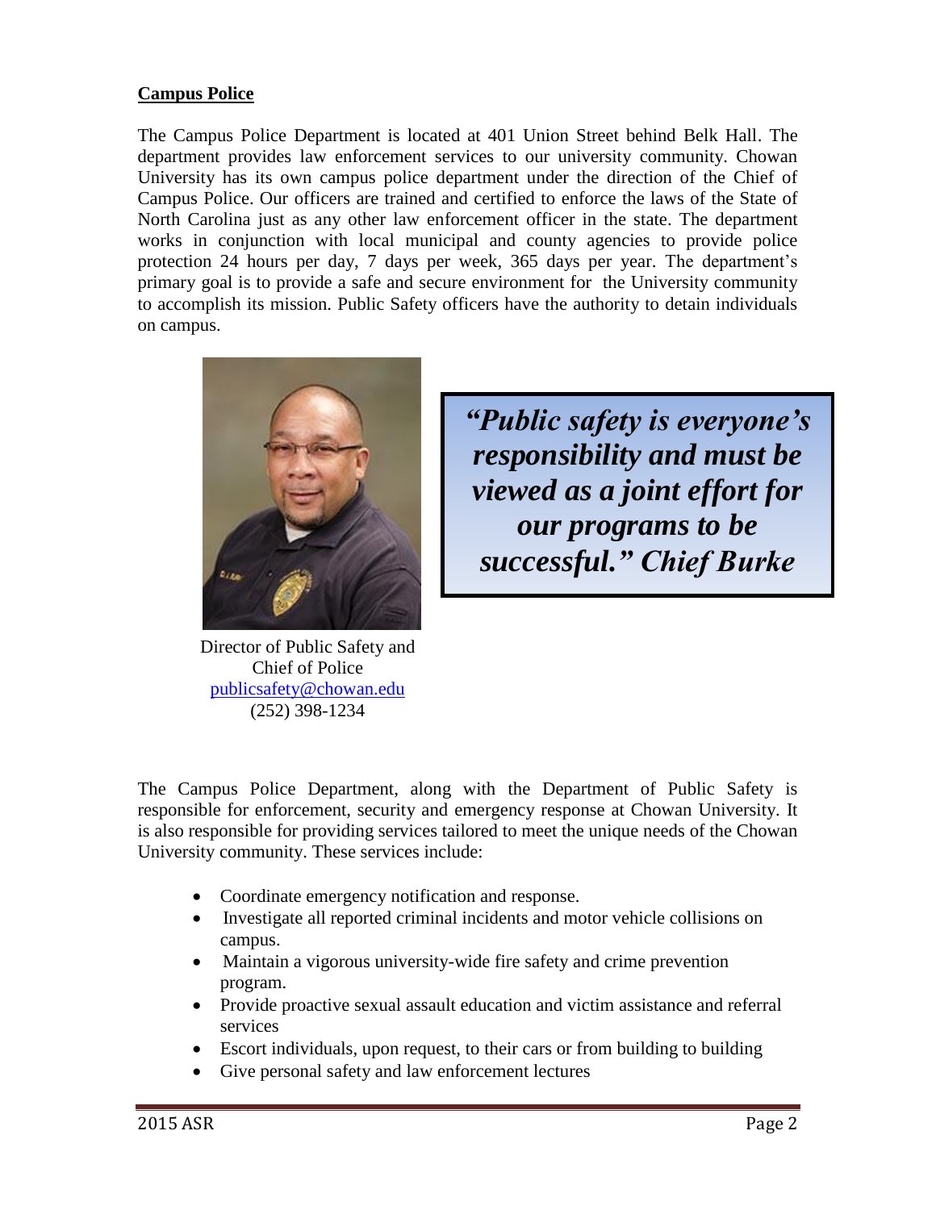**Campus Police**

The Campus Police Department is located at 401 Union Street behind Belk Hall. The department provides law enforcement services to our university community. Chowan University has its own campus police department under the direction of the Chief of Campus Police. Our officers are trained and certified to enforce the laws of the State of North Carolina just as any other law enforcement officer in the state. The department works in conjunction with local municipal and county agencies to provide police protection 24 hours per day, 7 days per week, 365 days per year. The department's primary goal is to provide a safe and secure environment for the University community to accomplish its mission. Public Safety officers have the authority to detain individuals on campus.

> ***"Public safety is everyone's responsibility and must be viewed as a joint effort for our programs to be successful." Chief Burke***

Director of Public Safety and
Chief of Police
publicsafety@chowan.edu
(252) 398-1234

The Campus Police Department, along with the Department of Public Safety is responsible for enforcement, security and emergency response at Chowan University. It is also responsible for providing services tailored to meet the unique needs of the Chowan University community. These services include:

- Coordinate emergency notification and response.
- Investigate all reported criminal incidents and motor vehicle collisions on campus.
- Maintain a vigorous university-wide fire safety and crime prevention program.
- Provide proactive sexual assault education and victim assistance and referral services
- Escort individuals, upon request, to their cars or from building to building
- Give personal safety and law enforcement lectures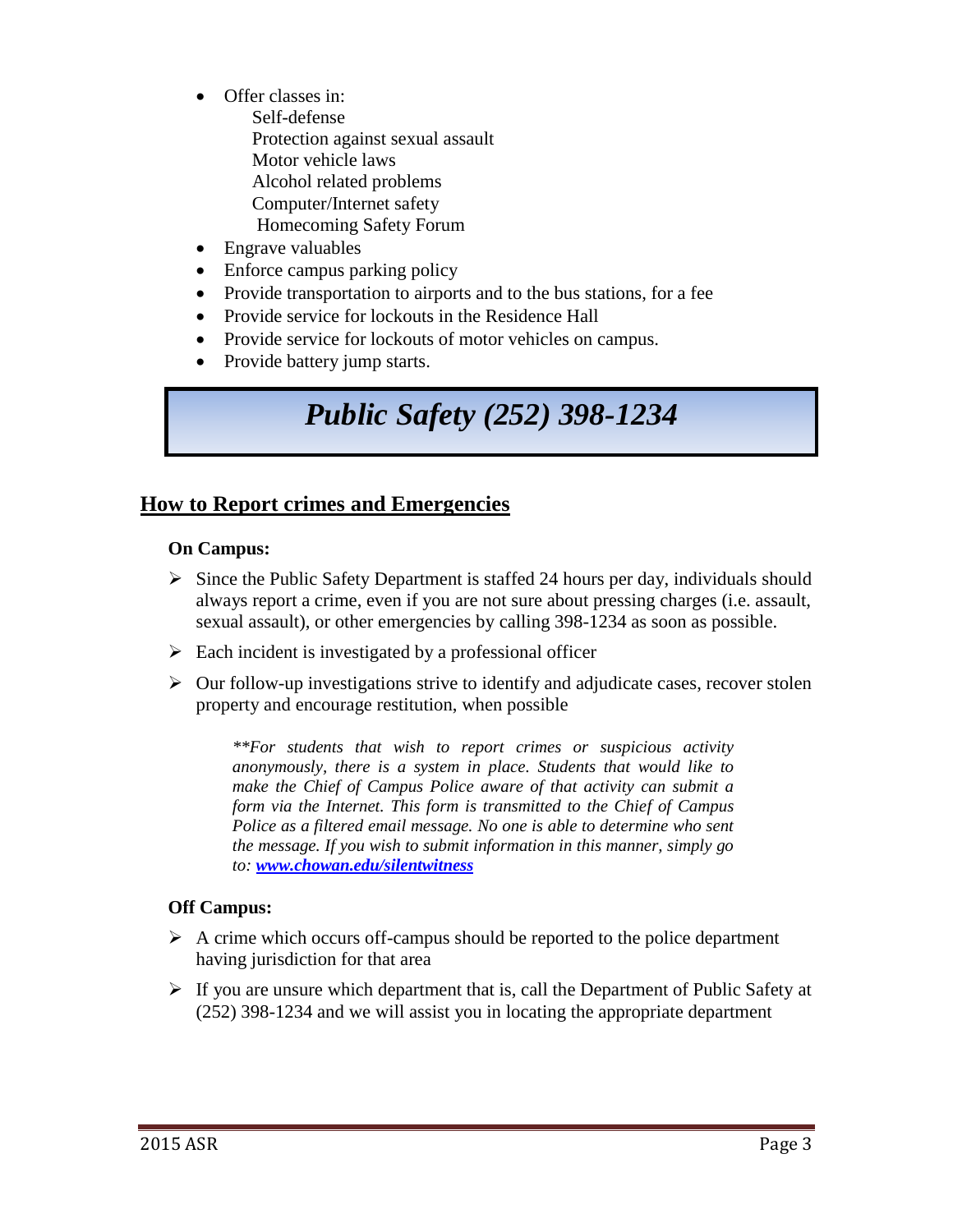- Offer classes in:
  - Self-defense
  - Protection against sexual assault
  - Motor vehicle laws
  - Alcohol related problems
  - Computer/Internet safety
  - Homecoming Safety Forum
- Engrave valuables
- Enforce campus parking policy
- Provide transportation to airports and to the bus stations, for a fee
- Provide service for lockouts in the Residence Hall
- Provide service for lockouts of motor vehicles on campus.
- Provide battery jump starts.

# *Public Safety (252) 398-1234*

## How to Report crimes and Emergencies

**On Campus:**

- Since the Public Safety Department is staffed 24 hours per day, individuals should always report a crime, even if you are not sure about pressing charges (i.e. assault, sexual assault), or other emergencies by calling 398-1234 as soon as possible.
- Each incident is investigated by a professional officer
- Our follow-up investigations strive to identify and adjudicate cases, recover stolen property and encourage restitution, when possible

> *\*\*For students that wish to report crimes or suspicious activity anonymously, there is a system in place. Students that would like to make the Chief of Campus Police aware of that activity can submit a form via the Internet. This form is transmitted to the Chief of Campus Police as a filtered email message. No one is able to determine who sent the message. If you wish to submit information in this manner, simply go to: **[www.chowan.edu/silentwitness](http://www.chowan.edu/silentwitness)***

**Off Campus:**

- A crime which occurs off-campus should be reported to the police department having jurisdiction for that area
- If you are unsure which department that is, call the Department of Public Safety at (252) 398-1234 and we will assist you in locating the appropriate department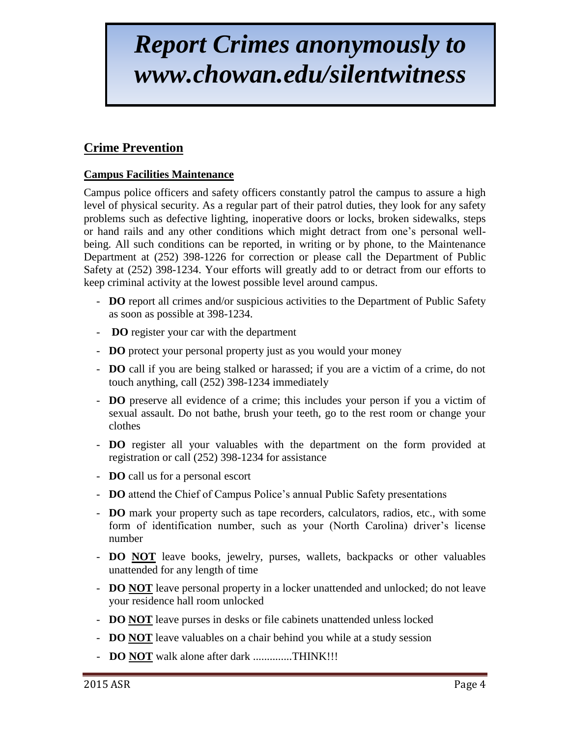# *Report Crimes anonymously to www.chowan.edu/silentwitness*

## Crime Prevention

### Campus Facilities Maintenance

Campus police officers and safety officers constantly patrol the campus to assure a high level of physical security. As a regular part of their patrol duties, they look for any safety problems such as defective lighting, inoperative doors or locks, broken sidewalks, steps or hand rails and any other conditions which might detract from one's personal well-being. All such conditions can be reported, in writing or by phone, to the Maintenance Department at (252) 398-1226 for correction or please call the Department of Public Safety at (252) 398-1234. Your efforts will greatly add to or detract from our efforts to keep criminal activity at the lowest possible level around campus.

- **DO** report all crimes and/or suspicious activities to the Department of Public Safety as soon as possible at 398-1234.
- **DO** register your car with the department
- **DO** protect your personal property just as you would your money
- **DO** call if you are being stalked or harassed; if you are a victim of a crime, do not touch anything, call (252) 398-1234 immediately
- **DO** preserve all evidence of a crime; this includes your person if you a victim of sexual assault. Do not bathe, brush your teeth, go to the rest room or change your clothes
- **DO** register all your valuables with the department on the form provided at registration or call (252) 398-1234 for assistance
- **DO** call us for a personal escort
- **DO** attend the Chief of Campus Police's annual Public Safety presentations
- **DO** mark your property such as tape recorders, calculators, radios, etc., with some form of identification number, such as your (North Carolina) driver's license number
- **DO <u>NOT</u>** leave books, jewelry, purses, wallets, backpacks or other valuables unattended for any length of time
- **DO <u>NOT</u>** leave personal property in a locker unattended and unlocked; do not leave your residence hall room unlocked
- **DO <u>NOT</u>** leave purses in desks or file cabinets unattended unless locked
- **DO <u>NOT</u>** leave valuables on a chair behind you while at a study session
- **DO <u>NOT</u>** walk alone after dark ..............THINK!!!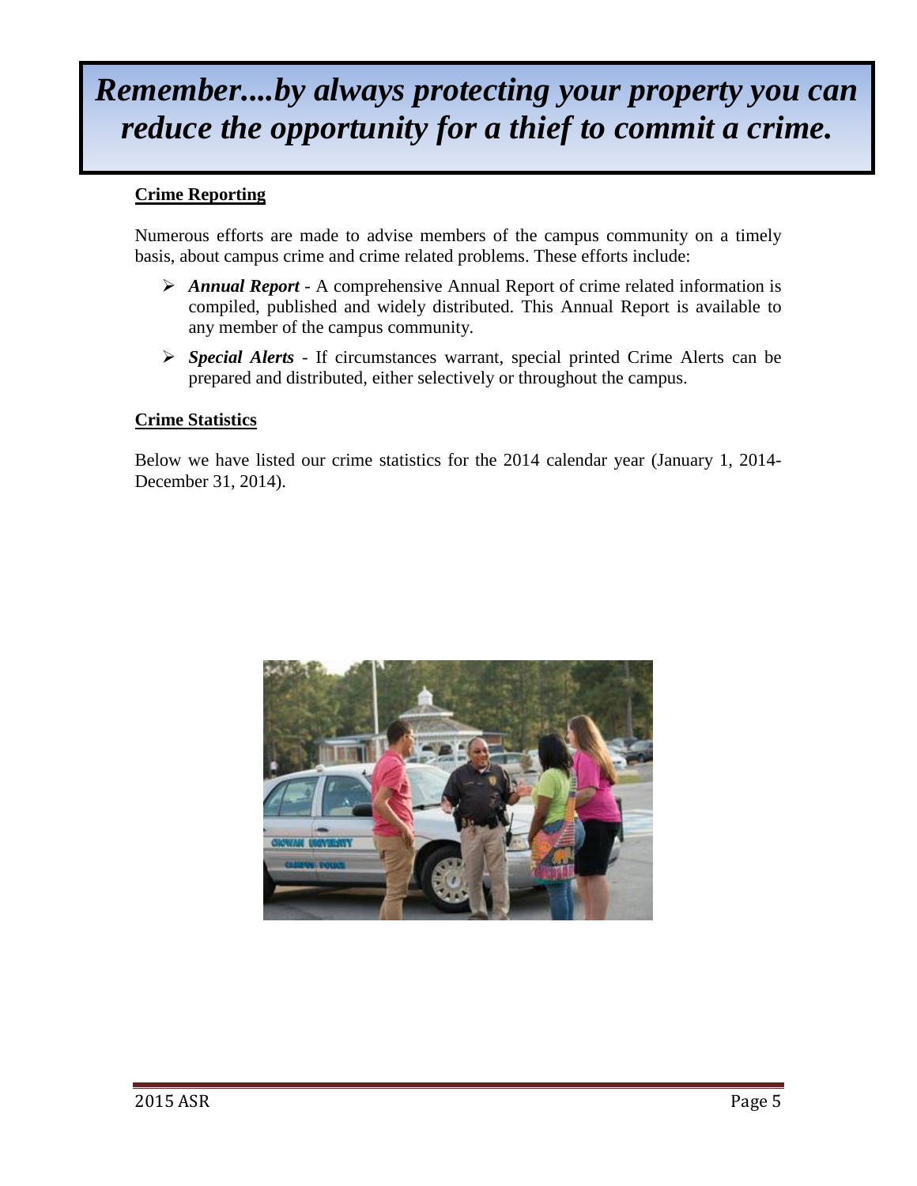# *Remember....by always protecting your property you can reduce the opportunity for a thief to commit a crime.*

**Crime Reporting**

Numerous efforts are made to advise members of the campus community on a timely basis, about campus crime and crime related problems. These efforts include:

- ***Annual Report*** - A comprehensive Annual Report of crime related information is compiled, published and widely distributed. This Annual Report is available to any member of the campus community.
- ***Special Alerts*** - If circumstances warrant, special printed Crime Alerts can be prepared and distributed, either selectively or throughout the campus.

**Crime Statistics**

Below we have listed our crime statistics for the 2014 calendar year (January 1, 2014-December 31, 2014).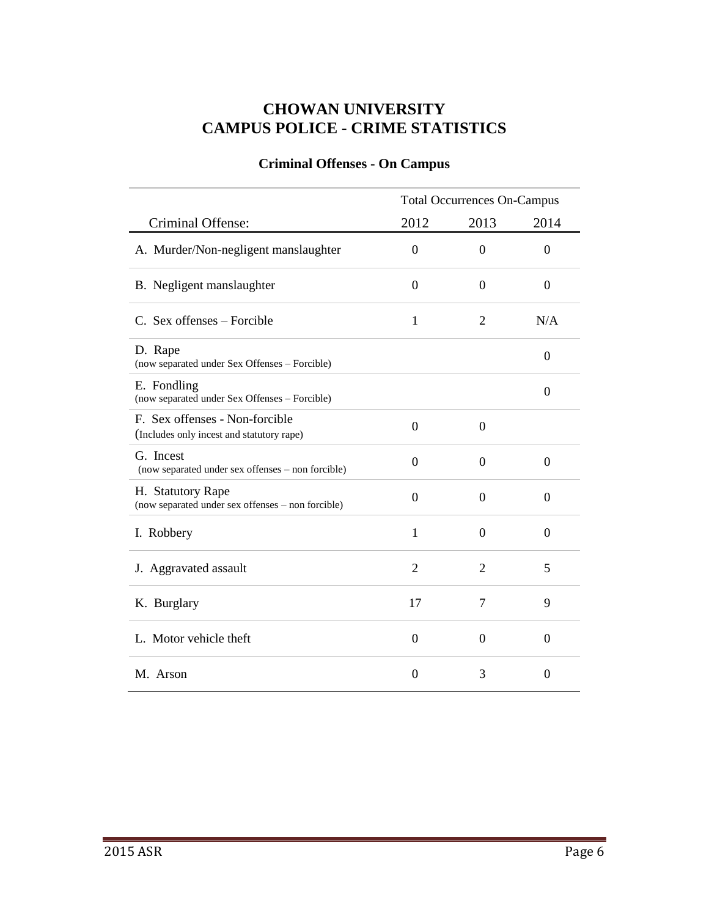# CHOWAN UNIVERSITY
# CAMPUS POLICE - CRIME STATISTICS

## Criminal Offenses - On Campus

| | Total Occurrences On-Campus | | |
|---|---|---|---|
| Criminal Offense: | 2012 | 2013 | 2014 |
| A. Murder/Non-negligent manslaughter | 0 | 0 | 0 |
| B. Negligent manslaughter | 0 | 0 | 0 |
| C. Sex offenses – Forcible | 1 | 2 | N/A |
| D. Rape (now separated under Sex Offenses – Forcible) | | | 0 |
| E. Fondling (now separated under Sex Offenses – Forcible) | | | 0 |
| F. Sex offenses - Non-forcible (Includes only incest and statutory rape) | 0 | 0 | |
| G. Incest (now separated under sex offenses – non forcible) | 0 | 0 | 0 |
| H. Statutory Rape (now separated under sex offenses – non forcible) | 0 | 0 | 0 |
| I. Robbery | 1 | 0 | 0 |
| J. Aggravated assault | 2 | 2 | 5 |
| K. Burglary | 17 | 7 | 9 |
| L. Motor vehicle theft | 0 | 0 | 0 |
| M. Arson | 0 | 3 | 0 |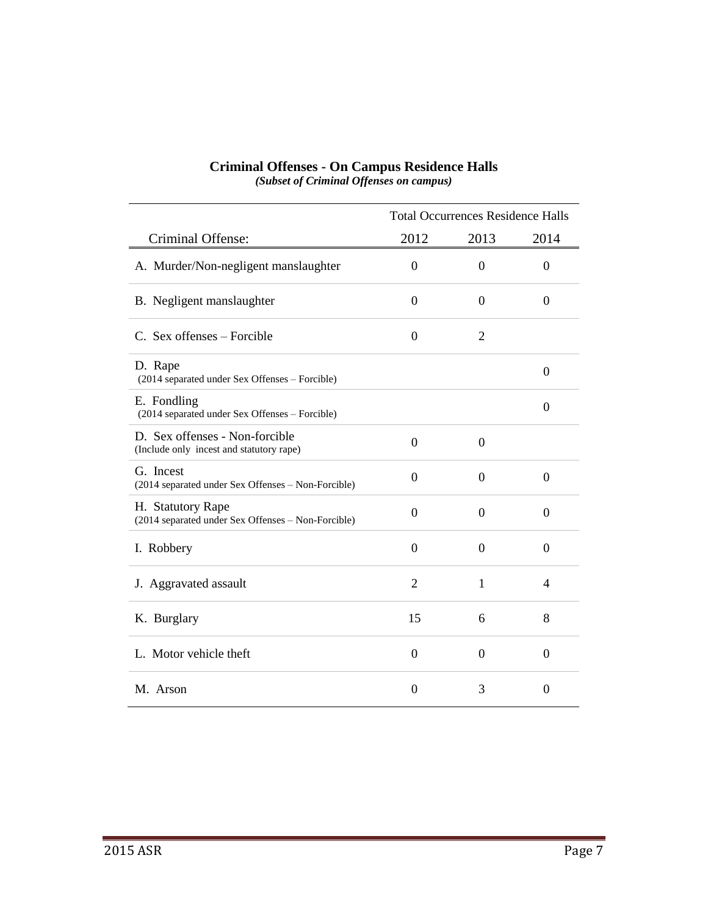## Criminal Offenses - On Campus Residence Halls

***(Subset of Criminal Offenses on campus)***

| | Total Occurrences Residence Halls | | |
|---|---|---|---|
| Criminal Offense: | 2012 | 2013 | 2014 |
| A. Murder/Non-negligent manslaughter | 0 | 0 | 0 |
| B. Negligent manslaughter | 0 | 0 | 0 |
| C. Sex offenses – Forcible | 0 | 2 | |
| D. Rape (2014 separated under Sex Offenses – Forcible) | | | 0 |
| E. Fondling (2014 separated under Sex Offenses – Forcible) | | | 0 |
| D. Sex offenses - Non-forcible (Include only incest and statutory rape) | 0 | 0 | |
| G. Incest (2014 separated under Sex Offenses – Non-Forcible) | 0 | 0 | 0 |
| H. Statutory Rape (2014 separated under Sex Offenses – Non-Forcible) | 0 | 0 | 0 |
| I. Robbery | 0 | 0 | 0 |
| J. Aggravated assault | 2 | 1 | 4 |
| K. Burglary | 15 | 6 | 8 |
| L. Motor vehicle theft | 0 | 0 | 0 |
| M. Arson | 0 | 3 | 0 |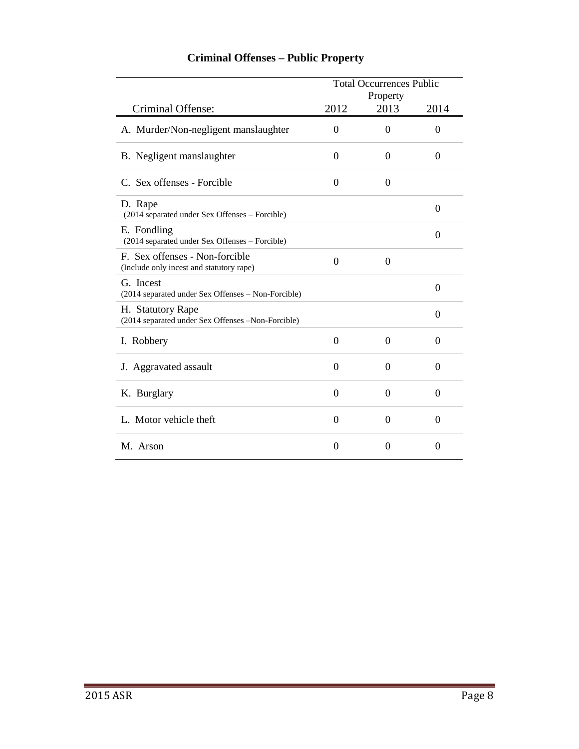## Criminal Offenses – Public Property

| Criminal Offense: | Total Occurrences Public Property 2012 | 2013 | 2014 |
|---|---|---|---|
| A. Murder/Non-negligent manslaughter | 0 | 0 | 0 |
| B. Negligent manslaughter | 0 | 0 | 0 |
| C. Sex offenses - Forcible | 0 | 0 | |
| D. Rape (2014 separated under Sex Offenses – Forcible) | | | 0 |
| E. Fondling (2014 separated under Sex Offenses – Forcible) | | | 0 |
| F. Sex offenses - Non-forcible (Include only incest and statutory rape) | 0 | 0 | |
| G. Incest (2014 separated under Sex Offenses – Non-Forcible) | | | 0 |
| H. Statutory Rape (2014 separated under Sex Offenses –Non-Forcible) | | | 0 |
| I. Robbery | 0 | 0 | 0 |
| J. Aggravated assault | 0 | 0 | 0 |
| K. Burglary | 0 | 0 | 0 |
| L. Motor vehicle theft | 0 | 0 | 0 |
| M. Arson | 0 | 0 | 0 |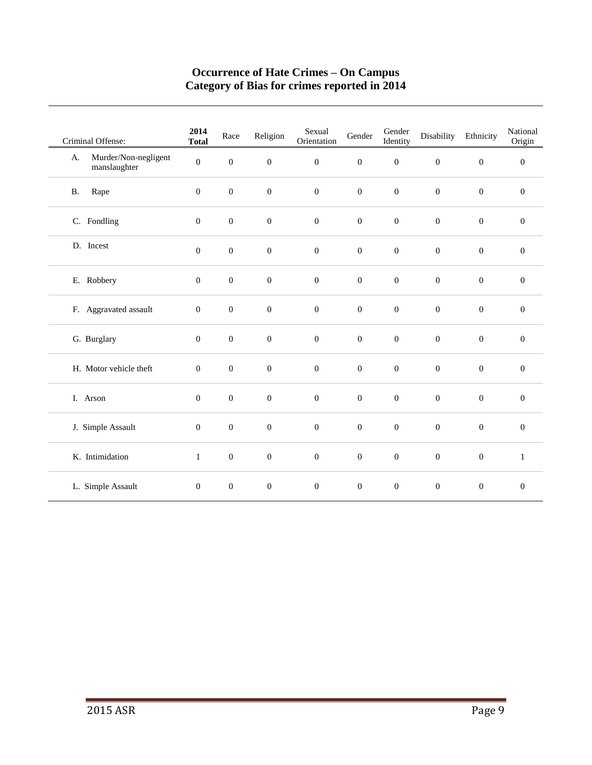# Occurrence of Hate Crimes – On Campus
## Category of Bias for crimes reported in 2014

| Criminal Offense: | **2014 Total** | Race | Religion | Sexual Orientation | Gender | Gender Identity | Disability | Ethnicity | National Origin |
|---|---|---|---|---|---|---|---|---|---|
| A. Murder/Non-negligent manslaughter | 0 | 0 | 0 | 0 | 0 | 0 | 0 | 0 | 0 |
| B. Rape | 0 | 0 | 0 | 0 | 0 | 0 | 0 | 0 | 0 |
| C. Fondling | 0 | 0 | 0 | 0 | 0 | 0 | 0 | 0 | 0 |
| D. Incest | 0 | 0 | 0 | 0 | 0 | 0 | 0 | 0 | 0 |
| E. Robbery | 0 | 0 | 0 | 0 | 0 | 0 | 0 | 0 | 0 |
| F. Aggravated assault | 0 | 0 | 0 | 0 | 0 | 0 | 0 | 0 | 0 |
| G. Burglary | 0 | 0 | 0 | 0 | 0 | 0 | 0 | 0 | 0 |
| H. Motor vehicle theft | 0 | 0 | 0 | 0 | 0 | 0 | 0 | 0 | 0 |
| I. Arson | 0 | 0 | 0 | 0 | 0 | 0 | 0 | 0 | 0 |
| J. Simple Assault | 0 | 0 | 0 | 0 | 0 | 0 | 0 | 0 | 0 |
| K. Intimidation | 1 | 0 | 0 | 0 | 0 | 0 | 0 | 0 | 1 |
| L. Simple Assault | 0 | 0 | 0 | 0 | 0 | 0 | 0 | 0 | 0 |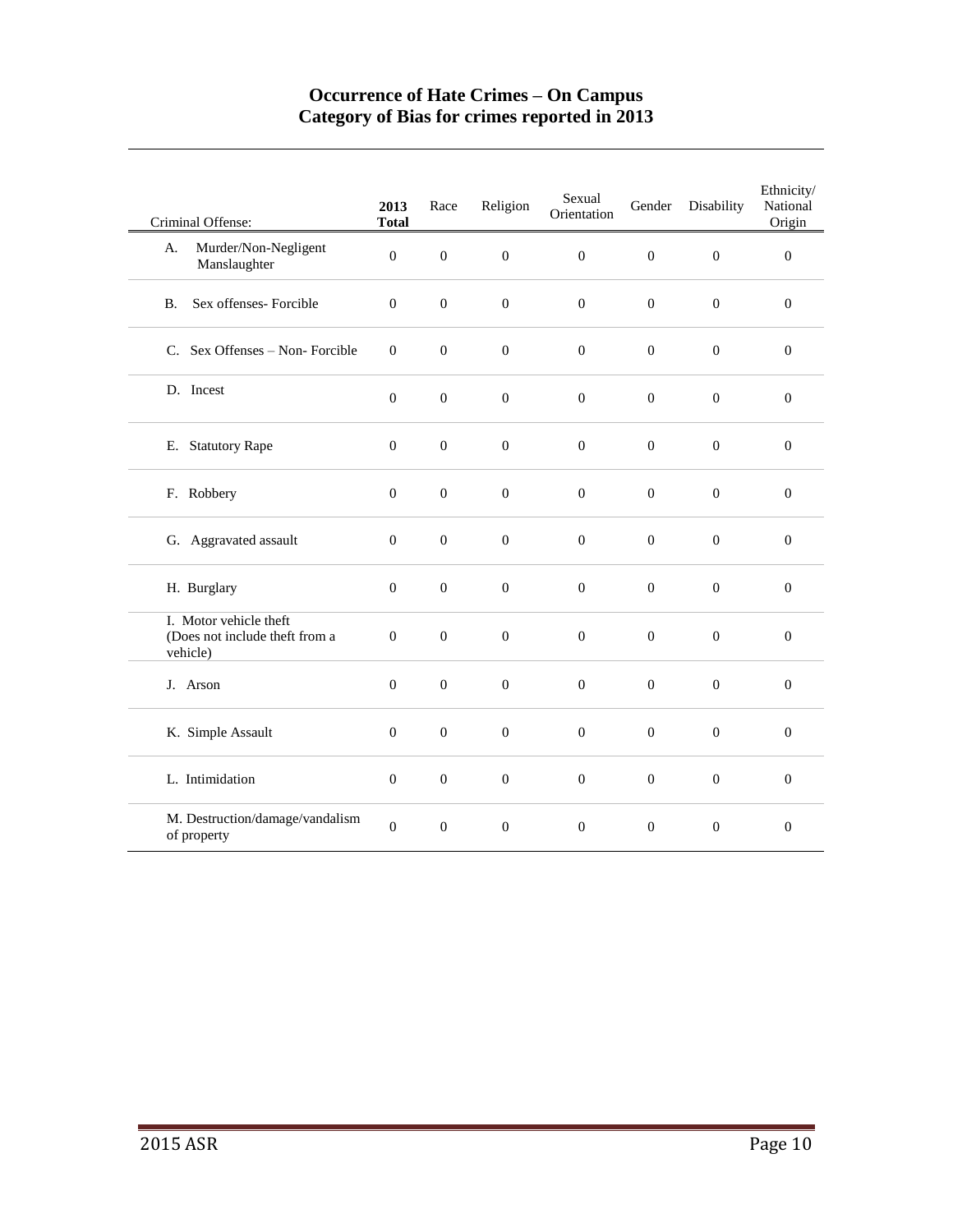# Occurrence of Hate Crimes – On Campus
## Category of Bias for crimes reported in 2013

| Criminal Offense: | **2013 Total** | Race | Religion | Sexual Orientation | Gender | Disability | Ethnicity/ National Origin |
|---|---|---|---|---|---|---|---|
| A. Murder/Non-Negligent Manslaughter | 0 | 0 | 0 | 0 | 0 | 0 | 0 |
| B. Sex offenses- Forcible | 0 | 0 | 0 | 0 | 0 | 0 | 0 |
| C. Sex Offenses – Non- Forcible | 0 | 0 | 0 | 0 | 0 | 0 | 0 |
| D. Incest | 0 | 0 | 0 | 0 | 0 | 0 | 0 |
| E. Statutory Rape | 0 | 0 | 0 | 0 | 0 | 0 | 0 |
| F. Robbery | 0 | 0 | 0 | 0 | 0 | 0 | 0 |
| G. Aggravated assault | 0 | 0 | 0 | 0 | 0 | 0 | 0 |
| H. Burglary | 0 | 0 | 0 | 0 | 0 | 0 | 0 |
| I. Motor vehicle theft (Does not include theft from a vehicle) | 0 | 0 | 0 | 0 | 0 | 0 | 0 |
| J. Arson | 0 | 0 | 0 | 0 | 0 | 0 | 0 |
| K. Simple Assault | 0 | 0 | 0 | 0 | 0 | 0 | 0 |
| L. Intimidation | 0 | 0 | 0 | 0 | 0 | 0 | 0 |
| M. Destruction/damage/vandalism of property | 0 | 0 | 0 | 0 | 0 | 0 | 0 |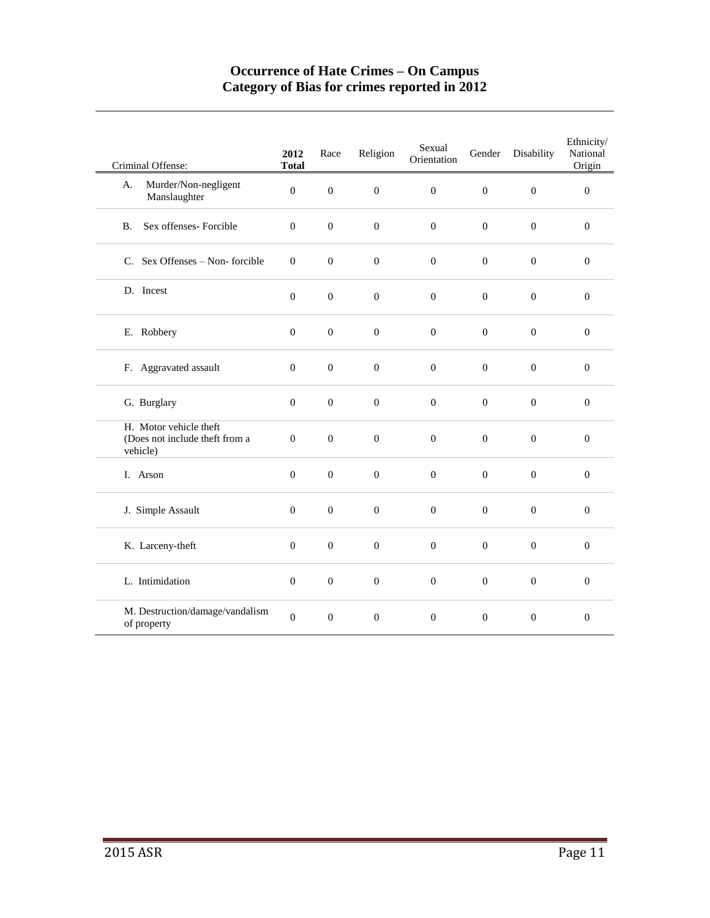# Occurrence of Hate Crimes – On Campus
## Category of Bias for crimes reported in 2012

| Criminal Offense: | **2012 Total** | Race | Religion | Sexual Orientation | Gender | Disability | Ethnicity/ National Origin |
|---|---|---|---|---|---|---|---|
| A. Murder/Non-negligent Manslaughter | 0 | 0 | 0 | 0 | 0 | 0 | 0 |
| B. Sex offenses- Forcible | 0 | 0 | 0 | 0 | 0 | 0 | 0 |
| C. Sex Offenses – Non- forcible | 0 | 0 | 0 | 0 | 0 | 0 | 0 |
| D. Incest | 0 | 0 | 0 | 0 | 0 | 0 | 0 |
| E. Robbery | 0 | 0 | 0 | 0 | 0 | 0 | 0 |
| F. Aggravated assault | 0 | 0 | 0 | 0 | 0 | 0 | 0 |
| G. Burglary | 0 | 0 | 0 | 0 | 0 | 0 | 0 |
| H. Motor vehicle theft (Does not include theft from a vehicle) | 0 | 0 | 0 | 0 | 0 | 0 | 0 |
| I. Arson | 0 | 0 | 0 | 0 | 0 | 0 | 0 |
| J. Simple Assault | 0 | 0 | 0 | 0 | 0 | 0 | 0 |
| K. Larceny-theft | 0 | 0 | 0 | 0 | 0 | 0 | 0 |
| L. Intimidation | 0 | 0 | 0 | 0 | 0 | 0 | 0 |
| M. Destruction/damage/vandalism of property | 0 | 0 | 0 | 0 | 0 | 0 | 0 |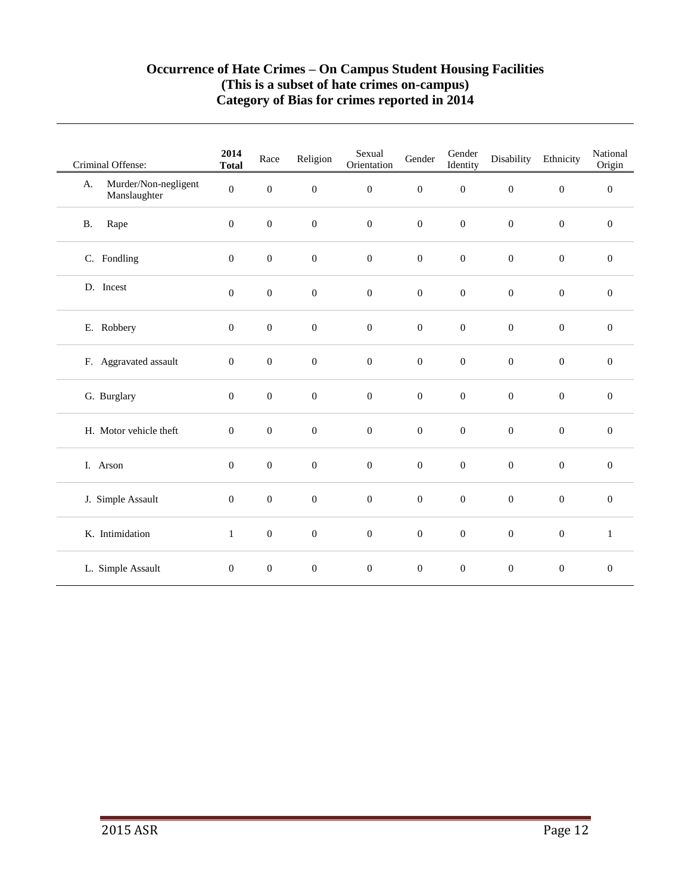## Occurrence of Hate Crimes – On Campus Student Housing Facilities
## (This is a subset of hate crimes on-campus)
## Category of Bias for crimes reported in 2014

| Criminal Offense: | **2014 Total** | Race | Religion | Sexual Orientation | Gender | Gender Identity | Disability | Ethnicity | National Origin |
|---|---|---|---|---|---|---|---|---|---|
| A. Murder/Non-negligent Manslaughter | 0 | 0 | 0 | 0 | 0 | 0 | 0 | 0 | 0 |
| B. Rape | 0 | 0 | 0 | 0 | 0 | 0 | 0 | 0 | 0 |
| C. Fondling | 0 | 0 | 0 | 0 | 0 | 0 | 0 | 0 | 0 |
| D. Incest | 0 | 0 | 0 | 0 | 0 | 0 | 0 | 0 | 0 |
| E. Robbery | 0 | 0 | 0 | 0 | 0 | 0 | 0 | 0 | 0 |
| F. Aggravated assault | 0 | 0 | 0 | 0 | 0 | 0 | 0 | 0 | 0 |
| G. Burglary | 0 | 0 | 0 | 0 | 0 | 0 | 0 | 0 | 0 |
| H. Motor vehicle theft | 0 | 0 | 0 | 0 | 0 | 0 | 0 | 0 | 0 |
| I. Arson | 0 | 0 | 0 | 0 | 0 | 0 | 0 | 0 | 0 |
| J. Simple Assault | 0 | 0 | 0 | 0 | 0 | 0 | 0 | 0 | 0 |
| K. Intimidation | 1 | 0 | 0 | 0 | 0 | 0 | 0 | 0 | 1 |
| L. Simple Assault | 0 | 0 | 0 | 0 | 0 | 0 | 0 | 0 | 0 |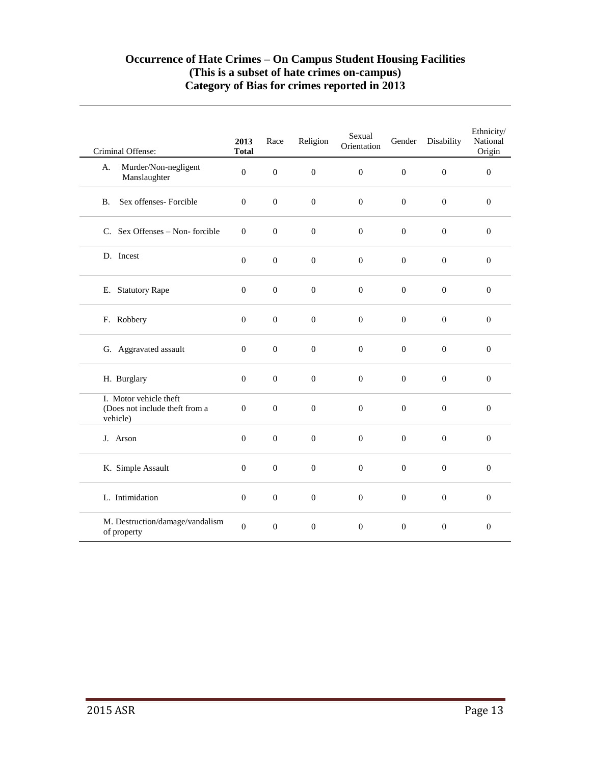## Occurrence of Hate Crimes – On Campus Student Housing Facilities
## (This is a subset of hate crimes on-campus)
## Category of Bias for crimes reported in 2013

| Criminal Offense: | 2013 Total | Race | Religion | Sexual Orientation | Gender | Disability | Ethnicity/ National Origin |
|---|---|---|---|---|---|---|---|
| A. Murder/Non-negligent Manslaughter | 0 | 0 | 0 | 0 | 0 | 0 | 0 |
| B. Sex offenses- Forcible | 0 | 0 | 0 | 0 | 0 | 0 | 0 |
| C. Sex Offenses – Non- forcible | 0 | 0 | 0 | 0 | 0 | 0 | 0 |
| D. Incest | 0 | 0 | 0 | 0 | 0 | 0 | 0 |
| E. Statutory Rape | 0 | 0 | 0 | 0 | 0 | 0 | 0 |
| F. Robbery | 0 | 0 | 0 | 0 | 0 | 0 | 0 |
| G. Aggravated assault | 0 | 0 | 0 | 0 | 0 | 0 | 0 |
| H. Burglary | 0 | 0 | 0 | 0 | 0 | 0 | 0 |
| I. Motor vehicle theft (Does not include theft from a vehicle) | 0 | 0 | 0 | 0 | 0 | 0 | 0 |
| J. Arson | 0 | 0 | 0 | 0 | 0 | 0 | 0 |
| K. Simple Assault | 0 | 0 | 0 | 0 | 0 | 0 | 0 |
| L. Intimidation | 0 | 0 | 0 | 0 | 0 | 0 | 0 |
| M. Destruction/damage/vandalism of property | 0 | 0 | 0 | 0 | 0 | 0 | 0 |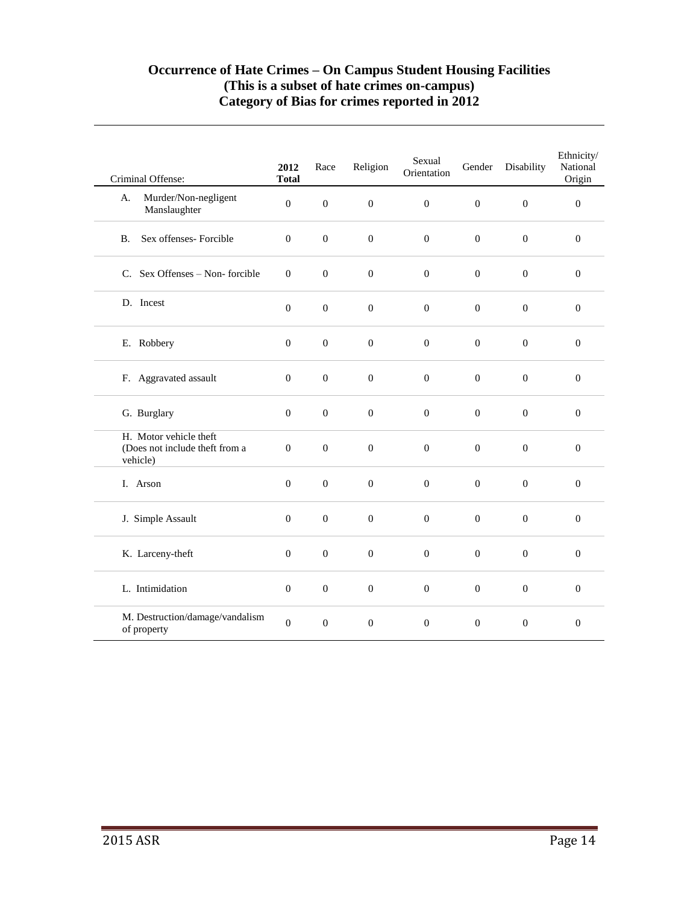## Occurrence of Hate Crimes – On Campus Student Housing Facilities
## (This is a subset of hate crimes on-campus)
## Category of Bias for crimes reported in 2012

| Criminal Offense: | 2012 Total | Race | Religion | Sexual Orientation | Gender | Disability | Ethnicity/ National Origin |
|---|---|---|---|---|---|---|---|
| A. Murder/Non-negligent Manslaughter | 0 | 0 | 0 | 0 | 0 | 0 | 0 |
| B. Sex offenses- Forcible | 0 | 0 | 0 | 0 | 0 | 0 | 0 |
| C. Sex Offenses – Non- forcible | 0 | 0 | 0 | 0 | 0 | 0 | 0 |
| D. Incest | 0 | 0 | 0 | 0 | 0 | 0 | 0 |
| E. Robbery | 0 | 0 | 0 | 0 | 0 | 0 | 0 |
| F. Aggravated assault | 0 | 0 | 0 | 0 | 0 | 0 | 0 |
| G. Burglary | 0 | 0 | 0 | 0 | 0 | 0 | 0 |
| H. Motor vehicle theft (Does not include theft from a vehicle) | 0 | 0 | 0 | 0 | 0 | 0 | 0 |
| I. Arson | 0 | 0 | 0 | 0 | 0 | 0 | 0 |
| J. Simple Assault | 0 | 0 | 0 | 0 | 0 | 0 | 0 |
| K. Larceny-theft | 0 | 0 | 0 | 0 | 0 | 0 | 0 |
| L. Intimidation | 0 | 0 | 0 | 0 | 0 | 0 | 0 |
| M. Destruction/damage/vandalism of property | 0 | 0 | 0 | 0 | 0 | 0 | 0 |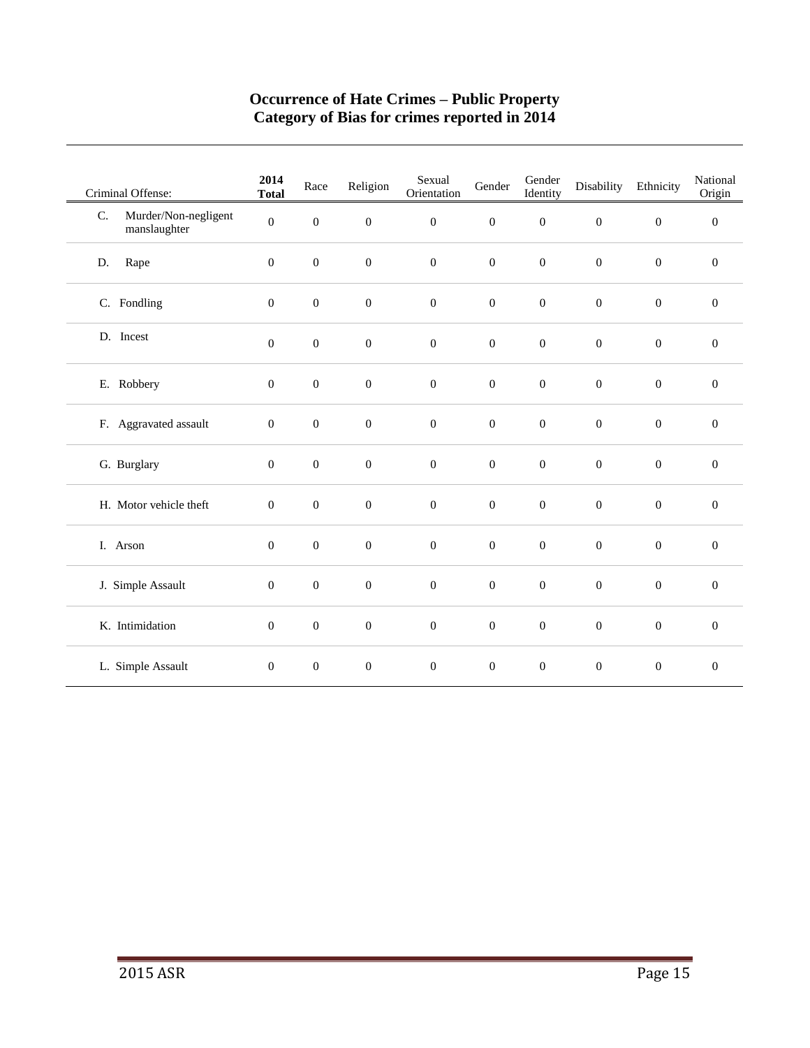# Occurrence of Hate Crimes – Public Property
## Category of Bias for crimes reported in 2014

| Criminal Offense: | 2014 Total | Race | Religion | Sexual Orientation | Gender | Gender Identity | Disability | Ethnicity | National Origin |
|---|---|---|---|---|---|---|---|---|---|
| C. Murder/Non-negligent manslaughter | 0 | 0 | 0 | 0 | 0 | 0 | 0 | 0 | 0 |
| D. Rape | 0 | 0 | 0 | 0 | 0 | 0 | 0 | 0 | 0 |
| C. Fondling | 0 | 0 | 0 | 0 | 0 | 0 | 0 | 0 | 0 |
| D. Incest | 0 | 0 | 0 | 0 | 0 | 0 | 0 | 0 | 0 |
| E. Robbery | 0 | 0 | 0 | 0 | 0 | 0 | 0 | 0 | 0 |
| F. Aggravated assault | 0 | 0 | 0 | 0 | 0 | 0 | 0 | 0 | 0 |
| G. Burglary | 0 | 0 | 0 | 0 | 0 | 0 | 0 | 0 | 0 |
| H. Motor vehicle theft | 0 | 0 | 0 | 0 | 0 | 0 | 0 | 0 | 0 |
| I. Arson | 0 | 0 | 0 | 0 | 0 | 0 | 0 | 0 | 0 |
| J. Simple Assault | 0 | 0 | 0 | 0 | 0 | 0 | 0 | 0 | 0 |
| K. Intimidation | 0 | 0 | 0 | 0 | 0 | 0 | 0 | 0 | 0 |
| L. Simple Assault | 0 | 0 | 0 | 0 | 0 | 0 | 0 | 0 | 0 |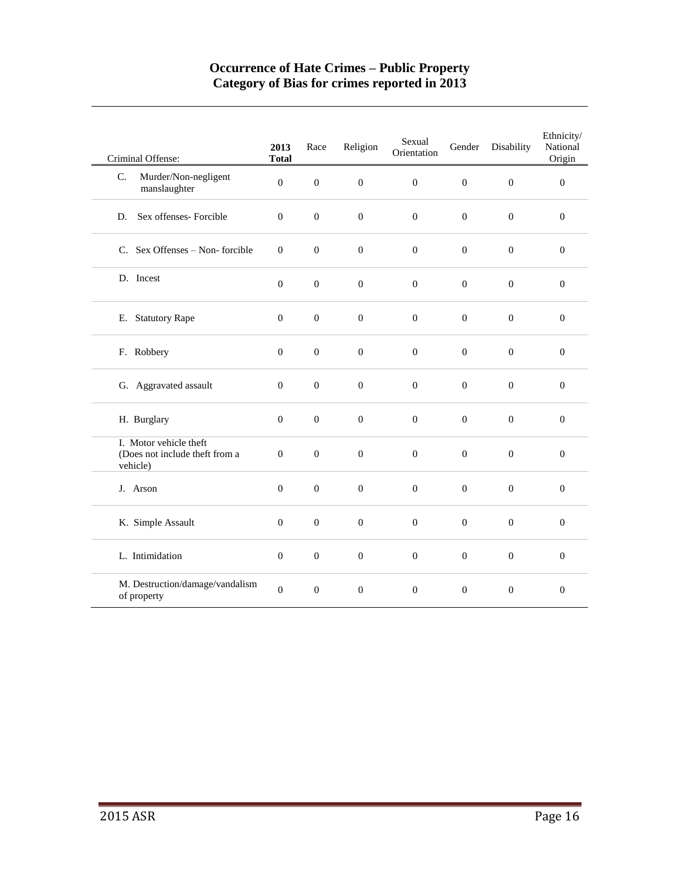## Occurrence of Hate Crimes – Public Property
## Category of Bias for crimes reported in 2013

| Criminal Offense: | **2013 Total** | Race | Religion | Sexual Orientation | Gender | Disability | Ethnicity/ National Origin |
|---|---|---|---|---|---|---|---|
| C. Murder/Non-negligent manslaughter | 0 | 0 | 0 | 0 | 0 | 0 | 0 |
| D. Sex offenses- Forcible | 0 | 0 | 0 | 0 | 0 | 0 | 0 |
| C. Sex Offenses – Non- forcible | 0 | 0 | 0 | 0 | 0 | 0 | 0 |
| D. Incest | 0 | 0 | 0 | 0 | 0 | 0 | 0 |
| E. Statutory Rape | 0 | 0 | 0 | 0 | 0 | 0 | 0 |
| F. Robbery | 0 | 0 | 0 | 0 | 0 | 0 | 0 |
| G. Aggravated assault | 0 | 0 | 0 | 0 | 0 | 0 | 0 |
| H. Burglary | 0 | 0 | 0 | 0 | 0 | 0 | 0 |
| I. Motor vehicle theft (Does not include theft from a vehicle) | 0 | 0 | 0 | 0 | 0 | 0 | 0 |
| J. Arson | 0 | 0 | 0 | 0 | 0 | 0 | 0 |
| K. Simple Assault | 0 | 0 | 0 | 0 | 0 | 0 | 0 |
| L. Intimidation | 0 | 0 | 0 | 0 | 0 | 0 | 0 |
| M. Destruction/damage/vandalism of property | 0 | 0 | 0 | 0 | 0 | 0 | 0 |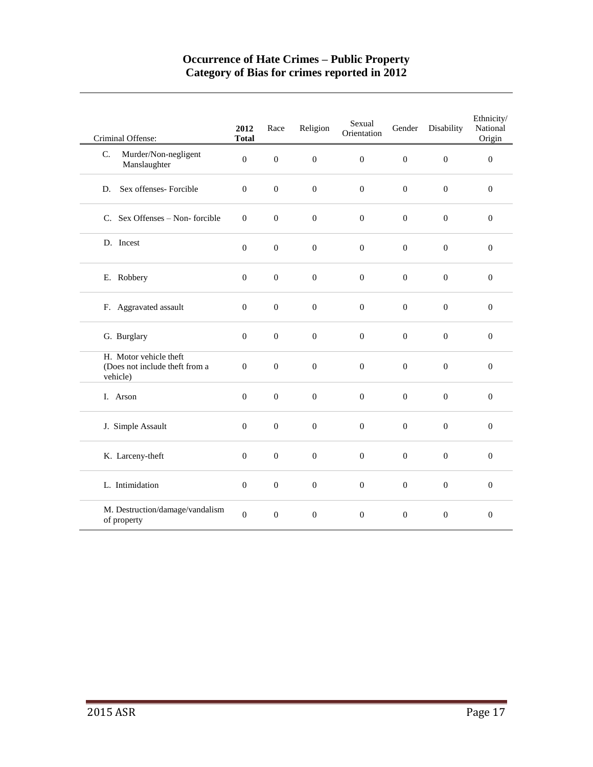# Occurrence of Hate Crimes – Public Property
# Category of Bias for crimes reported in 2012

| Criminal Offense: | **2012 Total** | Race | Religion | Sexual Orientation | Gender | Disability | Ethnicity/ National Origin |
|---|---|---|---|---|---|---|---|
| C. Murder/Non-negligent Manslaughter | 0 | 0 | 0 | 0 | 0 | 0 | 0 |
| D. Sex offenses- Forcible | 0 | 0 | 0 | 0 | 0 | 0 | 0 |
| C. Sex Offenses – Non- forcible | 0 | 0 | 0 | 0 | 0 | 0 | 0 |
| D. Incest | 0 | 0 | 0 | 0 | 0 | 0 | 0 |
| E. Robbery | 0 | 0 | 0 | 0 | 0 | 0 | 0 |
| F. Aggravated assault | 0 | 0 | 0 | 0 | 0 | 0 | 0 |
| G. Burglary | 0 | 0 | 0 | 0 | 0 | 0 | 0 |
| H. Motor vehicle theft (Does not include theft from a vehicle) | 0 | 0 | 0 | 0 | 0 | 0 | 0 |
| I. Arson | 0 | 0 | 0 | 0 | 0 | 0 | 0 |
| J. Simple Assault | 0 | 0 | 0 | 0 | 0 | 0 | 0 |
| K. Larceny-theft | 0 | 0 | 0 | 0 | 0 | 0 | 0 |
| L. Intimidation | 0 | 0 | 0 | 0 | 0 | 0 | 0 |
| M. Destruction/damage/vandalism of property | 0 | 0 | 0 | 0 | 0 | 0 | 0 |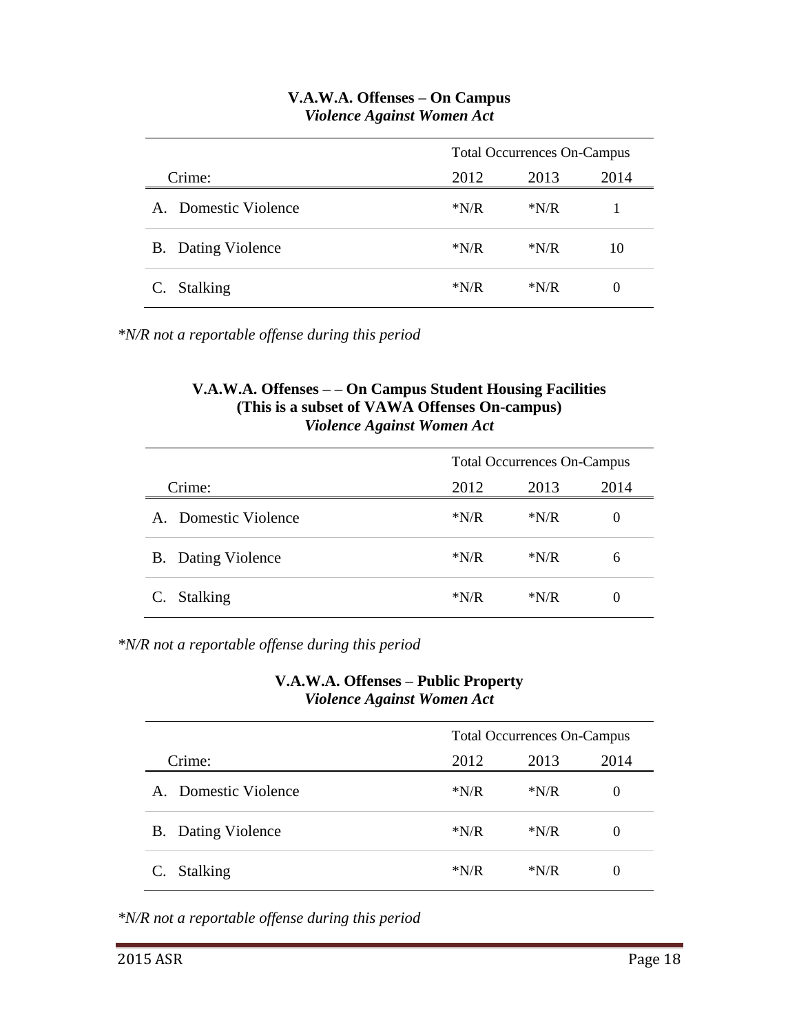### V.A.W.A. Offenses – On Campus
*Violence Against Women Act*

| Crime: | Total Occurrences On-Campus | | |
|---|---|---|---|
| | 2012 | 2013 | 2014 |
| A. Domestic Violence | *N/R | *N/R | 1 |
| B. Dating Violence | *N/R | *N/R | 10 |
| C. Stalking | *N/R | *N/R | 0 |

**N/R not a reportable offense during this period*

### V.A.W.A. Offenses – – On Campus Student Housing Facilities (This is a subset of VAWA Offenses On-campus)
*Violence Against Women Act*

| Crime: | Total Occurrences On-Campus | | |
|---|---|---|---|
| | 2012 | 2013 | 2014 |
| A. Domestic Violence | *N/R | *N/R | 0 |
| B. Dating Violence | *N/R | *N/R | 6 |
| C. Stalking | *N/R | *N/R | 0 |

**N/R not a reportable offense during this period*

### V.A.W.A. Offenses – Public Property
*Violence Against Women Act*

| Crime: | Total Occurrences On-Campus | | |
|---|---|---|---|
| | 2012 | 2013 | 2014 |
| A. Domestic Violence | *N/R | *N/R | 0 |
| B. Dating Violence | *N/R | *N/R | 0 |
| C. Stalking | *N/R | *N/R | 0 |

**N/R not a reportable offense during this period*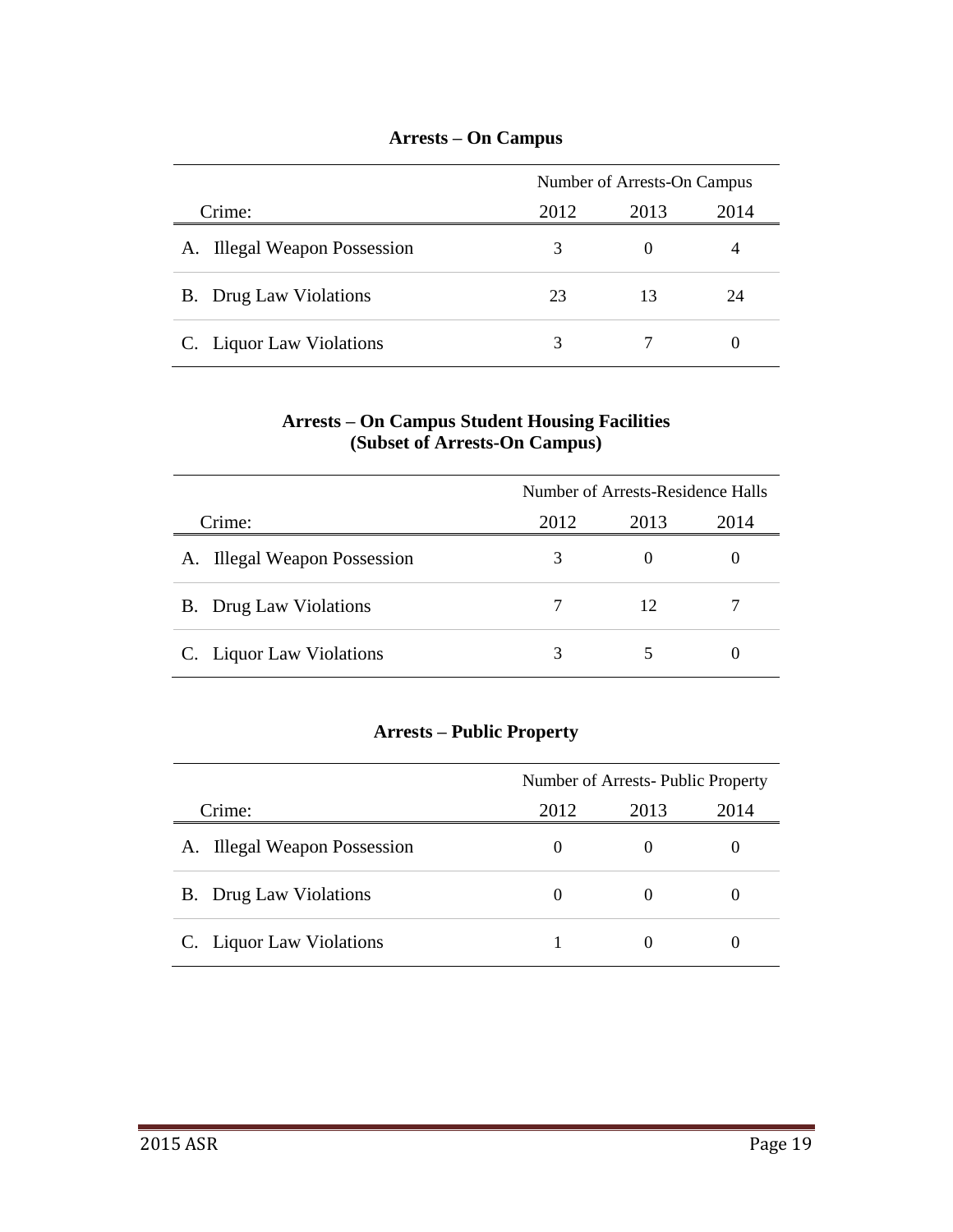### Arrests – On Campus

| Crime: | Number of Arrests-On Campus | | |
|---|---|---|---|
| | 2012 | 2013 | 2014 |
| A. Illegal Weapon Possession | 3 | 0 | 4 |
| B. Drug Law Violations | 23 | 13 | 24 |
| C. Liquor Law Violations | 3 | 7 | 0 |

### Arrests – On Campus Student Housing Facilities (Subset of Arrests-On Campus)

| Crime: | Number of Arrests-Residence Halls | | |
|---|---|---|---|
| | 2012 | 2013 | 2014 |
| A. Illegal Weapon Possession | 3 | 0 | 0 |
| B. Drug Law Violations | 7 | 12 | 7 |
| C. Liquor Law Violations | 3 | 5 | 0 |

### Arrests – Public Property

| Crime: | Number of Arrests- Public Property | | |
|---|---|---|---|
| | 2012 | 2013 | 2014 |
| A. Illegal Weapon Possession | 0 | 0 | 0 |
| B. Drug Law Violations | 0 | 0 | 0 |
| C. Liquor Law Violations | 1 | 0 | 0 |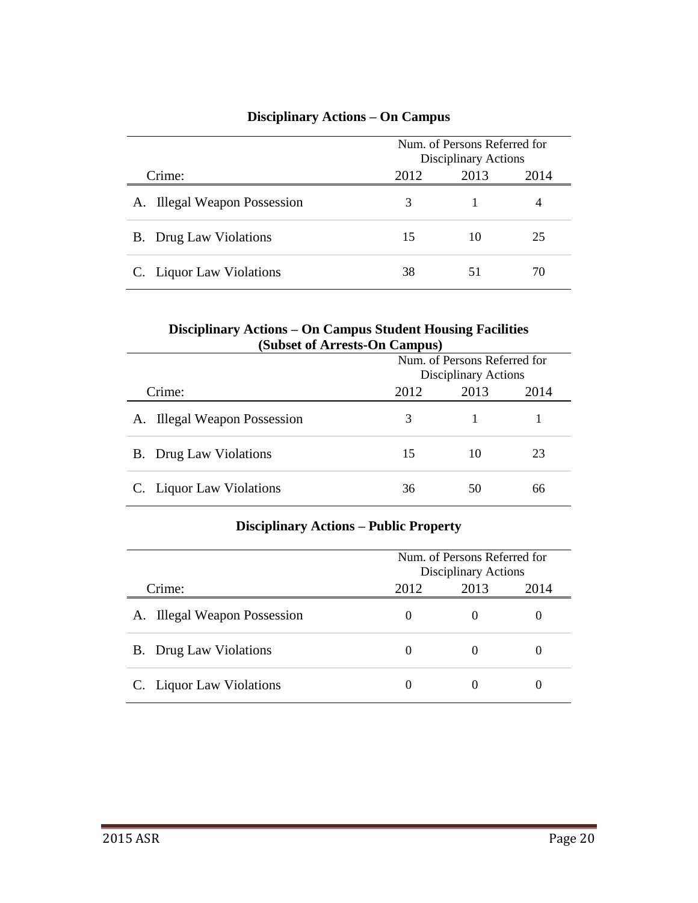## Disciplinary Actions – On Campus

| Crime: | Num. of Persons Referred for Disciplinary Actions | | |
|---|---|---|---|
| | 2012 | 2013 | 2014 |
| A. Illegal Weapon Possession | 3 | 1 | 4 |
| B. Drug Law Violations | 15 | 10 | 25 |
| C. Liquor Law Violations | 38 | 51 | 70 |

## Disciplinary Actions – On Campus Student Housing Facilities (Subset of Arrests-On Campus)

| Crime: | Num. of Persons Referred for Disciplinary Actions | | |
|---|---|---|---|
| | 2012 | 2013 | 2014 |
| A. Illegal Weapon Possession | 3 | 1 | 1 |
| B. Drug Law Violations | 15 | 10 | 23 |
| C. Liquor Law Violations | 36 | 50 | 66 |

## Disciplinary Actions – Public Property

| Crime: | Num. of Persons Referred for Disciplinary Actions | | |
|---|---|---|---|
| | 2012 | 2013 | 2014 |
| A. Illegal Weapon Possession | 0 | 0 | 0 |
| B. Drug Law Violations | 0 | 0 | 0 |
| C. Liquor Law Violations | 0 | 0 | 0 |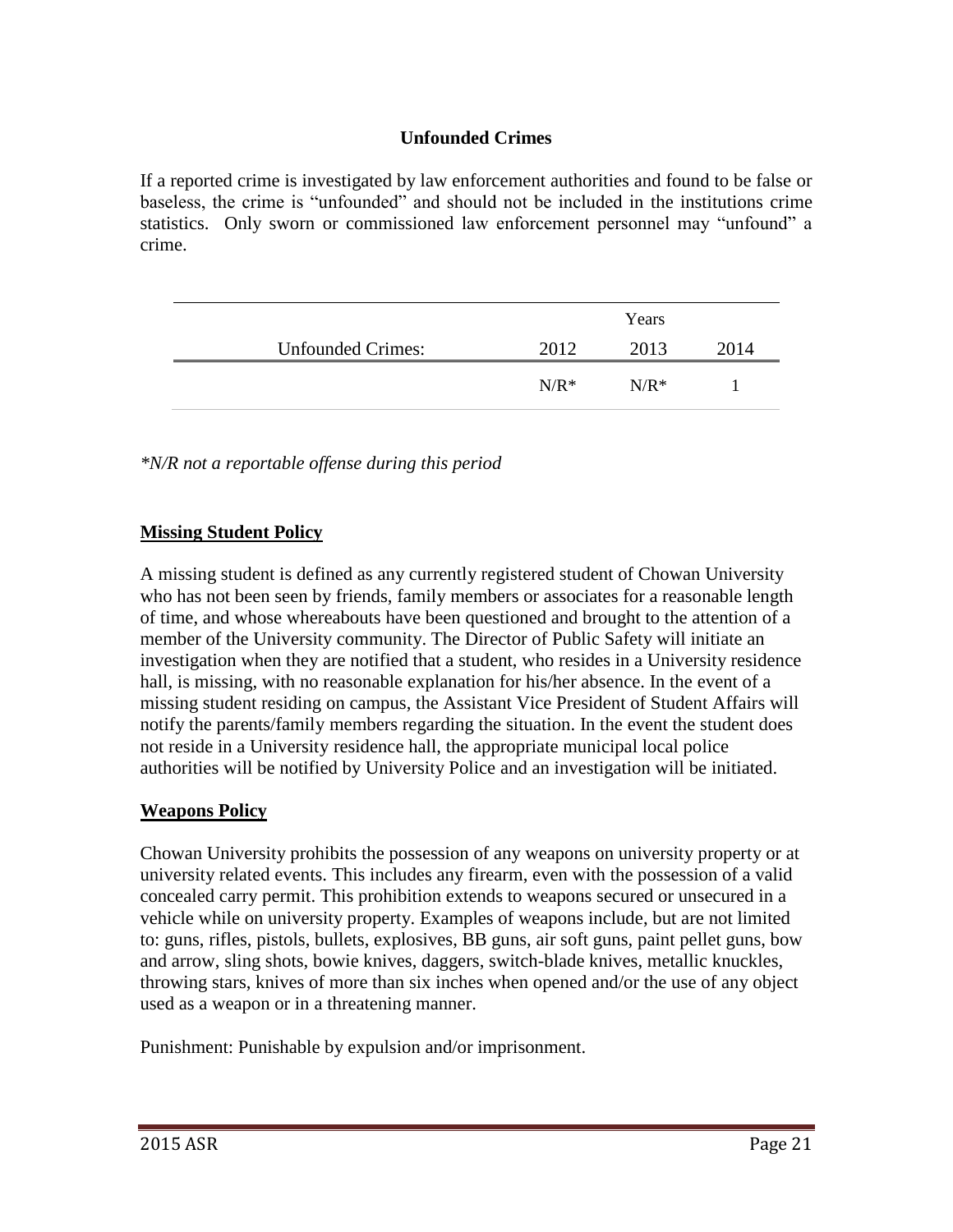## Unfounded Crimes

If a reported crime is investigated by law enforcement authorities and found to be false or baseless, the crime is "unfounded" and should not be included in the institutions crime statistics. Only sworn or commissioned law enforcement personnel may "unfound" a crime.

| | Years | | |
|---|---|---|---|
| Unfounded Crimes: | 2012 | 2013 | 2014 |
| | N/R* | N/R* | 1 |

*\*N/R not a reportable offense during this period*

## Missing Student Policy

A missing student is defined as any currently registered student of Chowan University who has not been seen by friends, family members or associates for a reasonable length of time, and whose whereabouts have been questioned and brought to the attention of a member of the University community. The Director of Public Safety will initiate an investigation when they are notified that a student, who resides in a University residence hall, is missing, with no reasonable explanation for his/her absence. In the event of a missing student residing on campus, the Assistant Vice President of Student Affairs will notify the parents/family members regarding the situation. In the event the student does not reside in a University residence hall, the appropriate municipal local police authorities will be notified by University Police and an investigation will be initiated.

## Weapons Policy

Chowan University prohibits the possession of any weapons on university property or at university related events. This includes any firearm, even with the possession of a valid concealed carry permit. This prohibition extends to weapons secured or unsecured in a vehicle while on university property. Examples of weapons include, but are not limited to: guns, rifles, pistols, bullets, explosives, BB guns, air soft guns, paint pellet guns, bow and arrow, sling shots, bowie knives, daggers, switch-blade knives, metallic knuckles, throwing stars, knives of more than six inches when opened and/or the use of any object used as a weapon or in a threatening manner.

Punishment: Punishable by expulsion and/or imprisonment.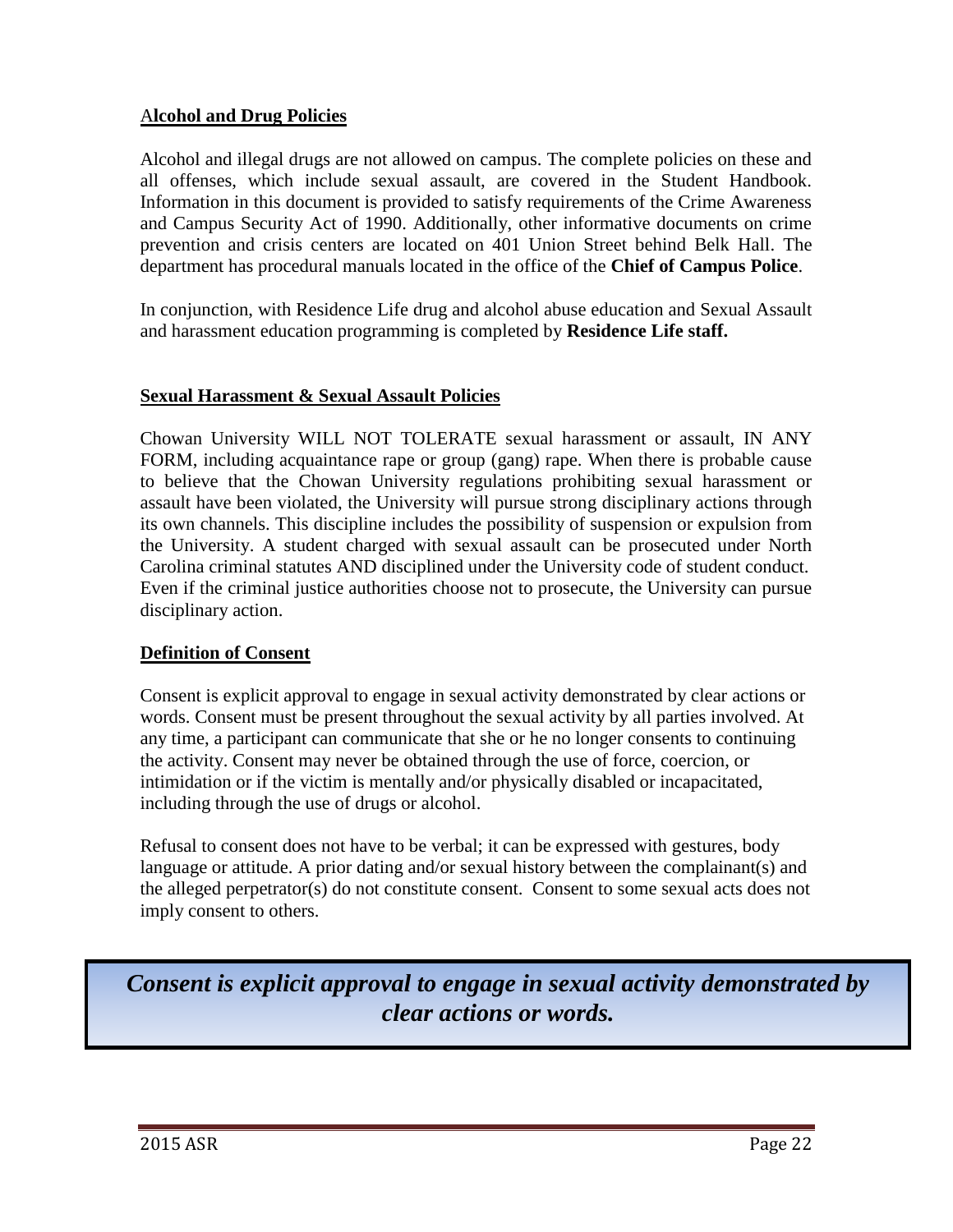## Alcohol and Drug Policies

Alcohol and illegal drugs are not allowed on campus. The complete policies on these and all offenses, which include sexual assault, are covered in the Student Handbook. Information in this document is provided to satisfy requirements of the Crime Awareness and Campus Security Act of 1990. Additionally, other informative documents on crime prevention and crisis centers are located on 401 Union Street behind Belk Hall. The department has procedural manuals located in the office of the **Chief of Campus Police**.

In conjunction, with Residence Life drug and alcohol abuse education and Sexual Assault and harassment education programming is completed by **Residence Life staff.**

## Sexual Harassment & Sexual Assault Policies

Chowan University WILL NOT TOLERATE sexual harassment or assault, IN ANY FORM, including acquaintance rape or group (gang) rape. When there is probable cause to believe that the Chowan University regulations prohibiting sexual harassment or assault have been violated, the University will pursue strong disciplinary actions through its own channels. This discipline includes the possibility of suspension or expulsion from the University. A student charged with sexual assault can be prosecuted under North Carolina criminal statutes AND disciplined under the University code of student conduct. Even if the criminal justice authorities choose not to prosecute, the University can pursue disciplinary action.

## Definition of Consent

Consent is explicit approval to engage in sexual activity demonstrated by clear actions or words. Consent must be present throughout the sexual activity by all parties involved. At any time, a participant can communicate that she or he no longer consents to continuing the activity. Consent may never be obtained through the use of force, coercion, or intimidation or if the victim is mentally and/or physically disabled or incapacitated, including through the use of drugs or alcohol.

Refusal to consent does not have to be verbal; it can be expressed with gestures, body language or attitude. A prior dating and/or sexual history between the complainant(s) and the alleged perpetrator(s) do not constitute consent. Consent to some sexual acts does not imply consent to others.

> ***Consent is explicit approval to engage in sexual activity demonstrated by clear actions or words.***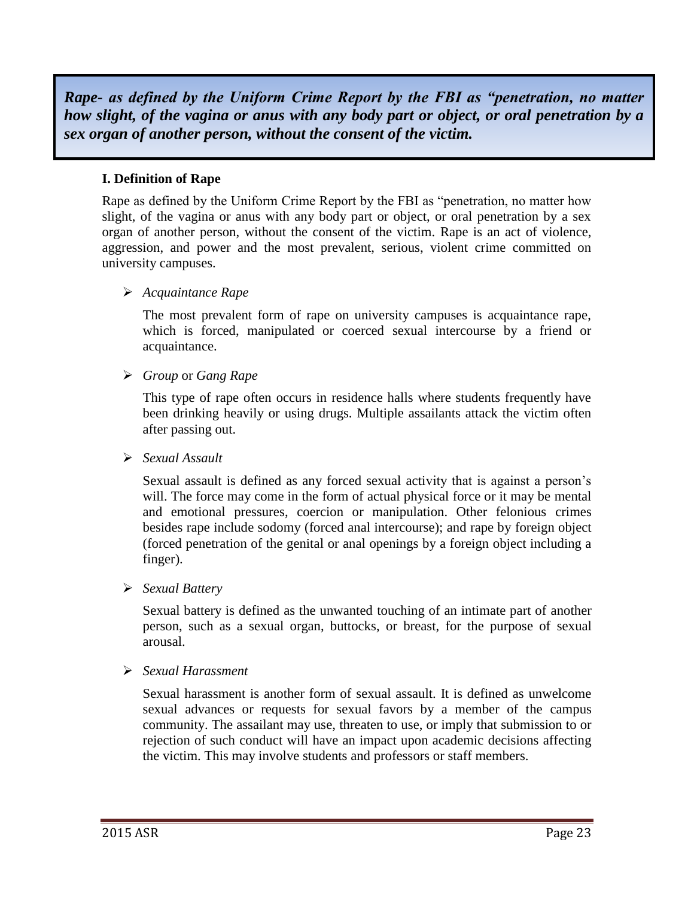***Rape- as defined by the Uniform Crime Report by the FBI as "penetration, no matter how slight, of the vagina or anus with any body part or object, or oral penetration by a sex organ of another person, without the consent of the victim.***

**I. Definition of Rape**

Rape as defined by the Uniform Crime Report by the FBI as "penetration, no matter how slight, of the vagina or anus with any body part or object, or oral penetration by a sex organ of another person, without the consent of the victim. Rape is an act of violence, aggression, and power and the most prevalent, serious, violent crime committed on university campuses.

- *Acquaintance Rape*

  The most prevalent form of rape on university campuses is acquaintance rape, which is forced, manipulated or coerced sexual intercourse by a friend or acquaintance.

- *Group* or *Gang Rape*

  This type of rape often occurs in residence halls where students frequently have been drinking heavily or using drugs. Multiple assailants attack the victim often after passing out.

- *Sexual Assault*

  Sexual assault is defined as any forced sexual activity that is against a person's will. The force may come in the form of actual physical force or it may be mental and emotional pressures, coercion or manipulation. Other felonious crimes besides rape include sodomy (forced anal intercourse); and rape by foreign object (forced penetration of the genital or anal openings by a foreign object including a finger).

- *Sexual Battery*

  Sexual battery is defined as the unwanted touching of an intimate part of another person, such as a sexual organ, buttocks, or breast, for the purpose of sexual arousal.

- *Sexual Harassment*

  Sexual harassment is another form of sexual assault. It is defined as unwelcome sexual advances or requests for sexual favors by a member of the campus community. The assailant may use, threaten to use, or imply that submission to or rejection of such conduct will have an impact upon academic decisions affecting the victim. This may involve students and professors or staff members.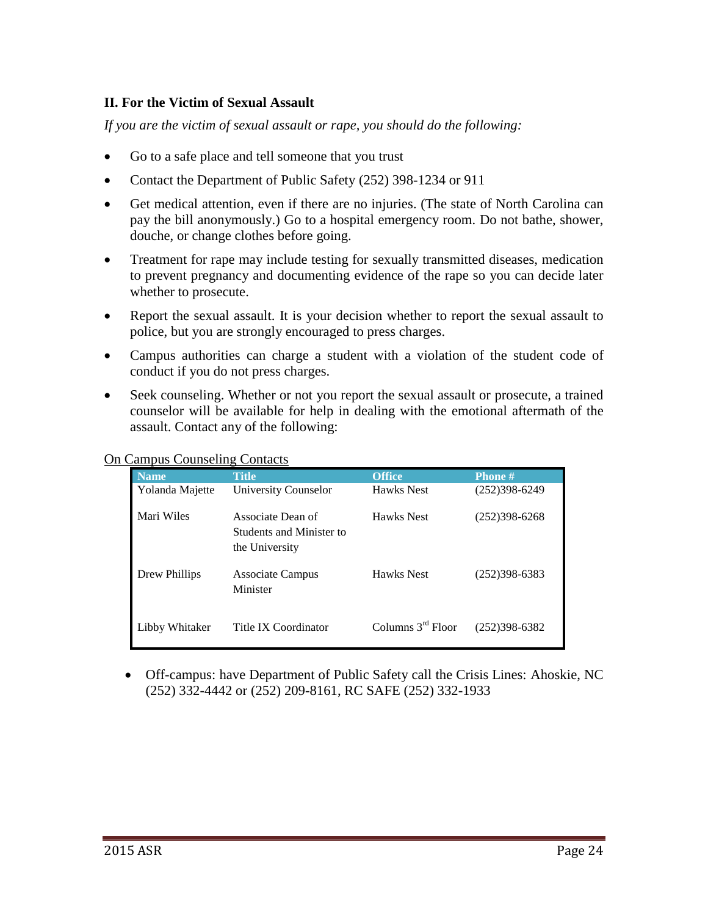### II. For the Victim of Sexual Assault

*If you are the victim of sexual assault or rape, you should do the following:*

- Go to a safe place and tell someone that you trust
- Contact the Department of Public Safety (252) 398-1234 or 911
- Get medical attention, even if there are no injuries. (The state of North Carolina can pay the bill anonymously.) Go to a hospital emergency room. Do not bathe, shower, douche, or change clothes before going.
- Treatment for rape may include testing for sexually transmitted diseases, medication to prevent pregnancy and documenting evidence of the rape so you can decide later whether to prosecute.
- Report the sexual assault. It is your decision whether to report the sexual assault to police, but you are strongly encouraged to press charges.
- Campus authorities can charge a student with a violation of the student code of conduct if you do not press charges.
- Seek counseling. Whether or not you report the sexual assault or prosecute, a trained counselor will be available for help in dealing with the emotional aftermath of the assault. Contact any of the following:

On Campus Counseling Contacts

| Name | Title | Office | Phone # |
|---|---|---|---|
| Yolanda Majette | University Counselor | Hawks Nest | (252)398-6249 |
| Mari Wiles | Associate Dean of Students and Minister to the University | Hawks Nest | (252)398-6268 |
| Drew Phillips | Associate Campus Minister | Hawks Nest | (252)398-6383 |
| Libby Whitaker | Title IX Coordinator | Columns 3rd Floor | (252)398-6382 |

- Off-campus: have Department of Public Safety call the Crisis Lines: Ahoskie, NC (252) 332-4442 or (252) 209-8161, RC SAFE (252) 332-1933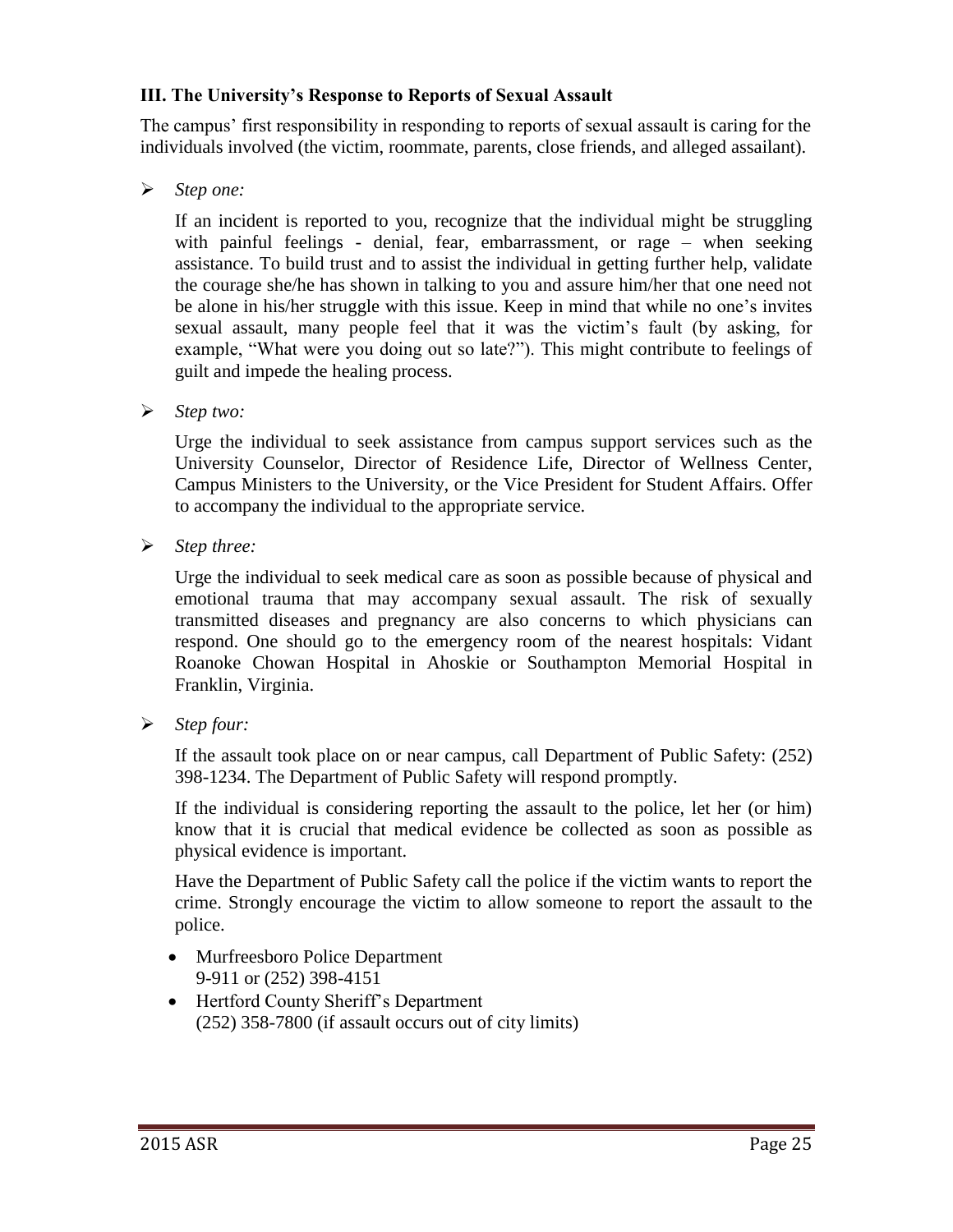### III. The University's Response to Reports of Sexual Assault

The campus' first responsibility in responding to reports of sexual assault is caring for the individuals involved (the victim, roommate, parents, close friends, and alleged assailant).

- *Step one:*

  If an incident is reported to you, recognize that the individual might be struggling with painful feelings - denial, fear, embarrassment, or rage – when seeking assistance. To build trust and to assist the individual in getting further help, validate the courage she/he has shown in talking to you and assure him/her that one need not be alone in his/her struggle with this issue. Keep in mind that while no one's invites sexual assault, many people feel that it was the victim's fault (by asking, for example, "What were you doing out so late?"). This might contribute to feelings of guilt and impede the healing process.

- *Step two:*

  Urge the individual to seek assistance from campus support services such as the University Counselor, Director of Residence Life, Director of Wellness Center, Campus Ministers to the University, or the Vice President for Student Affairs. Offer to accompany the individual to the appropriate service.

- *Step three:*

  Urge the individual to seek medical care as soon as possible because of physical and emotional trauma that may accompany sexual assault. The risk of sexually transmitted diseases and pregnancy are also concerns to which physicians can respond. One should go to the emergency room of the nearest hospitals: Vidant Roanoke Chowan Hospital in Ahoskie or Southampton Memorial Hospital in Franklin, Virginia.

- *Step four:*

  If the assault took place on or near campus, call Department of Public Safety: (252) 398-1234. The Department of Public Safety will respond promptly.

  If the individual is considering reporting the assault to the police, let her (or him) know that it is crucial that medical evidence be collected as soon as possible as physical evidence is important.

  Have the Department of Public Safety call the police if the victim wants to report the crime. Strongly encourage the victim to allow someone to report the assault to the police.

  - Murfreesboro Police Department
    9-911 or (252) 398-4151
  - Hertford County Sheriff's Department
    (252) 358-7800 (if assault occurs out of city limits)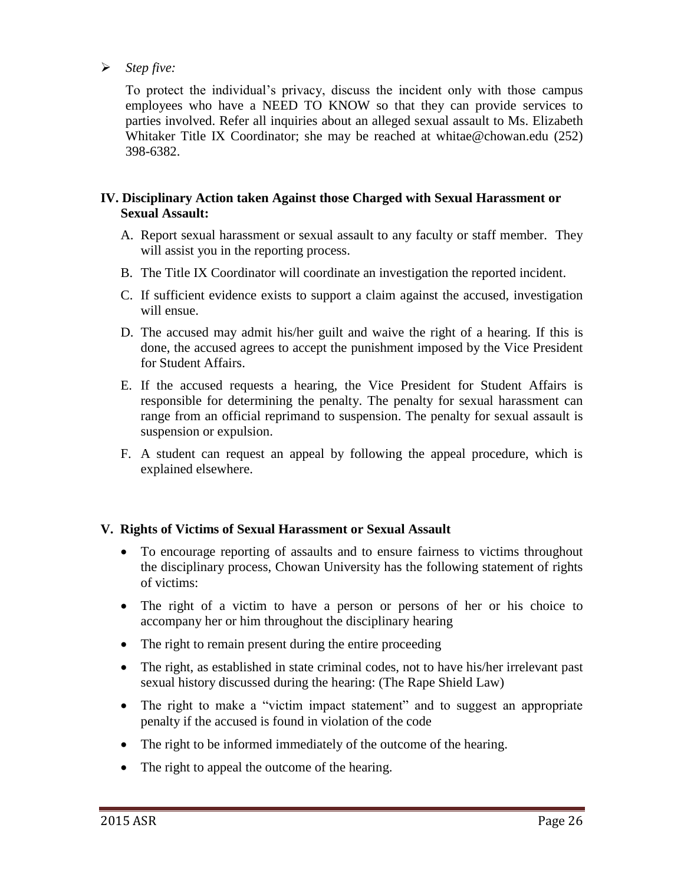- *Step five:*

  To protect the individual's privacy, discuss the incident only with those campus employees who have a NEED TO KNOW so that they can provide services to parties involved. Refer all inquiries about an alleged sexual assault to Ms. Elizabeth Whitaker Title IX Coordinator; she may be reached at whitae@chowan.edu (252) 398-6382.

## IV. Disciplinary Action taken Against those Charged with Sexual Harassment or Sexual Assault:

A. Report sexual harassment or sexual assault to any faculty or staff member. They will assist you in the reporting process.

B. The Title IX Coordinator will coordinate an investigation the reported incident.

C. If sufficient evidence exists to support a claim against the accused, investigation will ensue.

D. The accused may admit his/her guilt and waive the right of a hearing. If this is done, the accused agrees to accept the punishment imposed by the Vice President for Student Affairs.

E. If the accused requests a hearing, the Vice President for Student Affairs is responsible for determining the penalty. The penalty for sexual harassment can range from an official reprimand to suspension. The penalty for sexual assault is suspension or expulsion.

F. A student can request an appeal by following the appeal procedure, which is explained elsewhere.

## V. Rights of Victims of Sexual Harassment or Sexual Assault

- To encourage reporting of assaults and to ensure fairness to victims throughout the disciplinary process, Chowan University has the following statement of rights of victims:
- The right of a victim to have a person or persons of her or his choice to accompany her or him throughout the disciplinary hearing
- The right to remain present during the entire proceeding
- The right, as established in state criminal codes, not to have his/her irrelevant past sexual history discussed during the hearing: (The Rape Shield Law)
- The right to make a "victim impact statement" and to suggest an appropriate penalty if the accused is found in violation of the code
- The right to be informed immediately of the outcome of the hearing.
- The right to appeal the outcome of the hearing.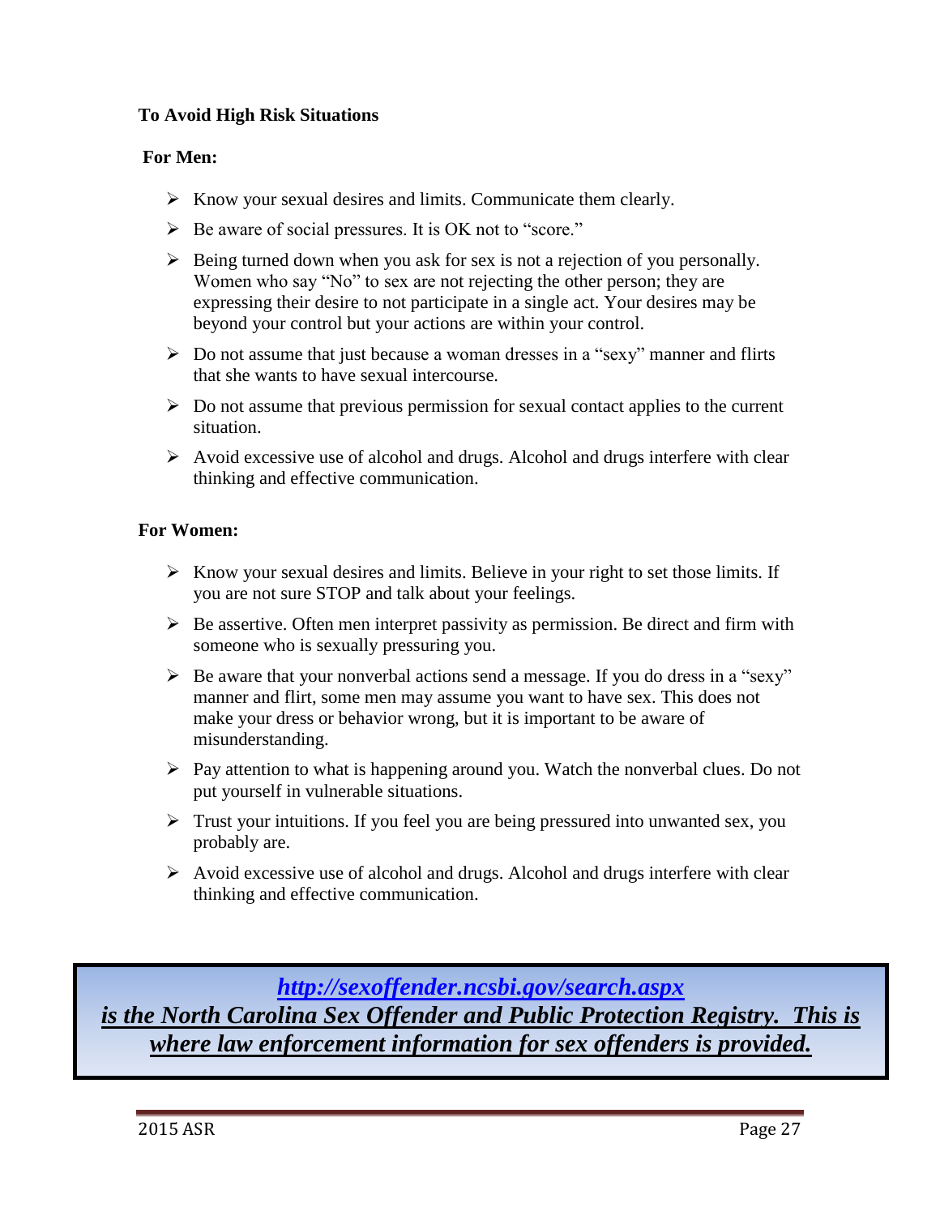**To Avoid High Risk Situations**

**For Men:**

- Know your sexual desires and limits. Communicate them clearly.
- Be aware of social pressures. It is OK not to "score."
- Being turned down when you ask for sex is not a rejection of you personally. Women who say "No" to sex are not rejecting the other person; they are expressing their desire to not participate in a single act. Your desires may be beyond your control but your actions are within your control.
- Do not assume that just because a woman dresses in a "sexy" manner and flirts that she wants to have sexual intercourse.
- Do not assume that previous permission for sexual contact applies to the current situation.
- Avoid excessive use of alcohol and drugs. Alcohol and drugs interfere with clear thinking and effective communication.

**For Women:**

- Know your sexual desires and limits. Believe in your right to set those limits. If you are not sure STOP and talk about your feelings.
- Be assertive. Often men interpret passivity as permission. Be direct and firm with someone who is sexually pressuring you.
- Be aware that your nonverbal actions send a message. If you do dress in a "sexy" manner and flirt, some men may assume you want to have sex. This does not make your dress or behavior wrong, but it is important to be aware of misunderstanding.
- Pay attention to what is happening around you. Watch the nonverbal clues. Do not put yourself in vulnerable situations.
- Trust your intuitions. If you feel you are being pressured into unwanted sex, you probably are.
- Avoid excessive use of alcohol and drugs. Alcohol and drugs interfere with clear thinking and effective communication.

***http://sexoffender.ncsbi.gov/search.aspx is the North Carolina Sex Offender and Public Protection Registry. This is where law enforcement information for sex offenders is provided.***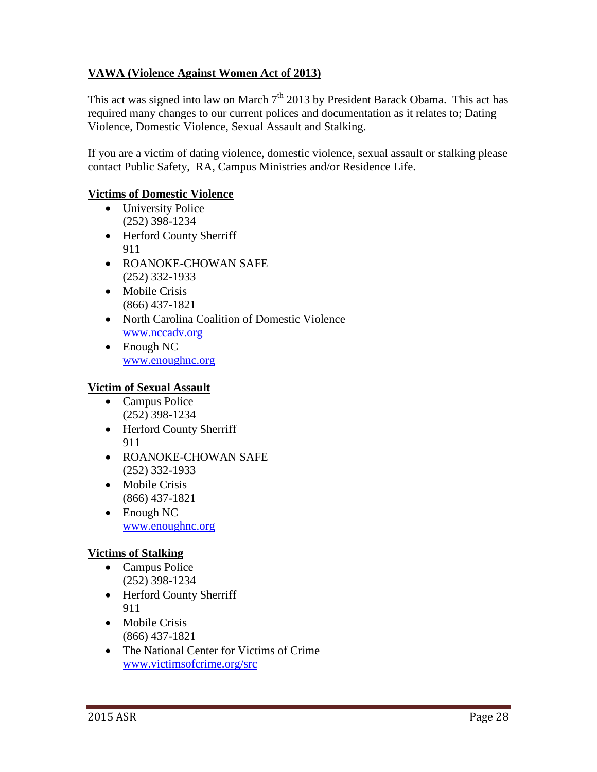**VAWA (Violence Against Women Act of 2013)**

This act was signed into law on March 7th 2013 by President Barack Obama. This act has required many changes to our current polices and documentation as it relates to; Dating Violence, Domestic Violence, Sexual Assault and Stalking.

If you are a victim of dating violence, domestic violence, sexual assault or stalking please contact Public Safety, RA, Campus Ministries and/or Residence Life.

**Victims of Domestic Violence**

- University Police
  (252) 398-1234
- Herford County Sherriff
  911
- ROANOKE-CHOWAN SAFE
  (252) 332-1933
- Mobile Crisis
  (866) 437-1821
- North Carolina Coalition of Domestic Violence
  www.nccadv.org
- Enough NC
  www.enoughnc.org

**Victim of Sexual Assault**

- Campus Police
  (252) 398-1234
- Herford County Sherriff
  911
- ROANOKE-CHOWAN SAFE
  (252) 332-1933
- Mobile Crisis
  (866) 437-1821
- Enough NC
  www.enoughnc.org

**Victims of Stalking**

- Campus Police
  (252) 398-1234
- Herford County Sherriff
  911
- Mobile Crisis
  (866) 437-1821
- The National Center for Victims of Crime
  www.victimsofcrime.org/src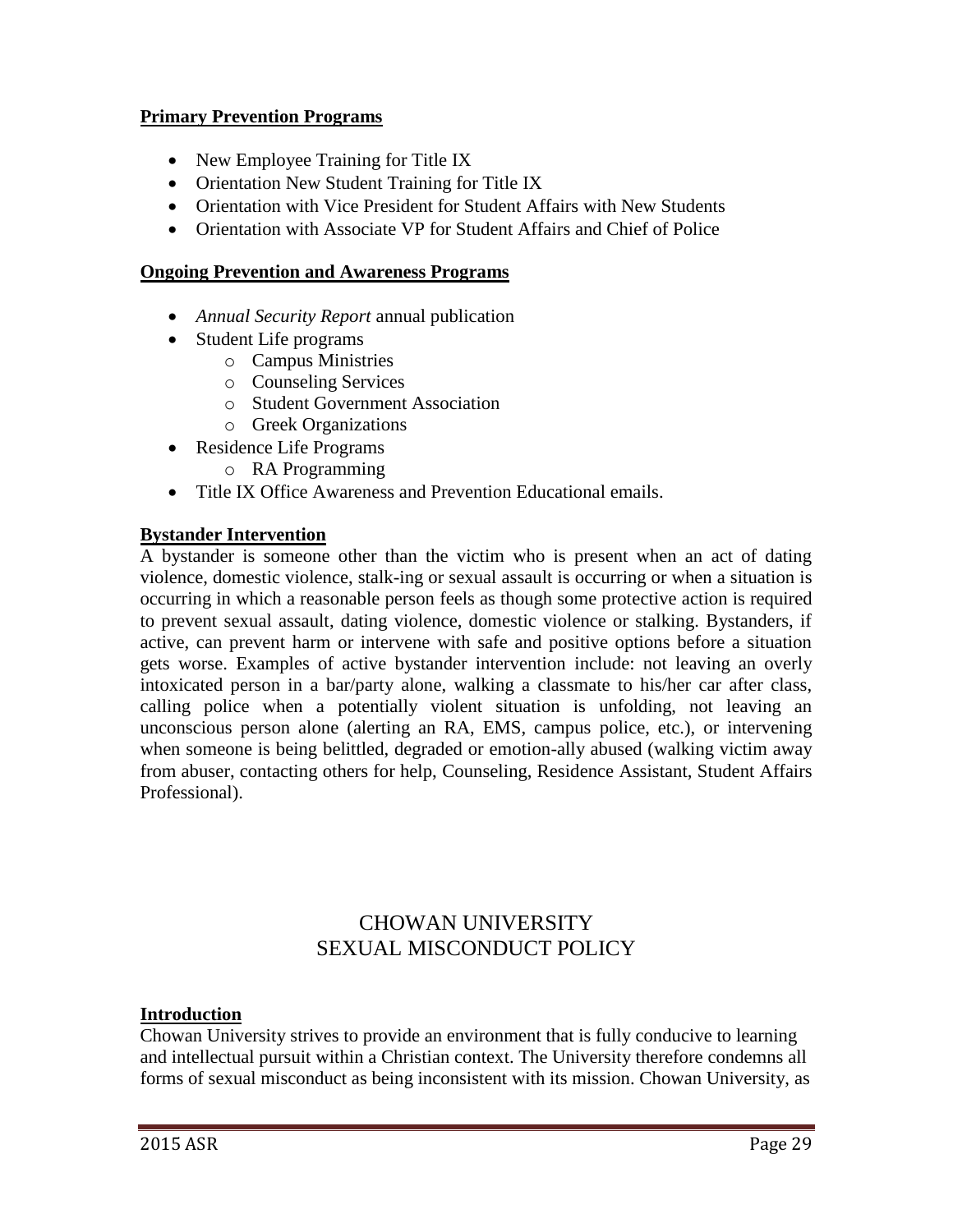**Primary Prevention Programs**

- New Employee Training for Title IX
- Orientation New Student Training for Title IX
- Orientation with Vice President for Student Affairs with New Students
- Orientation with Associate VP for Student Affairs and Chief of Police

**Ongoing Prevention and Awareness Programs**

- *Annual Security Report* annual publication
- Student Life programs
  - Campus Ministries
  - Counseling Services
  - Student Government Association
  - Greek Organizations
- Residence Life Programs
  - RA Programming
- Title IX Office Awareness and Prevention Educational emails.

**Bystander Intervention**

A bystander is someone other than the victim who is present when an act of dating violence, domestic violence, stalk-ing or sexual assault is occurring or when a situation is occurring in which a reasonable person feels as though some protective action is required to prevent sexual assault, dating violence, domestic violence or stalking. Bystanders, if active, can prevent harm or intervene with safe and positive options before a situation gets worse. Examples of active bystander intervention include: not leaving an overly intoxicated person in a bar/party alone, walking a classmate to his/her car after class, calling police when a potentially violent situation is unfolding, not leaving an unconscious person alone (alerting an RA, EMS, campus police, etc.), or intervening when someone is being belittled, degraded or emotion-ally abused (walking victim away from abuser, contacting others for help, Counseling, Residence Assistant, Student Affairs Professional).

# CHOWAN UNIVERSITY SEXUAL MISCONDUCT POLICY

**Introduction**

Chowan University strives to provide an environment that is fully conducive to learning and intellectual pursuit within a Christian context. The University therefore condemns all forms of sexual misconduct as being inconsistent with its mission. Chowan University, as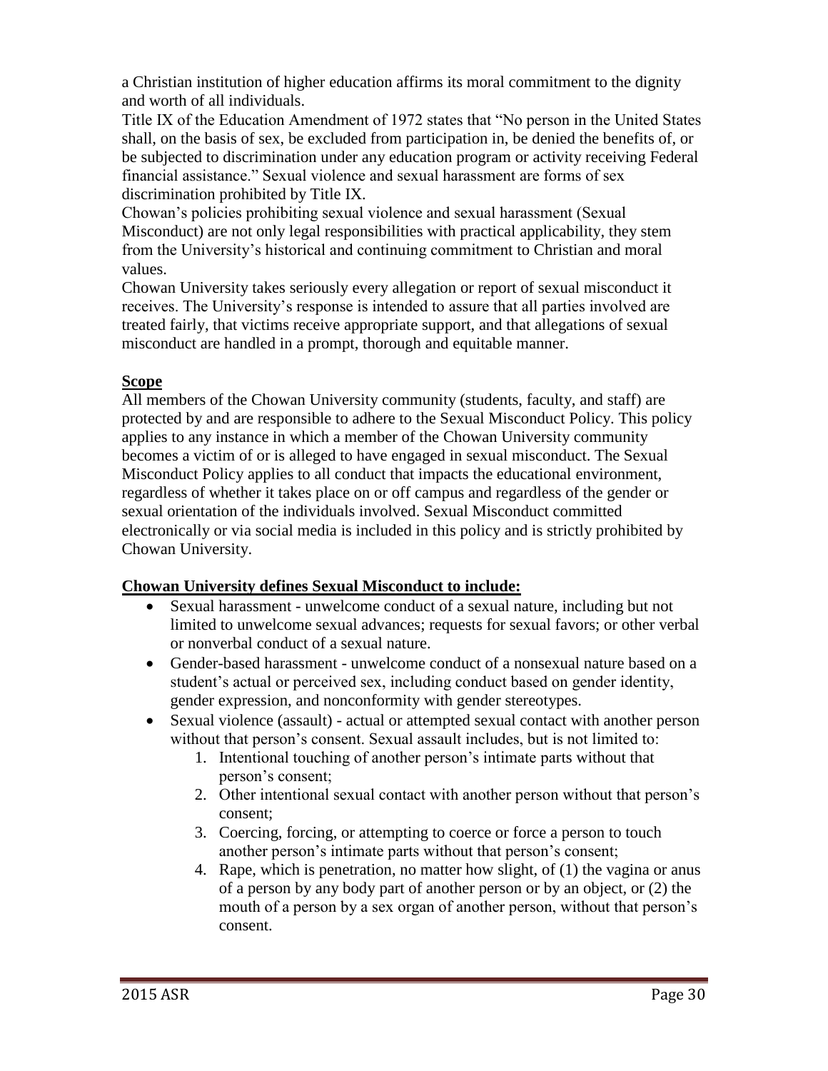a Christian institution of higher education affirms its moral commitment to the dignity and worth of all individuals.

Title IX of the Education Amendment of 1972 states that "No person in the United States shall, on the basis of sex, be excluded from participation in, be denied the benefits of, or be subjected to discrimination under any education program or activity receiving Federal financial assistance." Sexual violence and sexual harassment are forms of sex discrimination prohibited by Title IX.

Chowan's policies prohibiting sexual violence and sexual harassment (Sexual Misconduct) are not only legal responsibilities with practical applicability, they stem from the University's historical and continuing commitment to Christian and moral values.

Chowan University takes seriously every allegation or report of sexual misconduct it receives. The University's response is intended to assure that all parties involved are treated fairly, that victims receive appropriate support, and that allegations of sexual misconduct are handled in a prompt, thorough and equitable manner.

**Scope**

All members of the Chowan University community (students, faculty, and staff) are protected by and are responsible to adhere to the Sexual Misconduct Policy. This policy applies to any instance in which a member of the Chowan University community becomes a victim of or is alleged to have engaged in sexual misconduct. The Sexual Misconduct Policy applies to all conduct that impacts the educational environment, regardless of whether it takes place on or off campus and regardless of the gender or sexual orientation of the individuals involved. Sexual Misconduct committed electronically or via social media is included in this policy and is strictly prohibited by Chowan University.

**Chowan University defines Sexual Misconduct to include:**

- Sexual harassment - unwelcome conduct of a sexual nature, including but not limited to unwelcome sexual advances; requests for sexual favors; or other verbal or nonverbal conduct of a sexual nature.
- Gender-based harassment - unwelcome conduct of a nonsexual nature based on a student's actual or perceived sex, including conduct based on gender identity, gender expression, and nonconformity with gender stereotypes.
- Sexual violence (assault) - actual or attempted sexual contact with another person without that person's consent. Sexual assault includes, but is not limited to:
  1. Intentional touching of another person's intimate parts without that person's consent;
  2. Other intentional sexual contact with another person without that person's consent;
  3. Coercing, forcing, or attempting to coerce or force a person to touch another person's intimate parts without that person's consent;
  4. Rape, which is penetration, no matter how slight, of (1) the vagina or anus of a person by any body part of another person or by an object, or (2) the mouth of a person by a sex organ of another person, without that person's consent.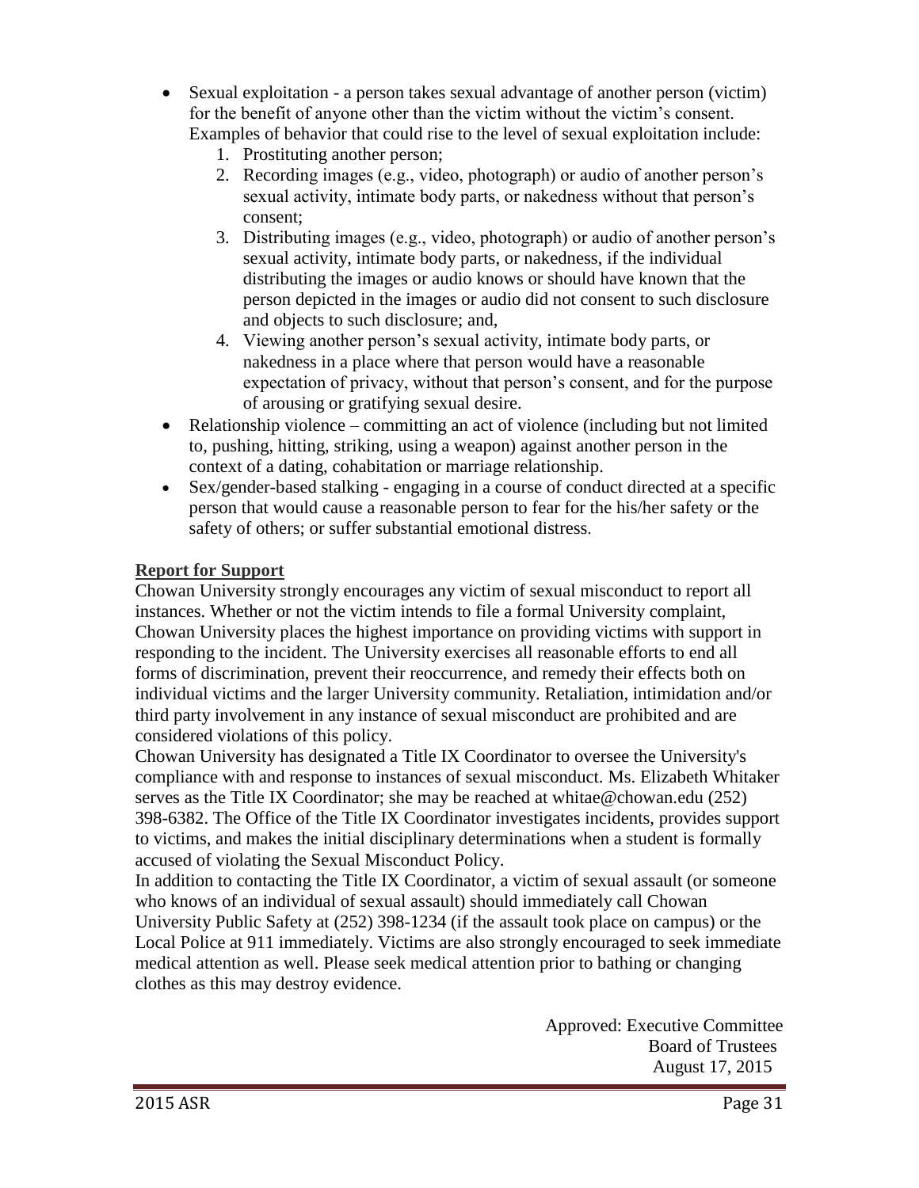- Sexual exploitation - a person takes sexual advantage of another person (victim) for the benefit of anyone other than the victim without the victim's consent. Examples of behavior that could rise to the level of sexual exploitation include:
  1. Prostituting another person;
  2. Recording images (e.g., video, photograph) or audio of another person's sexual activity, intimate body parts, or nakedness without that person's consent;
  3. Distributing images (e.g., video, photograph) or audio of another person's sexual activity, intimate body parts, or nakedness, if the individual distributing the images or audio knows or should have known that the person depicted in the images or audio did not consent to such disclosure and objects to such disclosure; and,
  4. Viewing another person's sexual activity, intimate body parts, or nakedness in a place where that person would have a reasonable expectation of privacy, without that person's consent, and for the purpose of arousing or gratifying sexual desire.
- Relationship violence – committing an act of violence (including but not limited to, pushing, hitting, striking, using a weapon) against another person in the context of a dating, cohabitation or marriage relationship.
- Sex/gender-based stalking - engaging in a course of conduct directed at a specific person that would cause a reasonable person to fear for the his/her safety or the safety of others; or suffer substantial emotional distress.

**Report for Support**

Chowan University strongly encourages any victim of sexual misconduct to report all instances. Whether or not the victim intends to file a formal University complaint, Chowan University places the highest importance on providing victims with support in responding to the incident. The University exercises all reasonable efforts to end all forms of discrimination, prevent their reoccurrence, and remedy their effects both on individual victims and the larger University community. Retaliation, intimidation and/or third party involvement in any instance of sexual misconduct are prohibited and are considered violations of this policy.

Chowan University has designated a Title IX Coordinator to oversee the University's compliance with and response to instances of sexual misconduct. Ms. Elizabeth Whitaker serves as the Title IX Coordinator; she may be reached at whitae@chowan.edu (252) 398-6382. The Office of the Title IX Coordinator investigates incidents, provides support to victims, and makes the initial disciplinary determinations when a student is formally accused of violating the Sexual Misconduct Policy.

In addition to contacting the Title IX Coordinator, a victim of sexual assault (or someone who knows of an individual of sexual assault) should immediately call Chowan University Public Safety at (252) 398-1234 (if the assault took place on campus) or the Local Police at 911 immediately. Victims are also strongly encouraged to seek immediate medical attention as well. Please seek medical attention prior to bathing or changing clothes as this may destroy evidence.

Approved: Executive Committee
Board of Trustees
August 17, 2015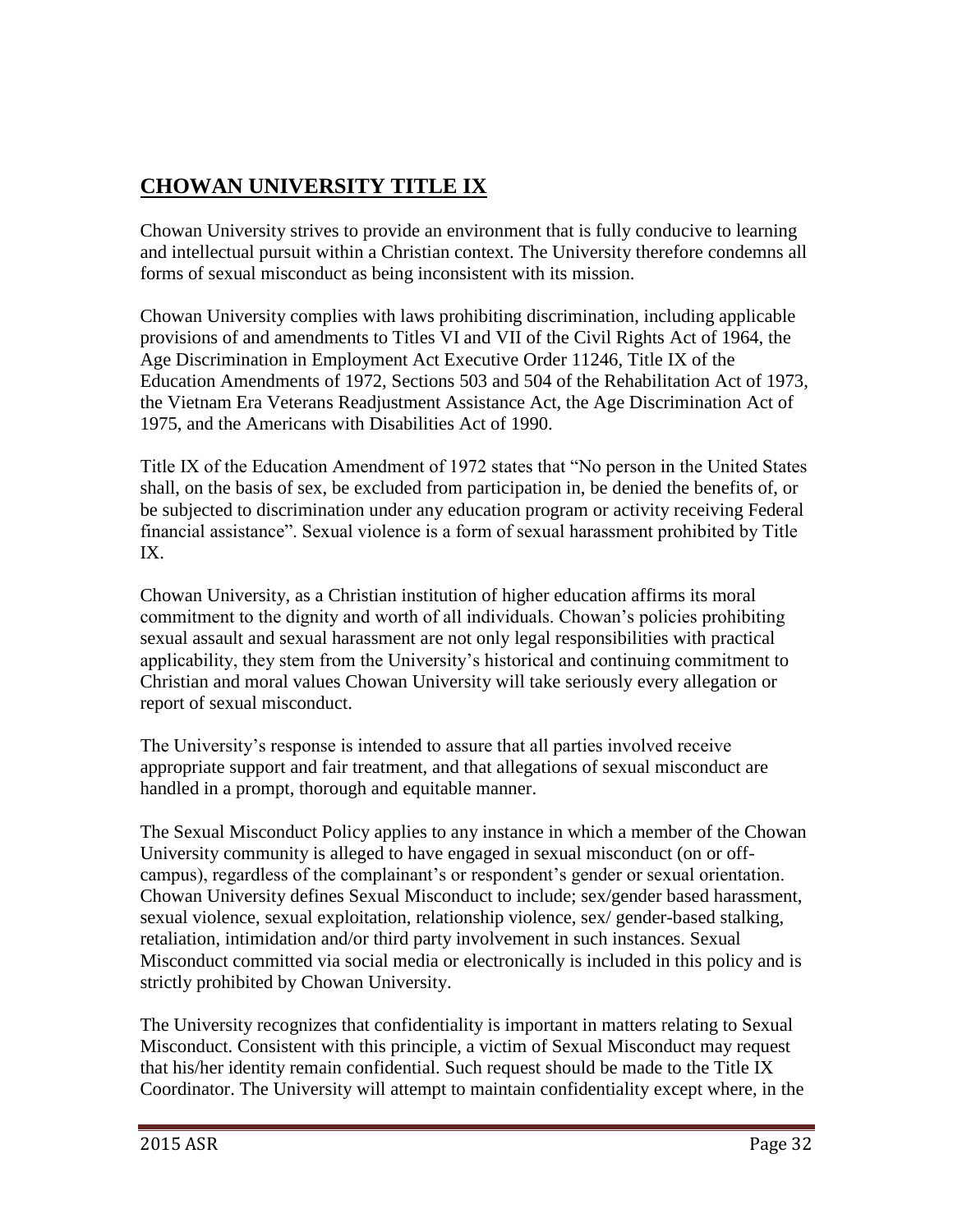# **CHOWAN UNIVERSITY TITLE IX**

Chowan University strives to provide an environment that is fully conducive to learning and intellectual pursuit within a Christian context. The University therefore condemns all forms of sexual misconduct as being inconsistent with its mission.

Chowan University complies with laws prohibiting discrimination, including applicable provisions of and amendments to Titles VI and VII of the Civil Rights Act of 1964, the Age Discrimination in Employment Act Executive Order 11246, Title IX of the Education Amendments of 1972, Sections 503 and 504 of the Rehabilitation Act of 1973, the Vietnam Era Veterans Readjustment Assistance Act, the Age Discrimination Act of 1975, and the Americans with Disabilities Act of 1990.

Title IX of the Education Amendment of 1972 states that "No person in the United States shall, on the basis of sex, be excluded from participation in, be denied the benefits of, or be subjected to discrimination under any education program or activity receiving Federal financial assistance". Sexual violence is a form of sexual harassment prohibited by Title IX.

Chowan University, as a Christian institution of higher education affirms its moral commitment to the dignity and worth of all individuals. Chowan's policies prohibiting sexual assault and sexual harassment are not only legal responsibilities with practical applicability, they stem from the University's historical and continuing commitment to Christian and moral values Chowan University will take seriously every allegation or report of sexual misconduct.

The University's response is intended to assure that all parties involved receive appropriate support and fair treatment, and that allegations of sexual misconduct are handled in a prompt, thorough and equitable manner.

The Sexual Misconduct Policy applies to any instance in which a member of the Chowan University community is alleged to have engaged in sexual misconduct (on or off-campus), regardless of the complainant's or respondent's gender or sexual orientation. Chowan University defines Sexual Misconduct to include; sex/gender based harassment, sexual violence, sexual exploitation, relationship violence, sex/ gender-based stalking, retaliation, intimidation and/or third party involvement in such instances. Sexual Misconduct committed via social media or electronically is included in this policy and is strictly prohibited by Chowan University.

The University recognizes that confidentiality is important in matters relating to Sexual Misconduct. Consistent with this principle, a victim of Sexual Misconduct may request that his/her identity remain confidential. Such request should be made to the Title IX Coordinator. The University will attempt to maintain confidentiality except where, in the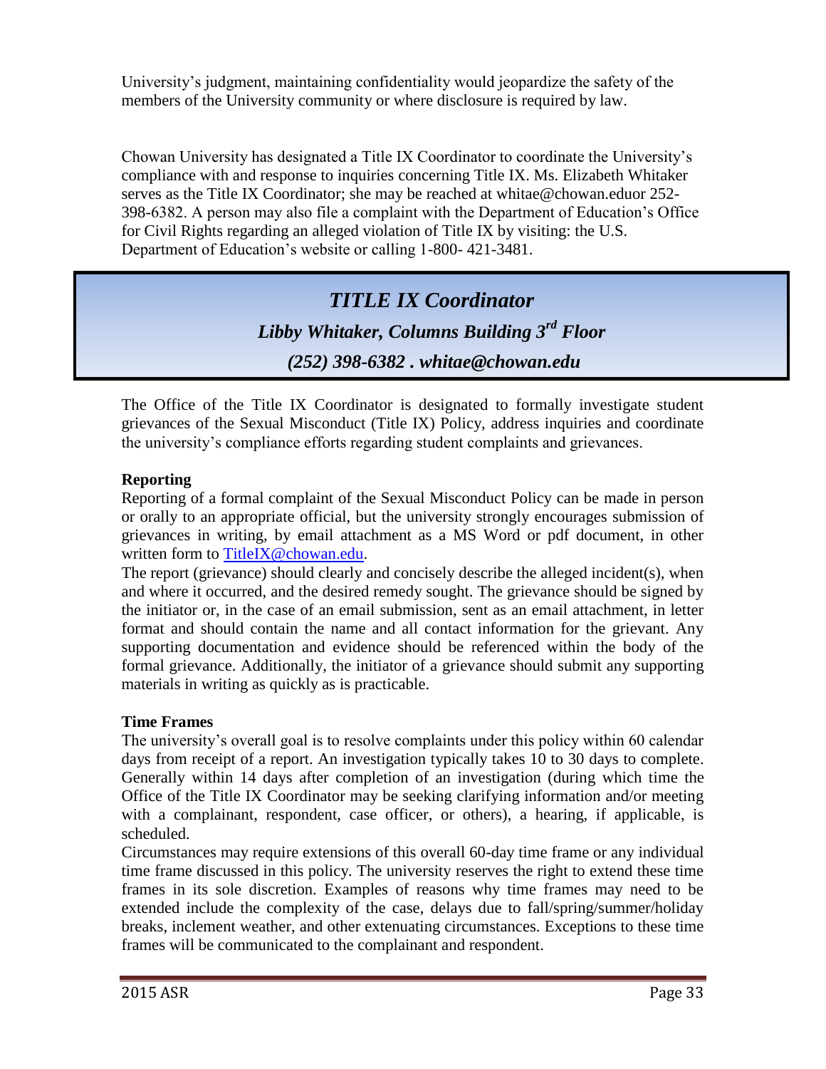University's judgment, maintaining confidentiality would jeopardize the safety of the members of the University community or where disclosure is required by law.

Chowan University has designated a Title IX Coordinator to coordinate the University's compliance with and response to inquiries concerning Title IX. Ms. Elizabeth Whitaker serves as the Title IX Coordinator; she may be reached at whitae@chowan.eduor 252-398-6382. A person may also file a complaint with the Department of Education's Office for Civil Rights regarding an alleged violation of Title IX by visiting: the U.S. Department of Education's website or calling 1-800- 421-3481.

## *TITLE IX Coordinator*

***Libby Whitaker, Columns Building 3rd Floor***

***(252) 398-6382 . whitae@chowan.edu***

The Office of the Title IX Coordinator is designated to formally investigate student grievances of the Sexual Misconduct (Title IX) Policy, address inquiries and coordinate the university's compliance efforts regarding student complaints and grievances.

**Reporting**

Reporting of a formal complaint of the Sexual Misconduct Policy can be made in person or orally to an appropriate official, but the university strongly encourages submission of grievances in writing, by email attachment as a MS Word or pdf document, in other written form to TitleIX@chowan.edu.

The report (grievance) should clearly and concisely describe the alleged incident(s), when and where it occurred, and the desired remedy sought. The grievance should be signed by the initiator or, in the case of an email submission, sent as an email attachment, in letter format and should contain the name and all contact information for the grievant. Any supporting documentation and evidence should be referenced within the body of the formal grievance. Additionally, the initiator of a grievance should submit any supporting materials in writing as quickly as is practicable.

**Time Frames**

The university's overall goal is to resolve complaints under this policy within 60 calendar days from receipt of a report. An investigation typically takes 10 to 30 days to complete. Generally within 14 days after completion of an investigation (during which time the Office of the Title IX Coordinator may be seeking clarifying information and/or meeting with a complainant, respondent, case officer, or others), a hearing, if applicable, is scheduled.

Circumstances may require extensions of this overall 60-day time frame or any individual time frame discussed in this policy. The university reserves the right to extend these time frames in its sole discretion. Examples of reasons why time frames may need to be extended include the complexity of the case, delays due to fall/spring/summer/holiday breaks, inclement weather, and other extenuating circumstances. Exceptions to these time frames will be communicated to the complainant and respondent.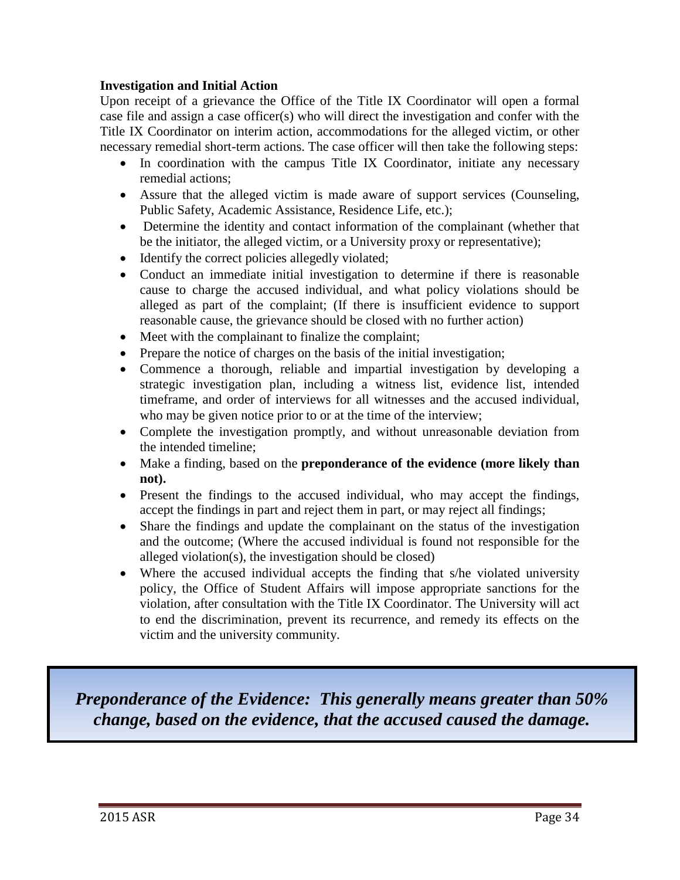**Investigation and Initial Action**

Upon receipt of a grievance the Office of the Title IX Coordinator will open a formal case file and assign a case officer(s) who will direct the investigation and confer with the Title IX Coordinator on interim action, accommodations for the alleged victim, or other necessary remedial short-term actions. The case officer will then take the following steps:

- In coordination with the campus Title IX Coordinator, initiate any necessary remedial actions;
- Assure that the alleged victim is made aware of support services (Counseling, Public Safety, Academic Assistance, Residence Life, etc.);
- Determine the identity and contact information of the complainant (whether that be the initiator, the alleged victim, or a University proxy or representative);
- Identify the correct policies allegedly violated;
- Conduct an immediate initial investigation to determine if there is reasonable cause to charge the accused individual, and what policy violations should be alleged as part of the complaint; (If there is insufficient evidence to support reasonable cause, the grievance should be closed with no further action)
- Meet with the complainant to finalize the complaint;
- Prepare the notice of charges on the basis of the initial investigation;
- Commence a thorough, reliable and impartial investigation by developing a strategic investigation plan, including a witness list, evidence list, intended timeframe, and order of interviews for all witnesses and the accused individual, who may be given notice prior to or at the time of the interview;
- Complete the investigation promptly, and without unreasonable deviation from the intended timeline;
- Make a finding, based on the **preponderance of the evidence (more likely than not).**
- Present the findings to the accused individual, who may accept the findings, accept the findings in part and reject them in part, or may reject all findings;
- Share the findings and update the complainant on the status of the investigation and the outcome; (Where the accused individual is found not responsible for the alleged violation(s), the investigation should be closed)
- Where the accused individual accepts the finding that s/he violated university policy, the Office of Student Affairs will impose appropriate sanctions for the violation, after consultation with the Title IX Coordinator. The University will act to end the discrimination, prevent its recurrence, and remedy its effects on the victim and the university community.

***Preponderance of the Evidence: This generally means greater than 50% change, based on the evidence, that the accused caused the damage.***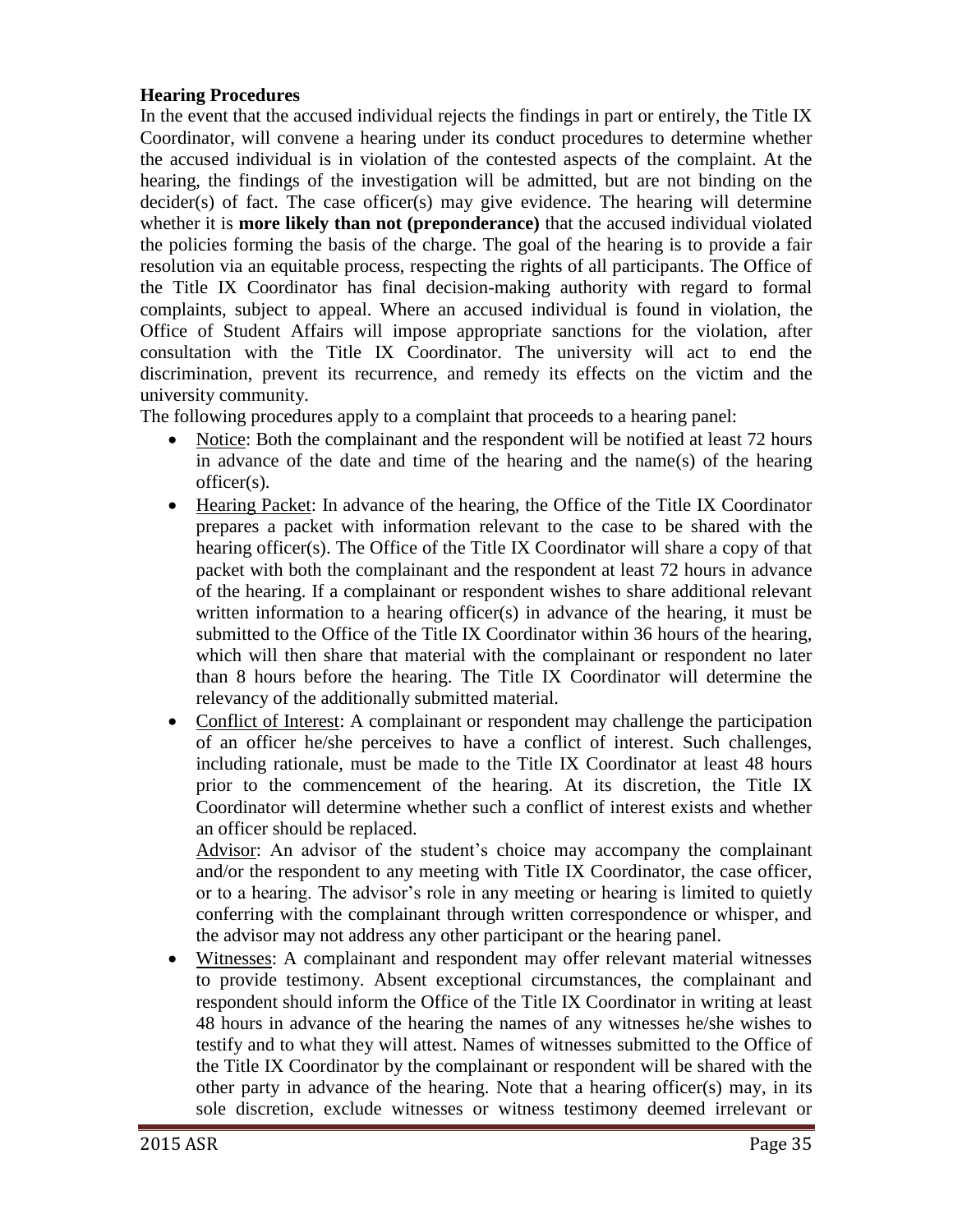**Hearing Procedures**

In the event that the accused individual rejects the findings in part or entirely, the Title IX Coordinator, will convene a hearing under its conduct procedures to determine whether the accused individual is in violation of the contested aspects of the complaint. At the hearing, the findings of the investigation will be admitted, but are not binding on the decider(s) of fact. The case officer(s) may give evidence. The hearing will determine whether it is **more likely than not (preponderance)** that the accused individual violated the policies forming the basis of the charge. The goal of the hearing is to provide a fair resolution via an equitable process, respecting the rights of all participants. The Office of the Title IX Coordinator has final decision-making authority with regard to formal complaints, subject to appeal. Where an accused individual is found in violation, the Office of Student Affairs will impose appropriate sanctions for the violation, after consultation with the Title IX Coordinator. The university will act to end the discrimination, prevent its recurrence, and remedy its effects on the victim and the university community.

The following procedures apply to a complaint that proceeds to a hearing panel:

- Notice: Both the complainant and the respondent will be notified at least 72 hours in advance of the date and time of the hearing and the name(s) of the hearing officer(s).
- Hearing Packet: In advance of the hearing, the Office of the Title IX Coordinator prepares a packet with information relevant to the case to be shared with the hearing officer(s). The Office of the Title IX Coordinator will share a copy of that packet with both the complainant and the respondent at least 72 hours in advance of the hearing. If a complainant or respondent wishes to share additional relevant written information to a hearing officer(s) in advance of the hearing, it must be submitted to the Office of the Title IX Coordinator within 36 hours of the hearing, which will then share that material with the complainant or respondent no later than 8 hours before the hearing. The Title IX Coordinator will determine the relevancy of the additionally submitted material.
- Conflict of Interest: A complainant or respondent may challenge the participation of an officer he/she perceives to have a conflict of interest. Such challenges, including rationale, must be made to the Title IX Coordinator at least 48 hours prior to the commencement of the hearing. At its discretion, the Title IX Coordinator will determine whether such a conflict of interest exists and whether an officer should be replaced.

  Advisor: An advisor of the student's choice may accompany the complainant and/or the respondent to any meeting with Title IX Coordinator, the case officer, or to a hearing. The advisor's role in any meeting or hearing is limited to quietly conferring with the complainant through written correspondence or whisper, and the advisor may not address any other participant or the hearing panel.
- Witnesses: A complainant and respondent may offer relevant material witnesses to provide testimony. Absent exceptional circumstances, the complainant and respondent should inform the Office of the Title IX Coordinator in writing at least 48 hours in advance of the hearing the names of any witnesses he/she wishes to testify and to what they will attest. Names of witnesses submitted to the Office of the Title IX Coordinator by the complainant or respondent will be shared with the other party in advance of the hearing. Note that a hearing officer(s) may, in its sole discretion, exclude witnesses or witness testimony deemed irrelevant or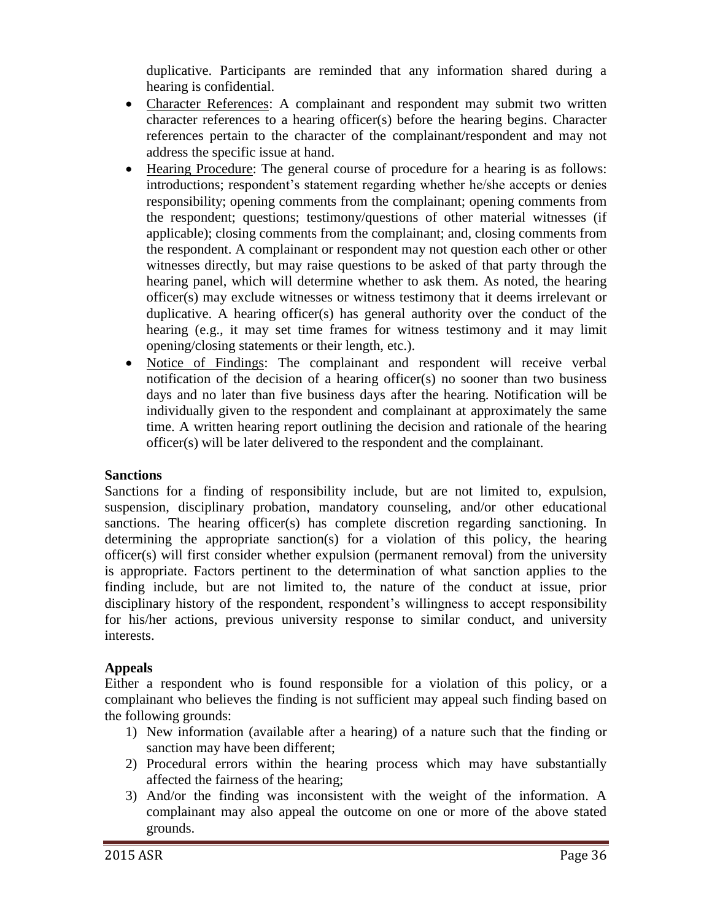duplicative. Participants are reminded that any information shared during a hearing is confidential.

- Character References: A complainant and respondent may submit two written character references to a hearing officer(s) before the hearing begins. Character references pertain to the character of the complainant/respondent and may not address the specific issue at hand.
- Hearing Procedure: The general course of procedure for a hearing is as follows: introductions; respondent's statement regarding whether he/she accepts or denies responsibility; opening comments from the complainant; opening comments from the respondent; questions; testimony/questions of other material witnesses (if applicable); closing comments from the complainant; and, closing comments from the respondent. A complainant or respondent may not question each other or other witnesses directly, but may raise questions to be asked of that party through the hearing panel, which will determine whether to ask them. As noted, the hearing officer(s) may exclude witnesses or witness testimony that it deems irrelevant or duplicative. A hearing officer(s) has general authority over the conduct of the hearing (e.g., it may set time frames for witness testimony and it may limit opening/closing statements or their length, etc.).
- Notice of Findings: The complainant and respondent will receive verbal notification of the decision of a hearing officer(s) no sooner than two business days and no later than five business days after the hearing. Notification will be individually given to the respondent and complainant at approximately the same time. A written hearing report outlining the decision and rationale of the hearing officer(s) will be later delivered to the respondent and the complainant.

**Sanctions**

Sanctions for a finding of responsibility include, but are not limited to, expulsion, suspension, disciplinary probation, mandatory counseling, and/or other educational sanctions. The hearing officer(s) has complete discretion regarding sanctioning. In determining the appropriate sanction(s) for a violation of this policy, the hearing officer(s) will first consider whether expulsion (permanent removal) from the university is appropriate. Factors pertinent to the determination of what sanction applies to the finding include, but are not limited to, the nature of the conduct at issue, prior disciplinary history of the respondent, respondent's willingness to accept responsibility for his/her actions, previous university response to similar conduct, and university interests.

**Appeals**

Either a respondent who is found responsible for a violation of this policy, or a complainant who believes the finding is not sufficient may appeal such finding based on the following grounds:

1) New information (available after a hearing) of a nature such that the finding or sanction may have been different;
2) Procedural errors within the hearing process which may have substantially affected the fairness of the hearing;
3) And/or the finding was inconsistent with the weight of the information. A complainant may also appeal the outcome on one or more of the above stated grounds.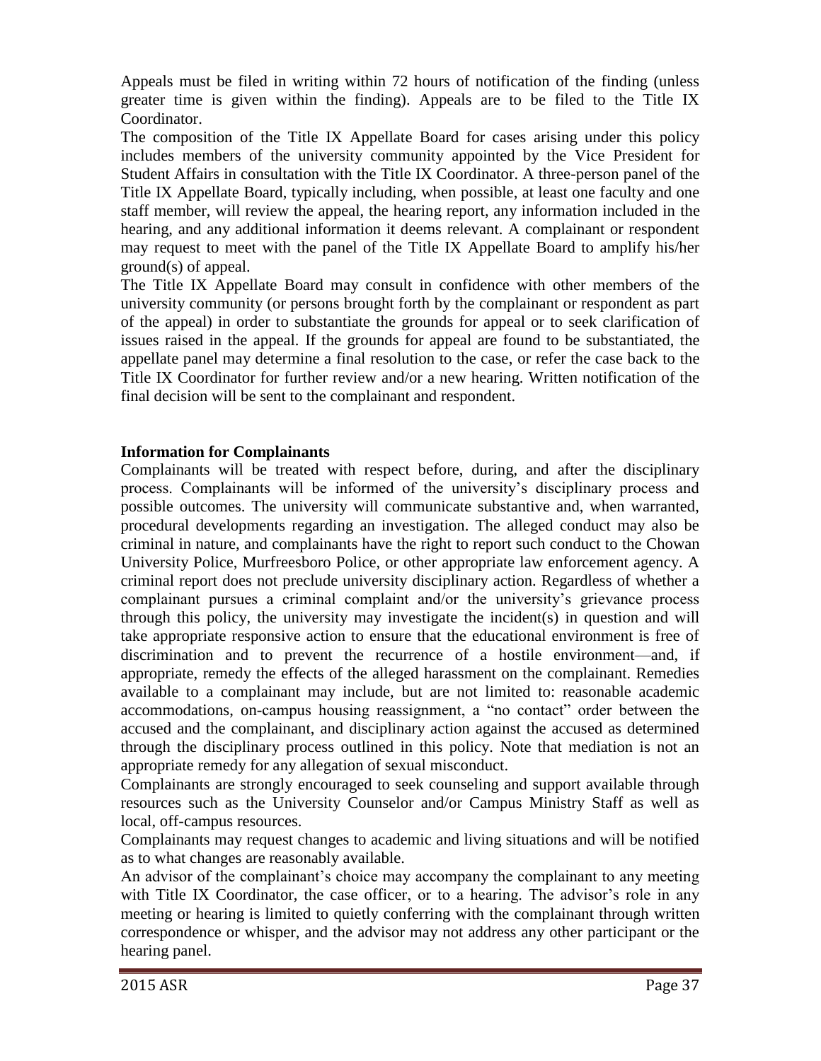Appeals must be filed in writing within 72 hours of notification of the finding (unless greater time is given within the finding). Appeals are to be filed to the Title IX Coordinator.

The composition of the Title IX Appellate Board for cases arising under this policy includes members of the university community appointed by the Vice President for Student Affairs in consultation with the Title IX Coordinator. A three-person panel of the Title IX Appellate Board, typically including, when possible, at least one faculty and one staff member, will review the appeal, the hearing report, any information included in the hearing, and any additional information it deems relevant. A complainant or respondent may request to meet with the panel of the Title IX Appellate Board to amplify his/her ground(s) of appeal.

The Title IX Appellate Board may consult in confidence with other members of the university community (or persons brought forth by the complainant or respondent as part of the appeal) in order to substantiate the grounds for appeal or to seek clarification of issues raised in the appeal. If the grounds for appeal are found to be substantiated, the appellate panel may determine a final resolution to the case, or refer the case back to the Title IX Coordinator for further review and/or a new hearing. Written notification of the final decision will be sent to the complainant and respondent.

**Information for Complainants**

Complainants will be treated with respect before, during, and after the disciplinary process. Complainants will be informed of the university's disciplinary process and possible outcomes. The university will communicate substantive and, when warranted, procedural developments regarding an investigation. The alleged conduct may also be criminal in nature, and complainants have the right to report such conduct to the Chowan University Police, Murfreesboro Police, or other appropriate law enforcement agency. A criminal report does not preclude university disciplinary action. Regardless of whether a complainant pursues a criminal complaint and/or the university's grievance process through this policy, the university may investigate the incident(s) in question and will take appropriate responsive action to ensure that the educational environment is free of discrimination and to prevent the recurrence of a hostile environment—and, if appropriate, remedy the effects of the alleged harassment on the complainant. Remedies available to a complainant may include, but are not limited to: reasonable academic accommodations, on-campus housing reassignment, a "no contact" order between the accused and the complainant, and disciplinary action against the accused as determined through the disciplinary process outlined in this policy. Note that mediation is not an appropriate remedy for any allegation of sexual misconduct.

Complainants are strongly encouraged to seek counseling and support available through resources such as the University Counselor and/or Campus Ministry Staff as well as local, off-campus resources.

Complainants may request changes to academic and living situations and will be notified as to what changes are reasonably available.

An advisor of the complainant's choice may accompany the complainant to any meeting with Title IX Coordinator, the case officer, or to a hearing. The advisor's role in any meeting or hearing is limited to quietly conferring with the complainant through written correspondence or whisper, and the advisor may not address any other participant or the hearing panel.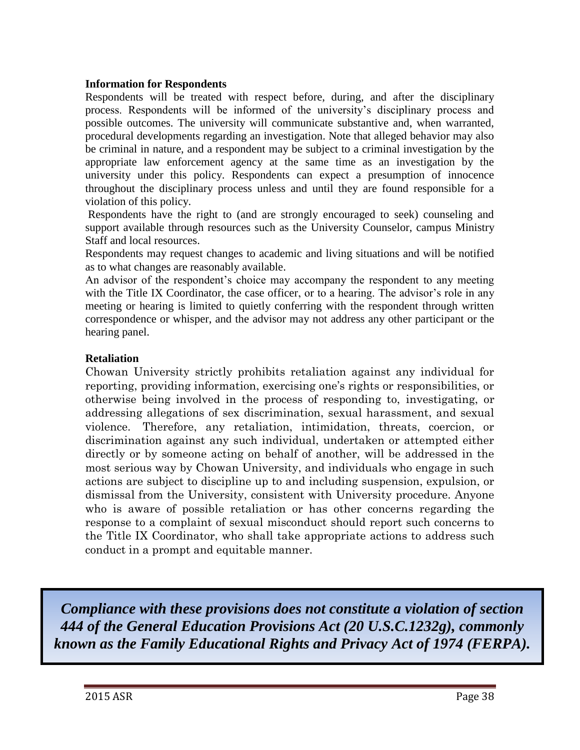**Information for Respondents**

Respondents will be treated with respect before, during, and after the disciplinary process. Respondents will be informed of the university's disciplinary process and possible outcomes. The university will communicate substantive and, when warranted, procedural developments regarding an investigation. Note that alleged behavior may also be criminal in nature, and a respondent may be subject to a criminal investigation by the appropriate law enforcement agency at the same time as an investigation by the university under this policy. Respondents can expect a presumption of innocence throughout the disciplinary process unless and until they are found responsible for a violation of this policy.

Respondents have the right to (and are strongly encouraged to seek) counseling and support available through resources such as the University Counselor, campus Ministry Staff and local resources.

Respondents may request changes to academic and living situations and will be notified as to what changes are reasonably available.

An advisor of the respondent's choice may accompany the respondent to any meeting with the Title IX Coordinator, the case officer, or to a hearing. The advisor's role in any meeting or hearing is limited to quietly conferring with the respondent through written correspondence or whisper, and the advisor may not address any other participant or the hearing panel.

**Retaliation**

Chowan University strictly prohibits retaliation against any individual for reporting, providing information, exercising one's rights or responsibilities, or otherwise being involved in the process of responding to, investigating, or addressing allegations of sex discrimination, sexual harassment, and sexual violence. Therefore, any retaliation, intimidation, threats, coercion, or discrimination against any such individual, undertaken or attempted either directly or by someone acting on behalf of another, will be addressed in the most serious way by Chowan University, and individuals who engage in such actions are subject to discipline up to and including suspension, expulsion, or dismissal from the University, consistent with University procedure. Anyone who is aware of possible retaliation or has other concerns regarding the response to a complaint of sexual misconduct should report such concerns to the Title IX Coordinator, who shall take appropriate actions to address such conduct in a prompt and equitable manner.

***Compliance with these provisions does not constitute a violation of section 444 of the General Education Provisions Act (20 U.S.C.1232g), commonly known as the Family Educational Rights and Privacy Act of 1974 (FERPA).***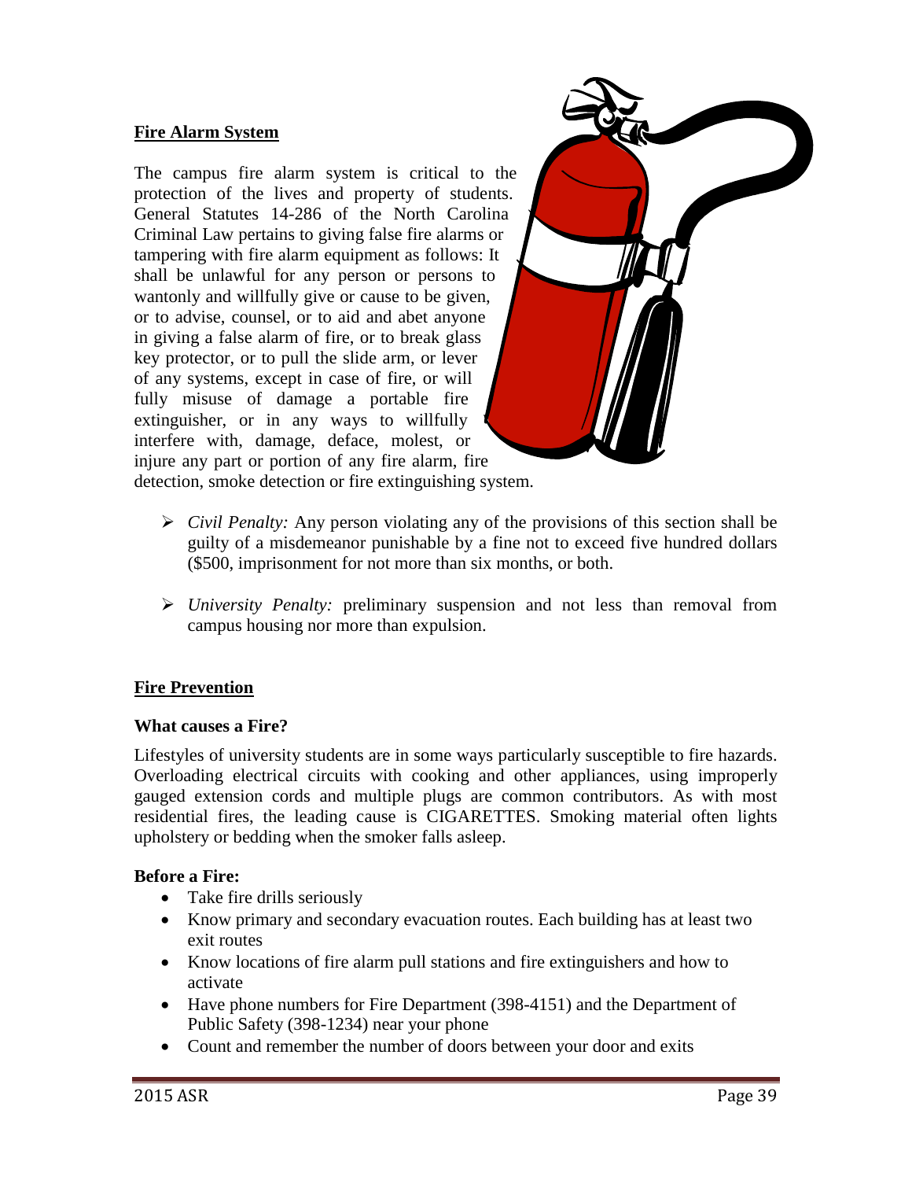## Fire Alarm System

The campus fire alarm system is critical to the protection of the lives and property of students. General Statutes 14-286 of the North Carolina Criminal Law pertains to giving false fire alarms or tampering with fire alarm equipment as follows: It shall be unlawful for any person or persons to wantonly and willfully give or cause to be given, or to advise, counsel, or to aid and abet anyone in giving a false alarm of fire, or to break glass key protector, or to pull the slide arm, or lever of any systems, except in case of fire, or will fully misuse of damage a portable fire extinguisher, or in any ways to willfully interfere with, damage, deface, molest, or injure any part or portion of any fire alarm, fire detection, smoke detection or fire extinguishing system.

- *Civil Penalty:* Any person violating any of the provisions of this section shall be guilty of a misdemeanor punishable by a fine not to exceed five hundred dollars ($500, imprisonment for not more than six months, or both.
- *University Penalty:* preliminary suspension and not less than removal from campus housing nor more than expulsion.

## Fire Prevention

### What causes a Fire?

Lifestyles of university students are in some ways particularly susceptible to fire hazards. Overloading electrical circuits with cooking and other appliances, using improperly gauged extension cords and multiple plugs are common contributors. As with most residential fires, the leading cause is CIGARETTES. Smoking material often lights upholstery or bedding when the smoker falls asleep.

### Before a Fire:

- Take fire drills seriously
- Know primary and secondary evacuation routes. Each building has at least two exit routes
- Know locations of fire alarm pull stations and fire extinguishers and how to activate
- Have phone numbers for Fire Department (398-4151) and the Department of Public Safety (398-1234) near your phone
- Count and remember the number of doors between your door and exits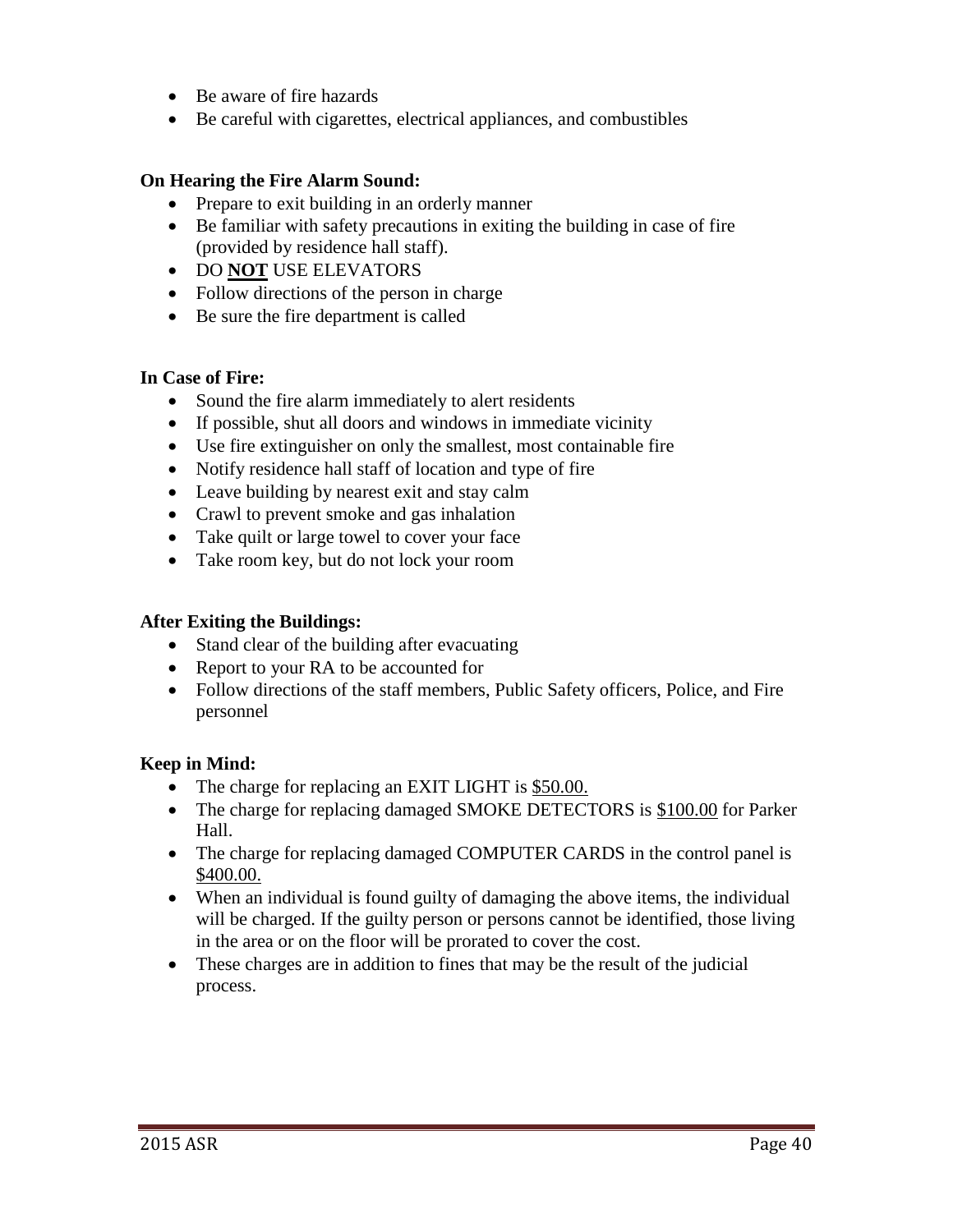- Be aware of fire hazards
- Be careful with cigarettes, electrical appliances, and combustibles

**On Hearing the Fire Alarm Sound:**

- Prepare to exit building in an orderly manner
- Be familiar with safety precautions in exiting the building in case of fire (provided by residence hall staff).
- DO <u>**NOT**</u> USE ELEVATORS
- Follow directions of the person in charge
- Be sure the fire department is called

**In Case of Fire:**

- Sound the fire alarm immediately to alert residents
- If possible, shut all doors and windows in immediate vicinity
- Use fire extinguisher on only the smallest, most containable fire
- Notify residence hall staff of location and type of fire
- Leave building by nearest exit and stay calm
- Crawl to prevent smoke and gas inhalation
- Take quilt or large towel to cover your face
- Take room key, but do not lock your room

**After Exiting the Buildings:**

- Stand clear of the building after evacuating
- Report to your RA to be accounted for
- Follow directions of the staff members, Public Safety officers, Police, and Fire personnel

**Keep in Mind:**

- The charge for replacing an EXIT LIGHT is <u>$50.00.</u>
- The charge for replacing damaged SMOKE DETECTORS is <u>$100.00</u> for Parker Hall.
- The charge for replacing damaged COMPUTER CARDS in the control panel is <u>$400.00.</u>
- When an individual is found guilty of damaging the above items, the individual will be charged. If the guilty person or persons cannot be identified, those living in the area or on the floor will be prorated to cover the cost.
- These charges are in addition to fines that may be the result of the judicial process.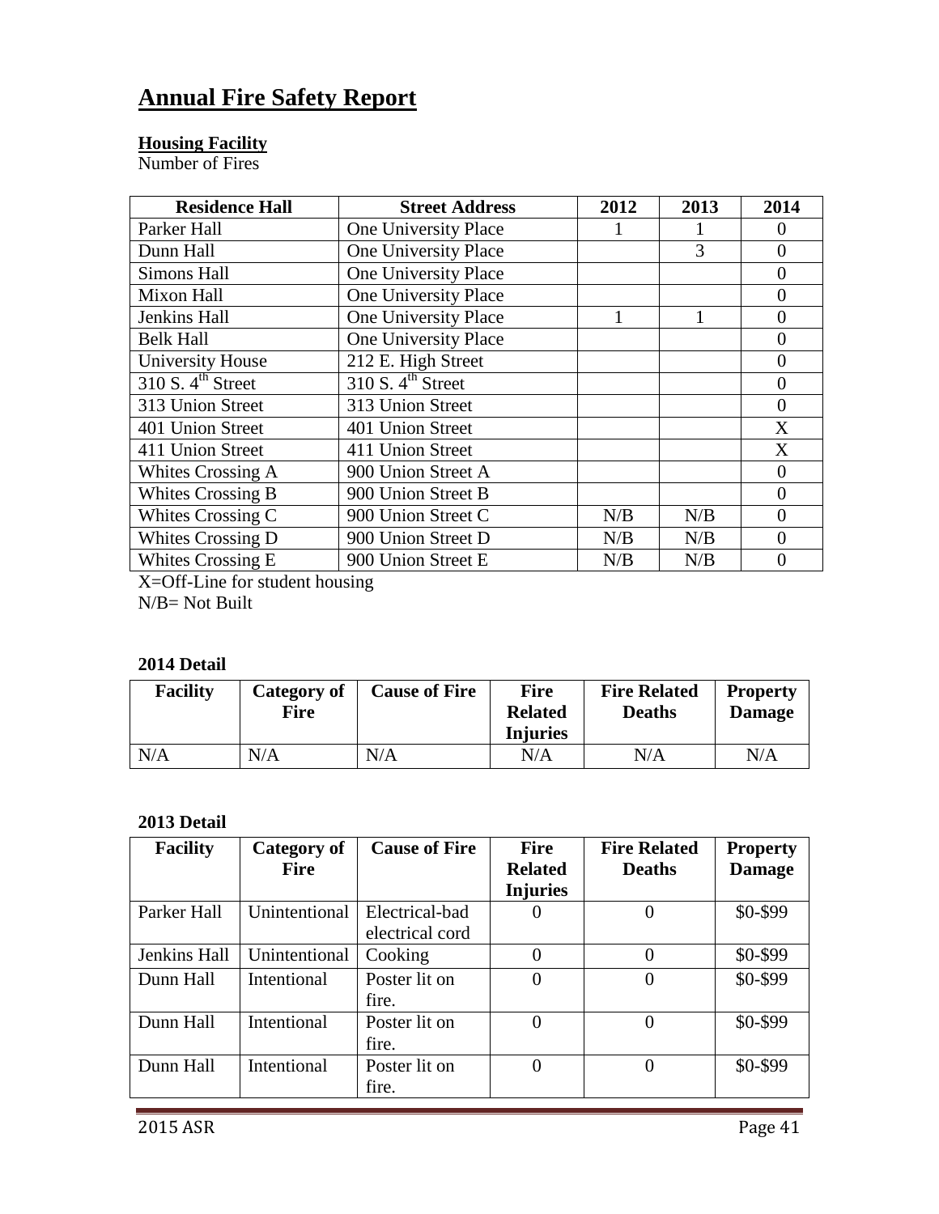# Annual Fire Safety Report

**Housing Facility**

Number of Fires

| Residence Hall | Street Address | 2012 | 2013 | 2014 |
|---|---|---|---|---|
| Parker Hall | One University Place | 1 | 1 | 0 |
| Dunn Hall | One University Place | | 3 | 0 |
| Simons Hall | One University Place | | | 0 |
| Mixon Hall | One University Place | | | 0 |
| Jenkins Hall | One University Place | 1 | 1 | 0 |
| Belk Hall | One University Place | | | 0 |
| University House | 212 E. High Street | | | 0 |
| 310 S. 4th Street | 310 S. 4th Street | | | 0 |
| 313 Union Street | 313 Union Street | | | 0 |
| 401 Union Street | 401 Union Street | | | X |
| 411 Union Street | 411 Union Street | | | X |
| Whites Crossing A | 900 Union Street A | | | 0 |
| Whites Crossing B | 900 Union Street B | | | 0 |
| Whites Crossing C | 900 Union Street C | N/B | N/B | 0 |
| Whites Crossing D | 900 Union Street D | N/B | N/B | 0 |
| Whites Crossing E | 900 Union Street E | N/B | N/B | 0 |

X=Off-Line for student housing

N/B= Not Built

**2014 Detail**

| Facility | Category of Fire | Cause of Fire | Fire Related Injuries | Fire Related Deaths | Property Damage |
|---|---|---|---|---|---|
| N/A | N/A | N/A | N/A | N/A | N/A |

**2013 Detail**

| Facility | Category of Fire | Cause of Fire | Fire Related Injuries | Fire Related Deaths | Property Damage |
|---|---|---|---|---|---|
| Parker Hall | Unintentional | Electrical-bad electrical cord | 0 | 0 | $0-$99 |
| Jenkins Hall | Unintentional | Cooking | 0 | 0 | $0-$99 |
| Dunn Hall | Intentional | Poster lit on fire. | 0 | 0 | $0-$99 |
| Dunn Hall | Intentional | Poster lit on fire. | 0 | 0 | $0-$99 |
| Dunn Hall | Intentional | Poster lit on fire. | 0 | 0 | $0-$99 |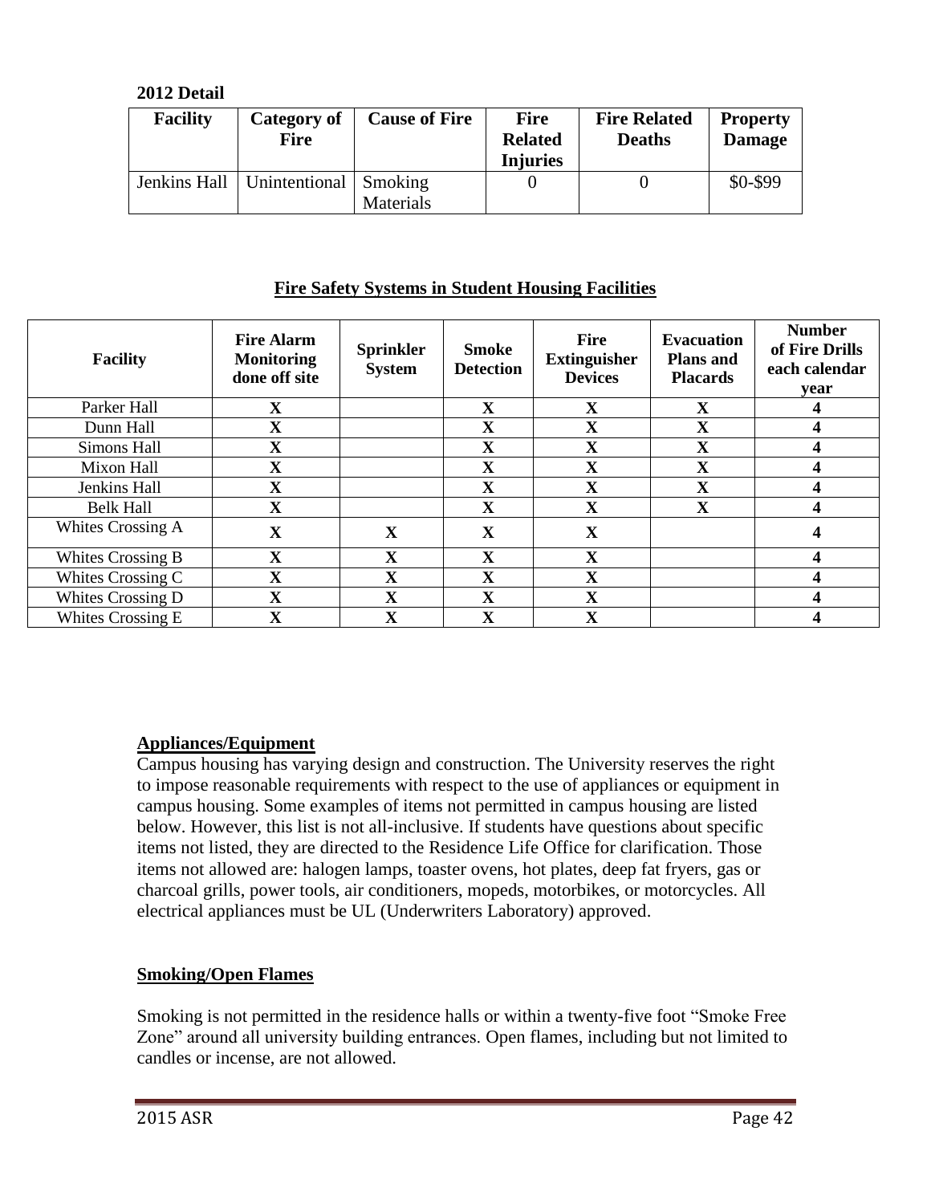**2012 Detail**

| Facility | Category of Fire | Cause of Fire | Fire Related Injuries | Fire Related Deaths | Property Damage |
|---|---|---|---|---|---|
| Jenkins Hall | Unintentional | Smoking Materials | 0 | 0 | $0-$99 |

## Fire Safety Systems in Student Housing Facilities

| Facility | Fire Alarm Monitoring done off site | Sprinkler System | Smoke Detection | Fire Extinguisher Devices | Evacuation Plans and Placards | Number of Fire Drills each calendar year |
|---|---|---|---|---|---|---|
| Parker Hall | X | | X | X | X | 4 |
| Dunn Hall | X | | X | X | X | 4 |
| Simons Hall | X | | X | X | X | 4 |
| Mixon Hall | X | | X | X | X | 4 |
| Jenkins Hall | X | | X | X | X | 4 |
| Belk Hall | X | | X | X | X | 4 |
| Whites Crossing A | X | X | X | X | | 4 |
| Whites Crossing B | X | X | X | X | | 4 |
| Whites Crossing C | X | X | X | X | | 4 |
| Whites Crossing D | X | X | X | X | | 4 |
| Whites Crossing E | X | X | X | X | | 4 |

## Appliances/Equipment

Campus housing has varying design and construction. The University reserves the right to impose reasonable requirements with respect to the use of appliances or equipment in campus housing. Some examples of items not permitted in campus housing are listed below. However, this list is not all-inclusive. If students have questions about specific items not listed, they are directed to the Residence Life Office for clarification. Those items not allowed are: halogen lamps, toaster ovens, hot plates, deep fat fryers, gas or charcoal grills, power tools, air conditioners, mopeds, motorbikes, or motorcycles. All electrical appliances must be UL (Underwriters Laboratory) approved.

## Smoking/Open Flames

Smoking is not permitted in the residence halls or within a twenty-five foot "Smoke Free Zone" around all university building entrances. Open flames, including but not limited to candles or incense, are not allowed.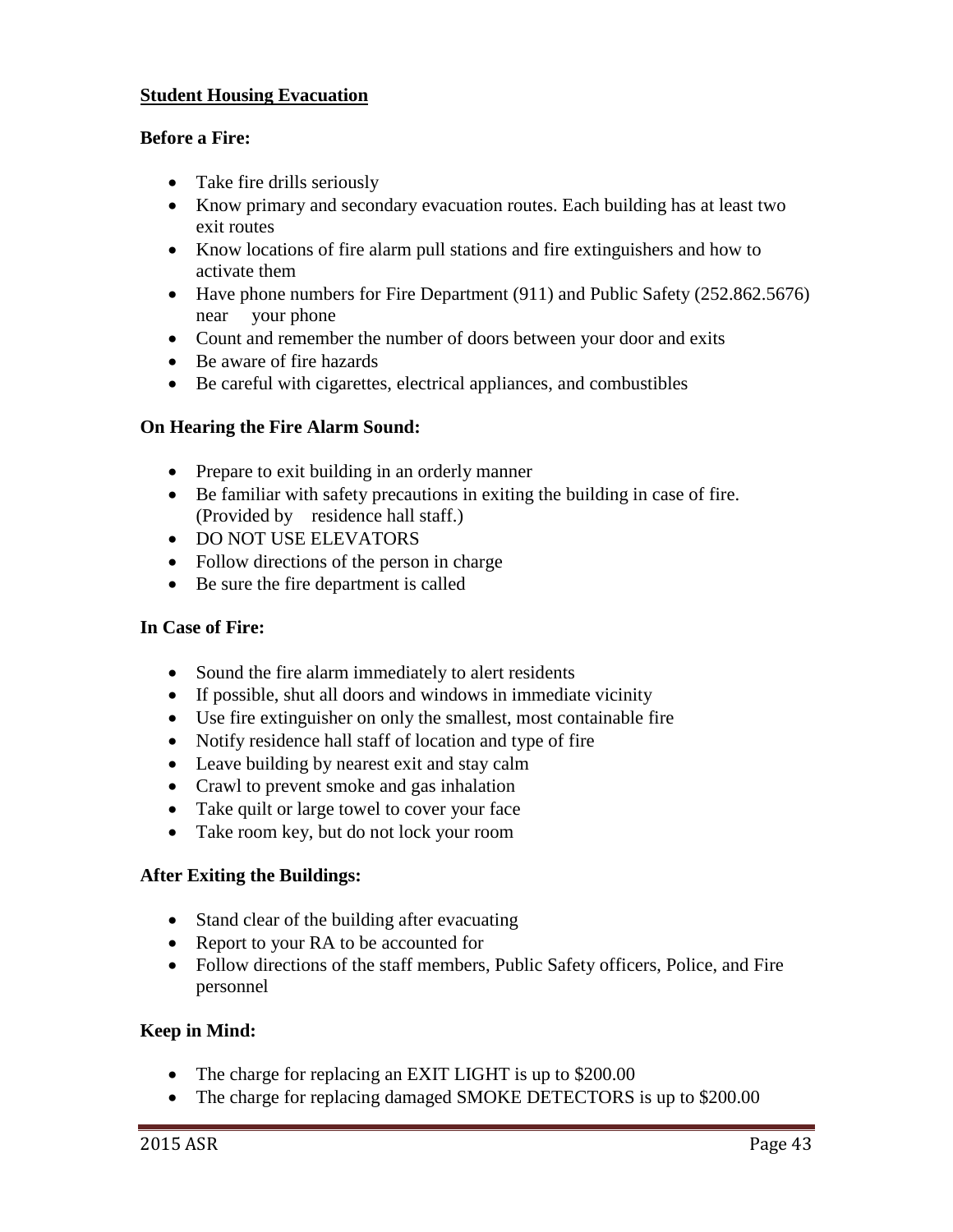**Student Housing Evacuation**

**Before a Fire:**

- Take fire drills seriously
- Know primary and secondary evacuation routes. Each building has at least two exit routes
- Know locations of fire alarm pull stations and fire extinguishers and how to activate them
- Have phone numbers for Fire Department (911) and Public Safety (252.862.5676) near your phone
- Count and remember the number of doors between your door and exits
- Be aware of fire hazards
- Be careful with cigarettes, electrical appliances, and combustibles

**On Hearing the Fire Alarm Sound:**

- Prepare to exit building in an orderly manner
- Be familiar with safety precautions in exiting the building in case of fire. (Provided by residence hall staff.)
- DO NOT USE ELEVATORS
- Follow directions of the person in charge
- Be sure the fire department is called

**In Case of Fire:**

- Sound the fire alarm immediately to alert residents
- If possible, shut all doors and windows in immediate vicinity
- Use fire extinguisher on only the smallest, most containable fire
- Notify residence hall staff of location and type of fire
- Leave building by nearest exit and stay calm
- Crawl to prevent smoke and gas inhalation
- Take quilt or large towel to cover your face
- Take room key, but do not lock your room

**After Exiting the Buildings:**

- Stand clear of the building after evacuating
- Report to your RA to be accounted for
- Follow directions of the staff members, Public Safety officers, Police, and Fire personnel

**Keep in Mind:**

- The charge for replacing an EXIT LIGHT is up to $200.00
- The charge for replacing damaged SMOKE DETECTORS is up to $200.00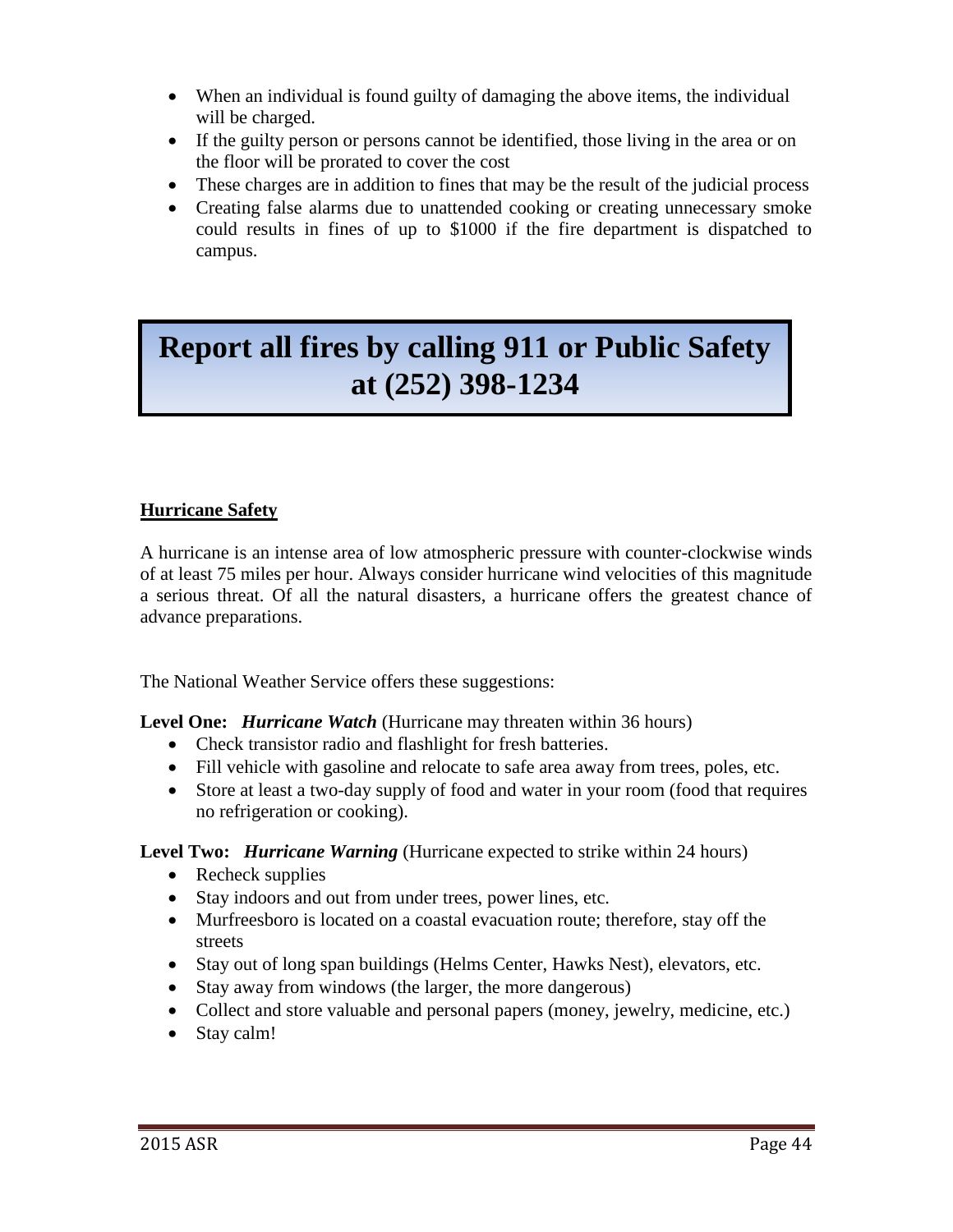- When an individual is found guilty of damaging the above items, the individual will be charged.
- If the guilty person or persons cannot be identified, those living in the area or on the floor will be prorated to cover the cost
- These charges are in addition to fines that may be the result of the judicial process
- Creating false alarms due to unattended cooking or creating unnecessary smoke could results in fines of up to $1000 if the fire department is dispatched to campus.

# Report all fires by calling 911 or Public Safety at (252) 398-1234

**Hurricane Safety**

A hurricane is an intense area of low atmospheric pressure with counter-clockwise winds of at least 75 miles per hour. Always consider hurricane wind velocities of this magnitude a serious threat. Of all the natural disasters, a hurricane offers the greatest chance of advance preparations.

The National Weather Service offers these suggestions:

**Level One:** ***Hurricane Watch*** (Hurricane may threaten within 36 hours)

- Check transistor radio and flashlight for fresh batteries.
- Fill vehicle with gasoline and relocate to safe area away from trees, poles, etc.
- Store at least a two-day supply of food and water in your room (food that requires no refrigeration or cooking).

**Level Two:** ***Hurricane Warning*** (Hurricane expected to strike within 24 hours)

- Recheck supplies
- Stay indoors and out from under trees, power lines, etc.
- Murfreesboro is located on a coastal evacuation route; therefore, stay off the streets
- Stay out of long span buildings (Helms Center, Hawks Nest), elevators, etc.
- Stay away from windows (the larger, the more dangerous)
- Collect and store valuable and personal papers (money, jewelry, medicine, etc.)
- Stay calm!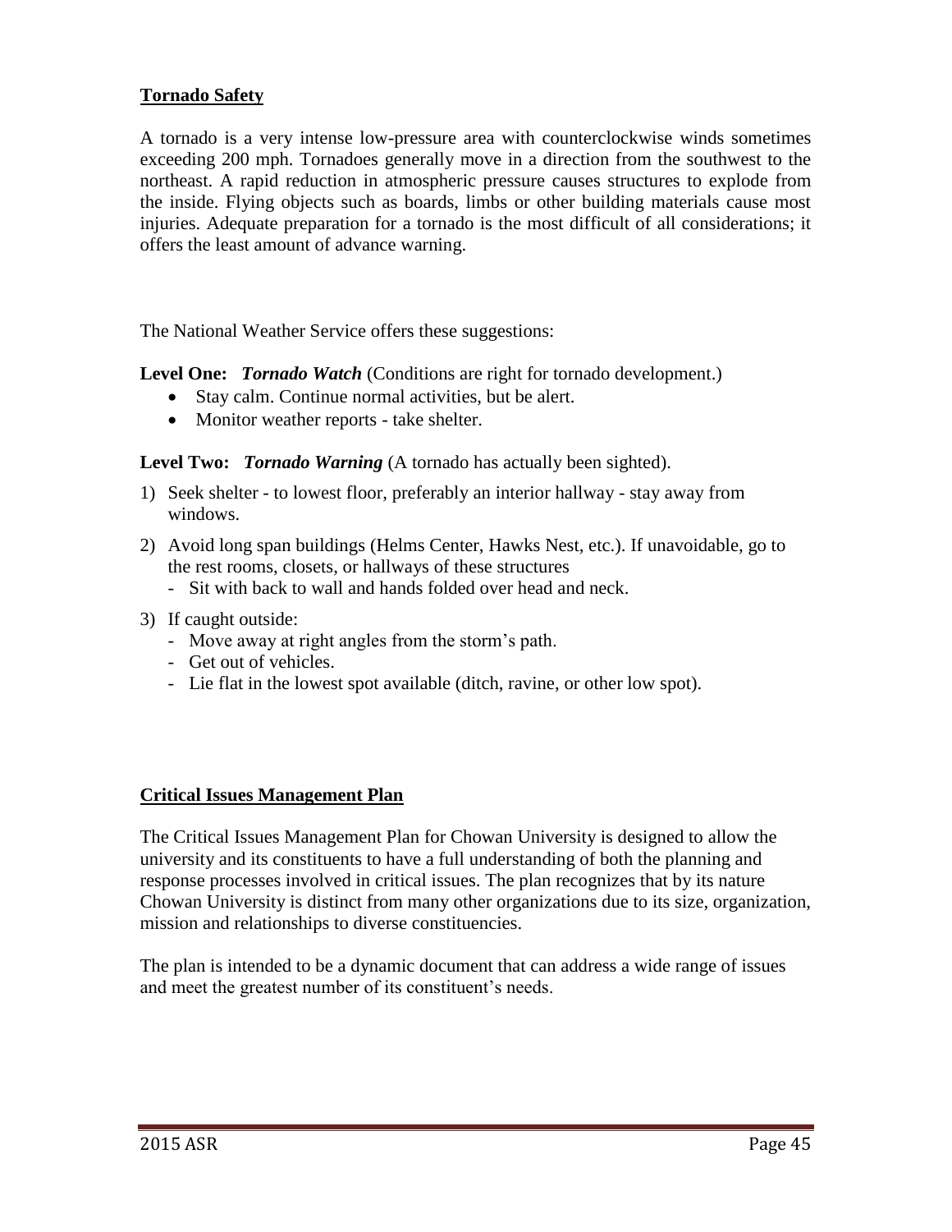## Tornado Safety

A tornado is a very intense low-pressure area with counterclockwise winds sometimes exceeding 200 mph. Tornadoes generally move in a direction from the southwest to the northeast. A rapid reduction in atmospheric pressure causes structures to explode from the inside. Flying objects such as boards, limbs or other building materials cause most injuries. Adequate preparation for a tornado is the most difficult of all considerations; it offers the least amount of advance warning.

The National Weather Service offers these suggestions:

**Level One:** ***Tornado Watch*** (Conditions are right for tornado development.)

- Stay calm. Continue normal activities, but be alert.
- Monitor weather reports - take shelter.

**Level Two:** ***Tornado Warning*** (A tornado has actually been sighted).

1) Seek shelter - to lowest floor, preferably an interior hallway - stay away from windows.
2) Avoid long span buildings (Helms Center, Hawks Nest, etc.). If unavoidable, go to the rest rooms, closets, or hallways of these structures
   - Sit with back to wall and hands folded over head and neck.
3) If caught outside:
   - Move away at right angles from the storm's path.
   - Get out of vehicles.
   - Lie flat in the lowest spot available (ditch, ravine, or other low spot).

## Critical Issues Management Plan

The Critical Issues Management Plan for Chowan University is designed to allow the university and its constituents to have a full understanding of both the planning and response processes involved in critical issues. The plan recognizes that by its nature Chowan University is distinct from many other organizations due to its size, organization, mission and relationships to diverse constituencies.

The plan is intended to be a dynamic document that can address a wide range of issues and meet the greatest number of its constituent's needs.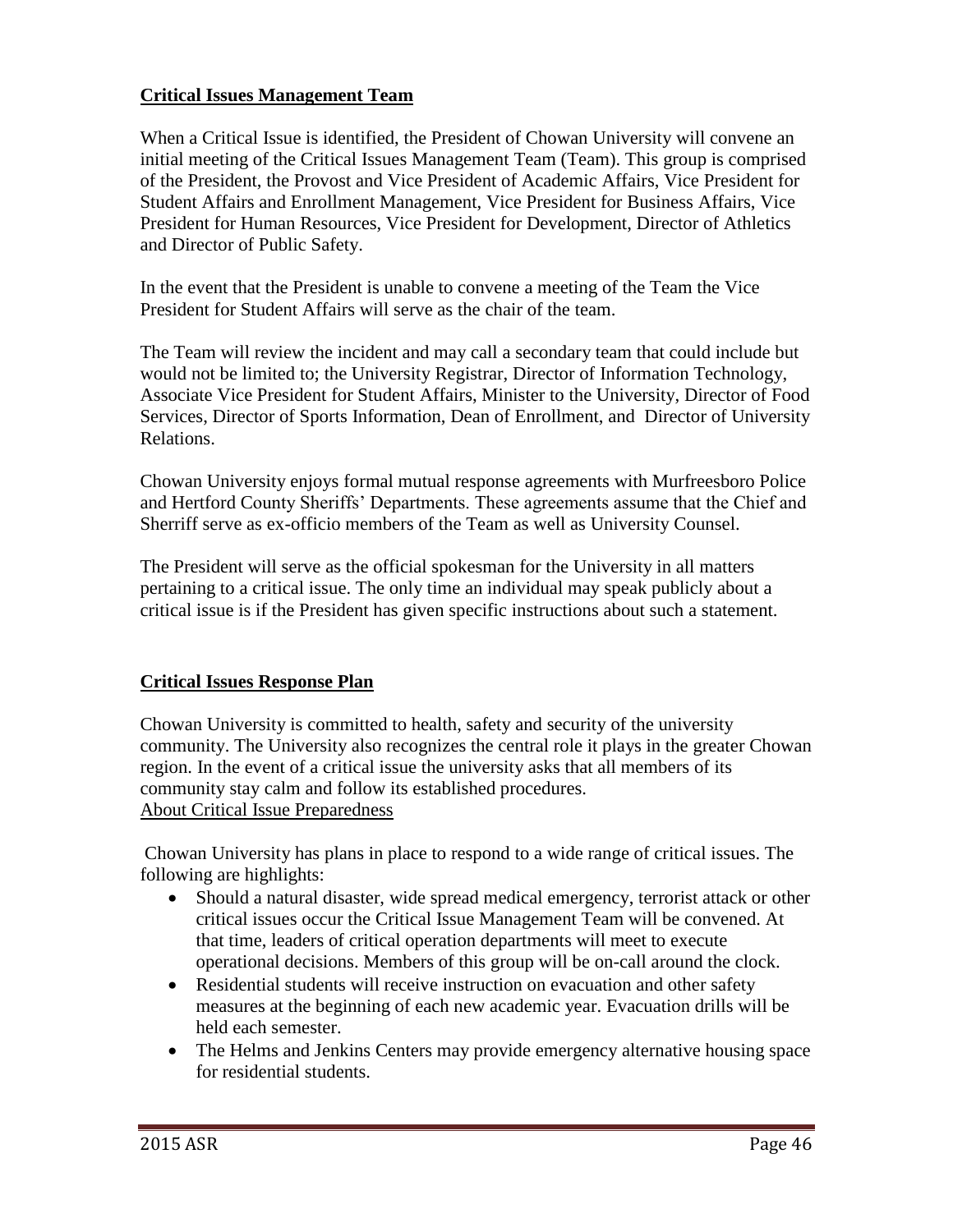## Critical Issues Management Team

When a Critical Issue is identified, the President of Chowan University will convene an initial meeting of the Critical Issues Management Team (Team). This group is comprised of the President, the Provost and Vice President of Academic Affairs, Vice President for Student Affairs and Enrollment Management, Vice President for Business Affairs, Vice President for Human Resources, Vice President for Development, Director of Athletics and Director of Public Safety.

In the event that the President is unable to convene a meeting of the Team the Vice President for Student Affairs will serve as the chair of the team.

The Team will review the incident and may call a secondary team that could include but would not be limited to; the University Registrar, Director of Information Technology, Associate Vice President for Student Affairs, Minister to the University, Director of Food Services, Director of Sports Information, Dean of Enrollment, and Director of University Relations.

Chowan University enjoys formal mutual response agreements with Murfreesboro Police and Hertford County Sheriffs' Departments. These agreements assume that the Chief and Sherriff serve as ex-officio members of the Team as well as University Counsel.

The President will serve as the official spokesman for the University in all matters pertaining to a critical issue. The only time an individual may speak publicly about a critical issue is if the President has given specific instructions about such a statement.

## Critical Issues Response Plan

Chowan University is committed to health, safety and security of the university community. The University also recognizes the central role it plays in the greater Chowan region. In the event of a critical issue the university asks that all members of its community stay calm and follow its established procedures.

About Critical Issue Preparedness

Chowan University has plans in place to respond to a wide range of critical issues. The following are highlights:

- Should a natural disaster, wide spread medical emergency, terrorist attack or other critical issues occur the Critical Issue Management Team will be convened. At that time, leaders of critical operation departments will meet to execute operational decisions. Members of this group will be on-call around the clock.
- Residential students will receive instruction on evacuation and other safety measures at the beginning of each new academic year. Evacuation drills will be held each semester.
- The Helms and Jenkins Centers may provide emergency alternative housing space for residential students.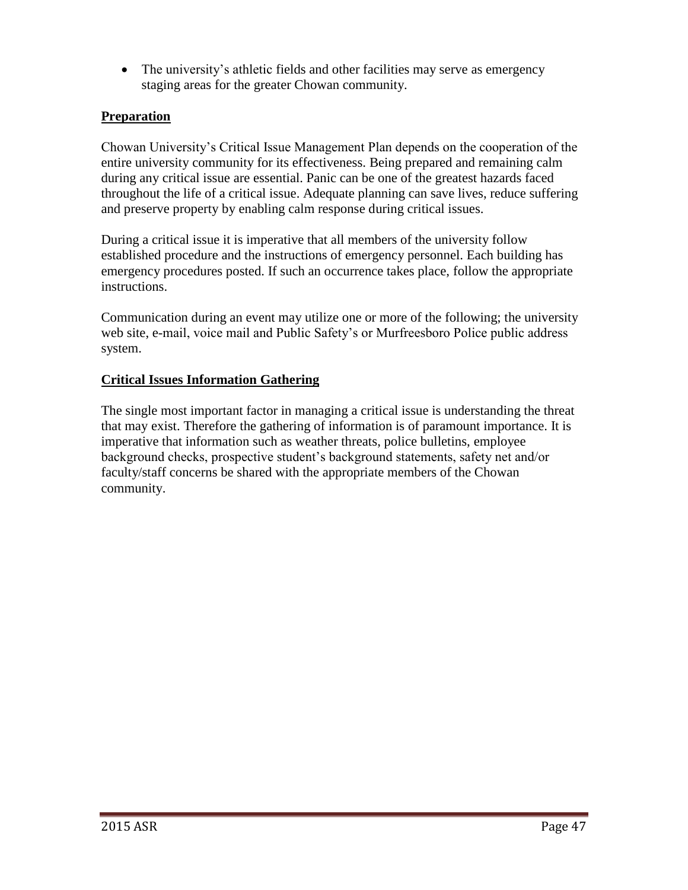- The university's athletic fields and other facilities may serve as emergency staging areas for the greater Chowan community.

## Preparation

Chowan University's Critical Issue Management Plan depends on the cooperation of the entire university community for its effectiveness. Being prepared and remaining calm during any critical issue are essential. Panic can be one of the greatest hazards faced throughout the life of a critical issue. Adequate planning can save lives, reduce suffering and preserve property by enabling calm response during critical issues.

During a critical issue it is imperative that all members of the university follow established procedure and the instructions of emergency personnel. Each building has emergency procedures posted. If such an occurrence takes place, follow the appropriate instructions.

Communication during an event may utilize one or more of the following; the university web site, e-mail, voice mail and Public Safety's or Murfreesboro Police public address system.

## Critical Issues Information Gathering

The single most important factor in managing a critical issue is understanding the threat that may exist. Therefore the gathering of information is of paramount importance. It is imperative that information such as weather threats, police bulletins, employee background checks, prospective student's background statements, safety net and/or faculty/staff concerns be shared with the appropriate members of the Chowan community.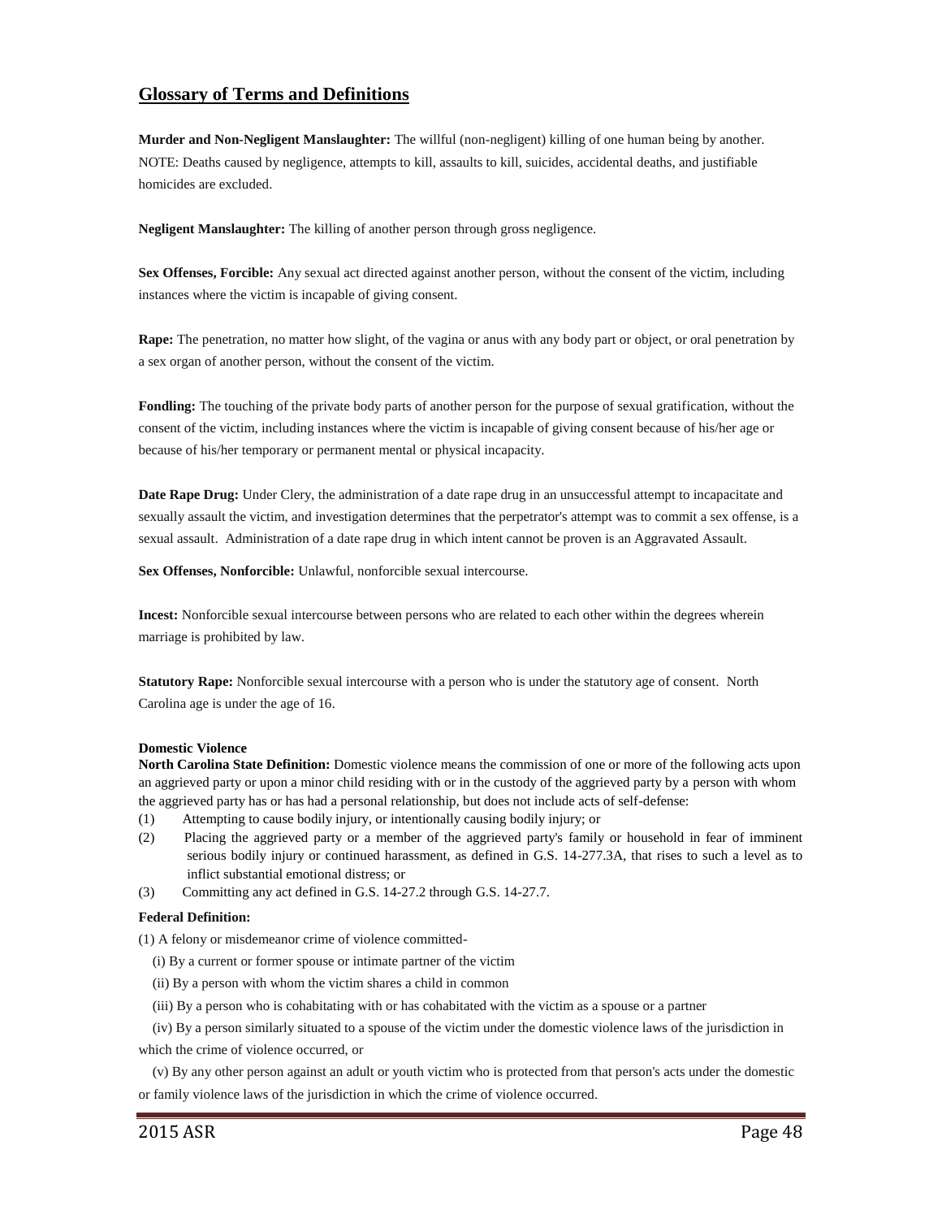## Glossary of Terms and Definitions

**Murder and Non-Negligent Manslaughter:** The willful (non-negligent) killing of one human being by another. NOTE: Deaths caused by negligence, attempts to kill, assaults to kill, suicides, accidental deaths, and justifiable homicides are excluded.

**Negligent Manslaughter:** The killing of another person through gross negligence.

**Sex Offenses, Forcible:** Any sexual act directed against another person, without the consent of the victim, including instances where the victim is incapable of giving consent.

**Rape:** The penetration, no matter how slight, of the vagina or anus with any body part or object, or oral penetration by a sex organ of another person, without the consent of the victim.

**Fondling:** The touching of the private body parts of another person for the purpose of sexual gratification, without the consent of the victim, including instances where the victim is incapable of giving consent because of his/her age or because of his/her temporary or permanent mental or physical incapacity.

**Date Rape Drug:** Under Clery, the administration of a date rape drug in an unsuccessful attempt to incapacitate and sexually assault the victim, and investigation determines that the perpetrator's attempt was to commit a sex offense, is a sexual assault. Administration of a date rape drug in which intent cannot be proven is an Aggravated Assault.

**Sex Offenses, Nonforcible:** Unlawful, nonforcible sexual intercourse.

**Incest:** Nonforcible sexual intercourse between persons who are related to each other within the degrees wherein marriage is prohibited by law.

**Statutory Rape:** Nonforcible sexual intercourse with a person who is under the statutory age of consent. North Carolina age is under the age of 16.

**Domestic Violence**

**North Carolina State Definition:** Domestic violence means the commission of one or more of the following acts upon an aggrieved party or upon a minor child residing with or in the custody of the aggrieved party by a person with whom the aggrieved party has or has had a personal relationship, but does not include acts of self-defense:

(1) Attempting to cause bodily injury, or intentionally causing bodily injury; or

(2) Placing the aggrieved party or a member of the aggrieved party's family or household in fear of imminent serious bodily injury or continued harassment, as defined in G.S. 14-277.3A, that rises to such a level as to inflict substantial emotional distress; or

(3) Committing any act defined in G.S. 14-27.2 through G.S. 14-27.7.

**Federal Definition:**

(1) A felony or misdemeanor crime of violence committed-

(i) By a current or former spouse or intimate partner of the victim

(ii) By a person with whom the victim shares a child in common

(iii) By a person who is cohabitating with or has cohabitated with the victim as a spouse or a partner

(iv) By a person similarly situated to a spouse of the victim under the domestic violence laws of the jurisdiction in which the crime of violence occurred, or

(v) By any other person against an adult or youth victim who is protected from that person's acts under the domestic or family violence laws of the jurisdiction in which the crime of violence occurred.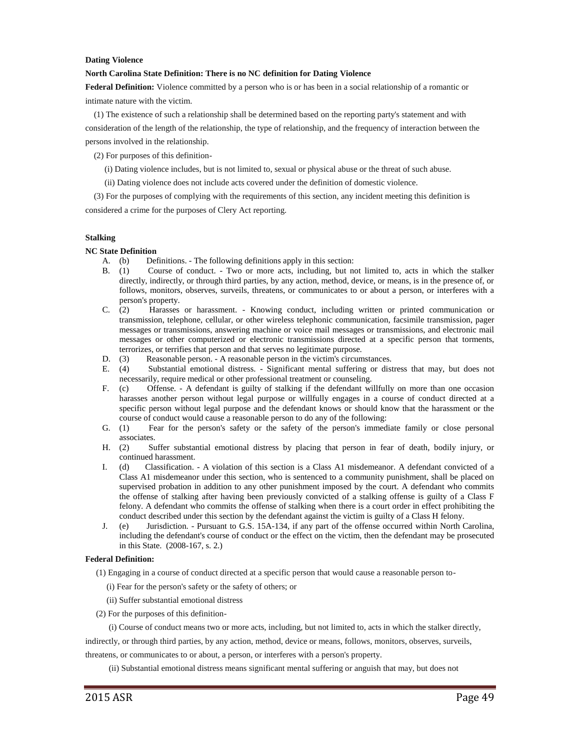**Dating Violence**

**North Carolina State Definition: There is no NC definition for Dating Violence**

**Federal Definition:** Violence committed by a person who is or has been in a social relationship of a romantic or intimate nature with the victim.

(1) The existence of such a relationship shall be determined based on the reporting party's statement and with consideration of the length of the relationship, the type of relationship, and the frequency of interaction between the persons involved in the relationship.

(2) For purposes of this definition-

(i) Dating violence includes, but is not limited to, sexual or physical abuse or the threat of such abuse.

(ii) Dating violence does not include acts covered under the definition of domestic violence.

(3) For the purposes of complying with the requirements of this section, any incident meeting this definition is considered a crime for the purposes of Clery Act reporting.

**Stalking**

**NC State Definition**

A. (b) Definitions. - The following definitions apply in this section:

B. (1) Course of conduct. - Two or more acts, including, but not limited to, acts in which the stalker directly, indirectly, or through third parties, by any action, method, device, or means, is in the presence of, or follows, monitors, observes, surveils, threatens, or communicates to or about a person, or interferes with a person's property.

C. (2) Harasses or harassment. - Knowing conduct, including written or printed communication or transmission, telephone, cellular, or other wireless telephonic communication, facsimile transmission, pager messages or transmissions, answering machine or voice mail messages or transmissions, and electronic mail messages or other computerized or electronic transmissions directed at a specific person that torments, terrorizes, or terrifies that person and that serves no legitimate purpose.

D. (3) Reasonable person. - A reasonable person in the victim's circumstances.

E. (4) Substantial emotional distress. - Significant mental suffering or distress that may, but does not necessarily, require medical or other professional treatment or counseling.

F. (c) Offense. - A defendant is guilty of stalking if the defendant willfully on more than one occasion harasses another person without legal purpose or willfully engages in a course of conduct directed at a specific person without legal purpose and the defendant knows or should know that the harassment or the course of conduct would cause a reasonable person to do any of the following:

G. (1) Fear for the person's safety or the safety of the person's immediate family or close personal associates.

H. (2) Suffer substantial emotional distress by placing that person in fear of death, bodily injury, or continued harassment.

I. (d) Classification. - A violation of this section is a Class A1 misdemeanor. A defendant convicted of a Class A1 misdemeanor under this section, who is sentenced to a community punishment, shall be placed on supervised probation in addition to any other punishment imposed by the court. A defendant who commits the offense of stalking after having been previously convicted of a stalking offense is guilty of a Class F felony. A defendant who commits the offense of stalking when there is a court order in effect prohibiting the conduct described under this section by the defendant against the victim is guilty of a Class H felony.

J. (e) Jurisdiction. - Pursuant to G.S. 15A-134, if any part of the offense occurred within North Carolina, including the defendant's course of conduct or the effect on the victim, then the defendant may be prosecuted in this State. (2008-167, s. 2.)

**Federal Definition:**

(1) Engaging in a course of conduct directed at a specific person that would cause a reasonable person to-

(i) Fear for the person's safety or the safety of others; or

(ii) Suffer substantial emotional distress

(2) For the purposes of this definition-

(i) Course of conduct means two or more acts, including, but not limited to, acts in which the stalker directly, indirectly, or through third parties, by any action, method, device or means, follows, monitors, observes, surveils, threatens, or communicates to or about, a person, or interferes with a person's property.

(ii) Substantial emotional distress means significant mental suffering or anguish that may, but does not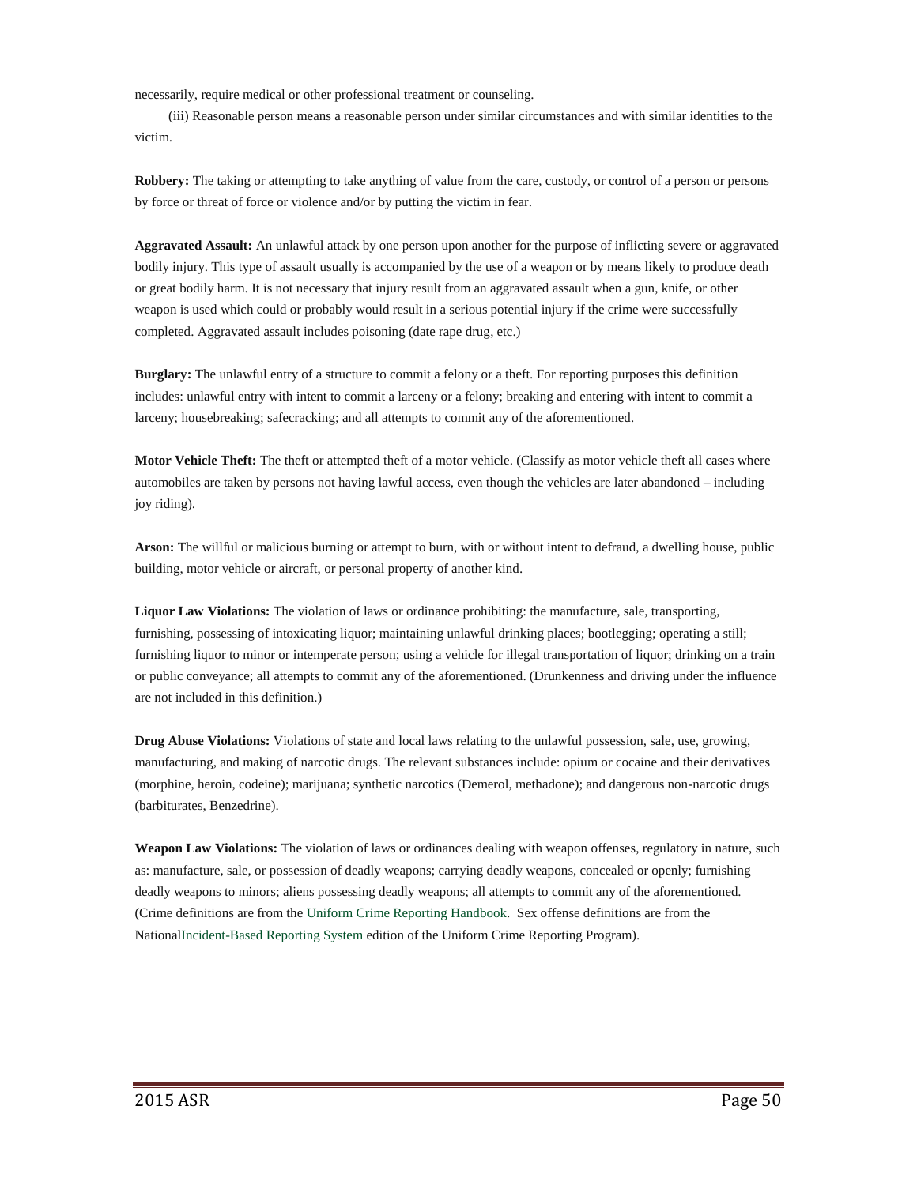necessarily, require medical or other professional treatment or counseling.

(iii) Reasonable person means a reasonable person under similar circumstances and with similar identities to the victim.

**Robbery:** The taking or attempting to take anything of value from the care, custody, or control of a person or persons by force or threat of force or violence and/or by putting the victim in fear.

**Aggravated Assault:** An unlawful attack by one person upon another for the purpose of inflicting severe or aggravated bodily injury. This type of assault usually is accompanied by the use of a weapon or by means likely to produce death or great bodily harm. It is not necessary that injury result from an aggravated assault when a gun, knife, or other weapon is used which could or probably would result in a serious potential injury if the crime were successfully completed. Aggravated assault includes poisoning (date rape drug, etc.)

**Burglary:** The unlawful entry of a structure to commit a felony or a theft. For reporting purposes this definition includes: unlawful entry with intent to commit a larceny or a felony; breaking and entering with intent to commit a larceny; housebreaking; safecracking; and all attempts to commit any of the aforementioned.

**Motor Vehicle Theft:** The theft or attempted theft of a motor vehicle. (Classify as motor vehicle theft all cases where automobiles are taken by persons not having lawful access, even though the vehicles are later abandoned – including joy riding).

**Arson:** The willful or malicious burning or attempt to burn, with or without intent to defraud, a dwelling house, public building, motor vehicle or aircraft, or personal property of another kind.

**Liquor Law Violations:** The violation of laws or ordinance prohibiting: the manufacture, sale, transporting, furnishing, possessing of intoxicating liquor; maintaining unlawful drinking places; bootlegging; operating a still; furnishing liquor to minor or intemperate person; using a vehicle for illegal transportation of liquor; drinking on a train or public conveyance; all attempts to commit any of the aforementioned. (Drunkenness and driving under the influence are not included in this definition.)

**Drug Abuse Violations:** Violations of state and local laws relating to the unlawful possession, sale, use, growing, manufacturing, and making of narcotic drugs. The relevant substances include: opium or cocaine and their derivatives (morphine, heroin, codeine); marijuana; synthetic narcotics (Demerol, methadone); and dangerous non-narcotic drugs (barbiturates, Benzedrine).

**Weapon Law Violations:** The violation of laws or ordinances dealing with weapon offenses, regulatory in nature, such as: manufacture, sale, or possession of deadly weapons; carrying deadly weapons, concealed or openly; furnishing deadly weapons to minors; aliens possessing deadly weapons; all attempts to commit any of the aforementioned. (Crime definitions are from the Uniform Crime Reporting Handbook. Sex offense definitions are from the NationalIncident-Based Reporting System edition of the Uniform Crime Reporting Program).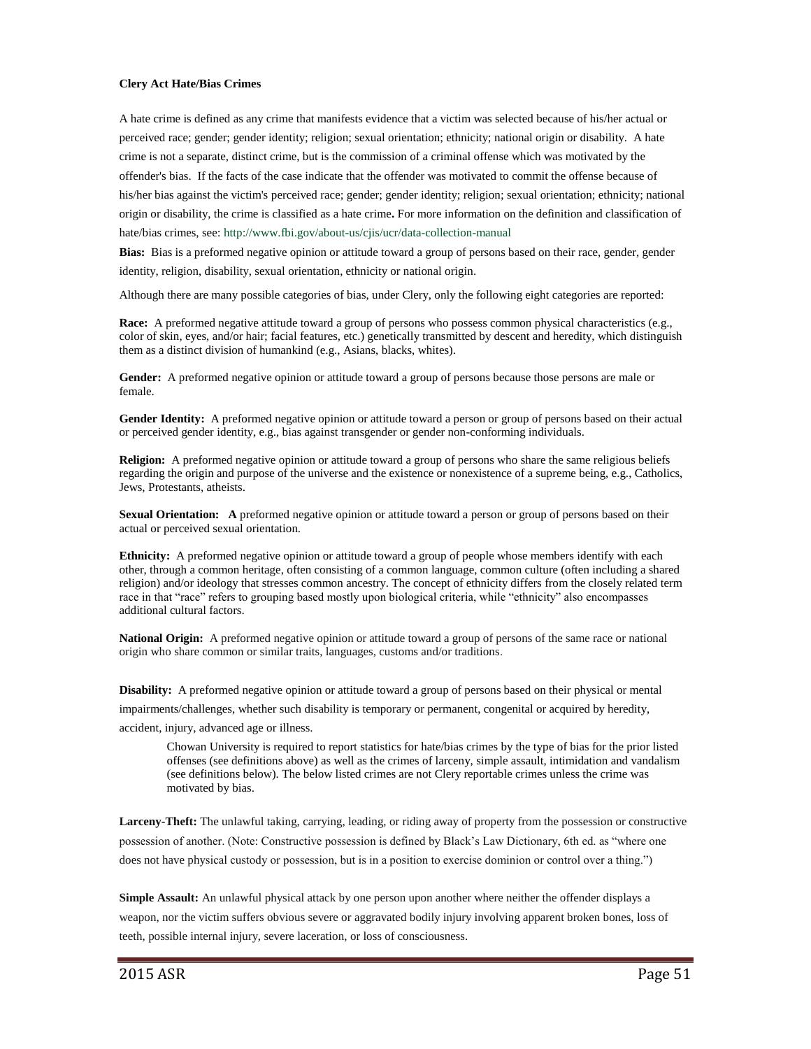**Clery Act Hate/Bias Crimes**

A hate crime is defined as any crime that manifests evidence that a victim was selected because of his/her actual or perceived race; gender; gender identity; religion; sexual orientation; ethnicity; national origin or disability. A hate crime is not a separate, distinct crime, but is the commission of a criminal offense which was motivated by the offender's bias. If the facts of the case indicate that the offender was motivated to commit the offense because of his/her bias against the victim's perceived race; gender; gender identity; religion; sexual orientation; ethnicity; national origin or disability, the crime is classified as a hate crime**.** For more information on the definition and classification of hate/bias crimes, see: http://www.fbi.gov/about-us/cjis/ucr/data-collection-manual

**Bias:** Bias is a preformed negative opinion or attitude toward a group of persons based on their race, gender, gender identity, religion, disability, sexual orientation, ethnicity or national origin.

Although there are many possible categories of bias, under Clery, only the following eight categories are reported:

**Race:** A preformed negative attitude toward a group of persons who possess common physical characteristics (e.g., color of skin, eyes, and/or hair; facial features, etc.) genetically transmitted by descent and heredity, which distinguish them as a distinct division of humankind (e.g., Asians, blacks, whites).

**Gender:** A preformed negative opinion or attitude toward a group of persons because those persons are male or female.

**Gender Identity:** A preformed negative opinion or attitude toward a person or group of persons based on their actual or perceived gender identity, e.g., bias against transgender or gender non-conforming individuals.

**Religion:** A preformed negative opinion or attitude toward a group of persons who share the same religious beliefs regarding the origin and purpose of the universe and the existence or nonexistence of a supreme being, e.g., Catholics, Jews, Protestants, atheists.

**Sexual Orientation: A** preformed negative opinion or attitude toward a person or group of persons based on their actual or perceived sexual orientation.

**Ethnicity:** A preformed negative opinion or attitude toward a group of people whose members identify with each other, through a common heritage, often consisting of a common language, common culture (often including a shared religion) and/or ideology that stresses common ancestry. The concept of ethnicity differs from the closely related term race in that "race" refers to grouping based mostly upon biological criteria, while "ethnicity" also encompasses additional cultural factors.

**National Origin:** A preformed negative opinion or attitude toward a group of persons of the same race or national origin who share common or similar traits, languages, customs and/or traditions.

**Disability:** A preformed negative opinion or attitude toward a group of persons based on their physical or mental impairments/challenges, whether such disability is temporary or permanent, congenital or acquired by heredity, accident, injury, advanced age or illness.

> Chowan University is required to report statistics for hate/bias crimes by the type of bias for the prior listed offenses (see definitions above) as well as the crimes of larceny, simple assault, intimidation and vandalism (see definitions below). The below listed crimes are not Clery reportable crimes unless the crime was motivated by bias.

**Larceny-Theft:** The unlawful taking, carrying, leading, or riding away of property from the possession or constructive possession of another. (Note: Constructive possession is defined by Black's Law Dictionary, 6th ed. as "where one does not have physical custody or possession, but is in a position to exercise dominion or control over a thing.")

**Simple Assault:** An unlawful physical attack by one person upon another where neither the offender displays a weapon, nor the victim suffers obvious severe or aggravated bodily injury involving apparent broken bones, loss of teeth, possible internal injury, severe laceration, or loss of consciousness.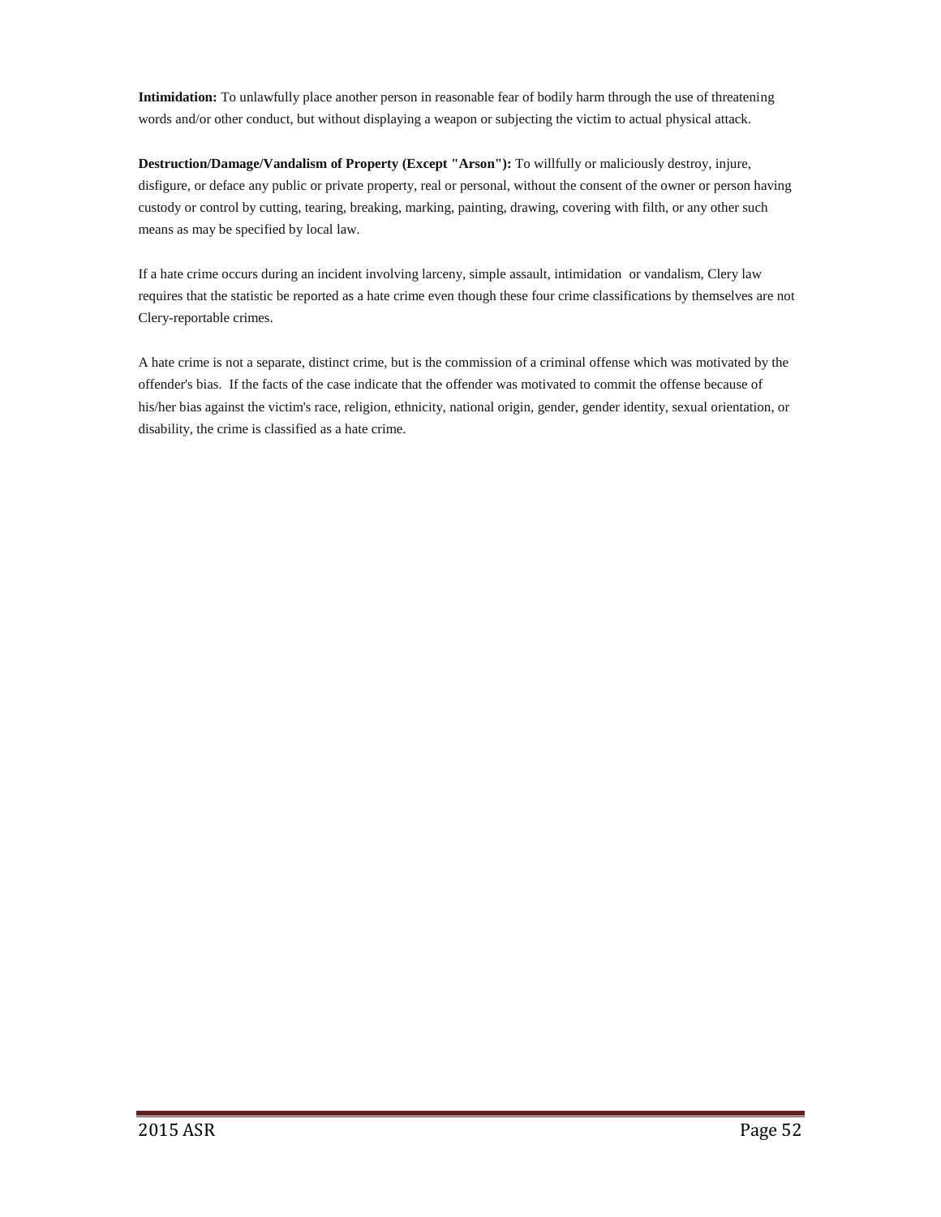**Intimidation:** To unlawfully place another person in reasonable fear of bodily harm through the use of threatening words and/or other conduct, but without displaying a weapon or subjecting the victim to actual physical attack.

**Destruction/Damage/Vandalism of Property (Except "Arson"):** To willfully or maliciously destroy, injure, disfigure, or deface any public or private property, real or personal, without the consent of the owner or person having custody or control by cutting, tearing, breaking, marking, painting, drawing, covering with filth, or any other such means as may be specified by local law.

If a hate crime occurs during an incident involving larceny, simple assault, intimidation or vandalism, Clery law requires that the statistic be reported as a hate crime even though these four crime classifications by themselves are not Clery-reportable crimes.

A hate crime is not a separate, distinct crime, but is the commission of a criminal offense which was motivated by the offender's bias. If the facts of the case indicate that the offender was motivated to commit the offense because of his/her bias against the victim's race, religion, ethnicity, national origin, gender, gender identity, sexual orientation, or disability, the crime is classified as a hate crime.